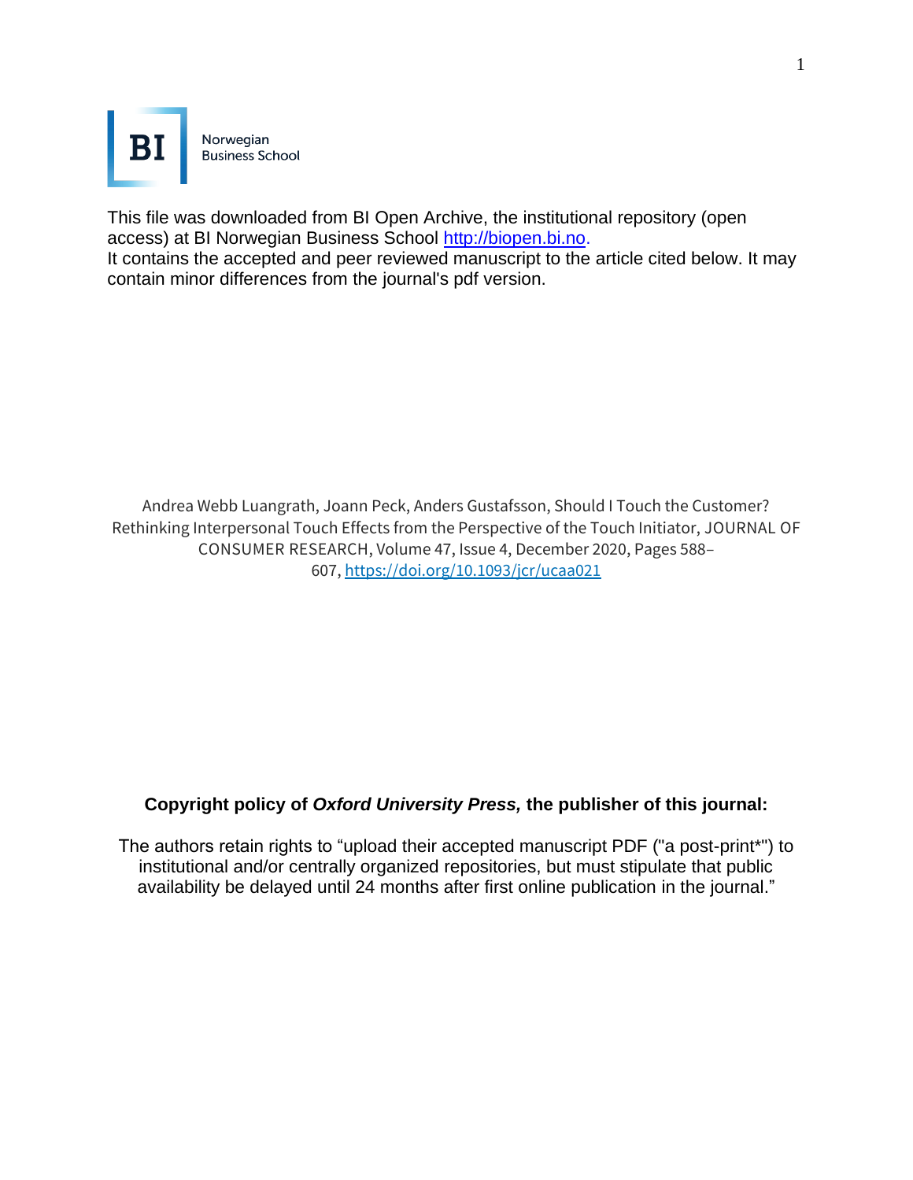BI Norwegian Business School

This file was downloaded from BI Open Archive, the institutional repository (open access) at BI Norwegian Business School http://biopen.bi.no.
It contains the accepted and peer reviewed manuscript to the article cited below. It may contain minor differences from the journal's pdf version.

Andrea Webb Luangrath, Joann Peck, Anders Gustafsson, Should I Touch the Customer? Rethinking Interpersonal Touch Effects from the Perspective of the Touch Initiator, JOURNAL OF CONSUMER RESEARCH, Volume 47, Issue 4, December 2020, Pages 588–607, https://doi.org/10.1093/jcr/ucaa021

**Copyright policy of *Oxford University Press,* the publisher of this journal:**

The authors retain rights to “upload their accepted manuscript PDF ("a post-print*") to institutional and/or centrally organized repositories, but must stipulate that public availability be delayed until 24 months after first online publication in the journal.”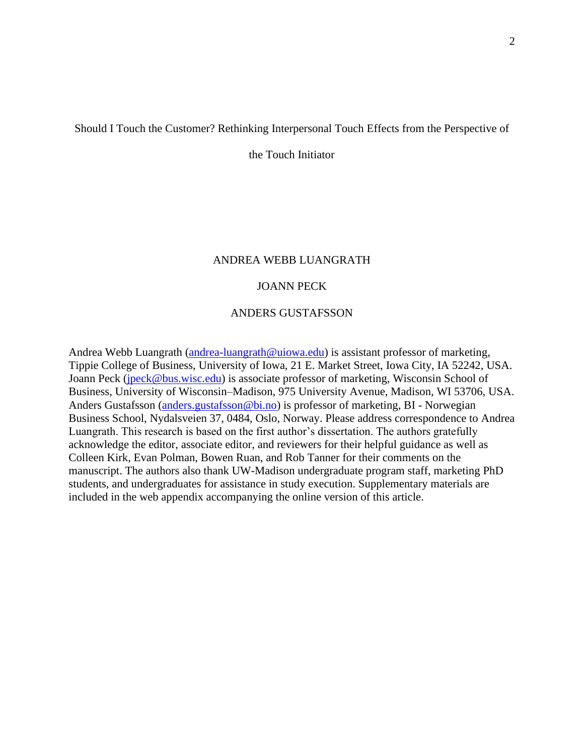# Should I Touch the Customer? Rethinking Interpersonal Touch Effects from the Perspective of the Touch Initiator

ANDREA WEBB LUANGRATH

JOANN PECK

ANDERS GUSTAFSSON

Andrea Webb Luangrath (andrea-luangrath@uiowa.edu) is assistant professor of marketing, Tippie College of Business, University of Iowa, 21 E. Market Street, Iowa City, IA 52242, USA. Joann Peck (jpeck@bus.wisc.edu) is associate professor of marketing, Wisconsin School of Business, University of Wisconsin–Madison, 975 University Avenue, Madison, WI 53706, USA. Anders Gustafsson (anders.gustafsson@bi.no) is professor of marketing, BI - Norwegian Business School, Nydalsveien 37, 0484, Oslo, Norway. Please address correspondence to Andrea Luangrath. This research is based on the first author's dissertation. The authors gratefully acknowledge the editor, associate editor, and reviewers for their helpful guidance as well as Colleen Kirk, Evan Polman, Bowen Ruan, and Rob Tanner for their comments on the manuscript. The authors also thank UW-Madison undergraduate program staff, marketing PhD students, and undergraduates for assistance in study execution. Supplementary materials are included in the web appendix accompanying the online version of this article.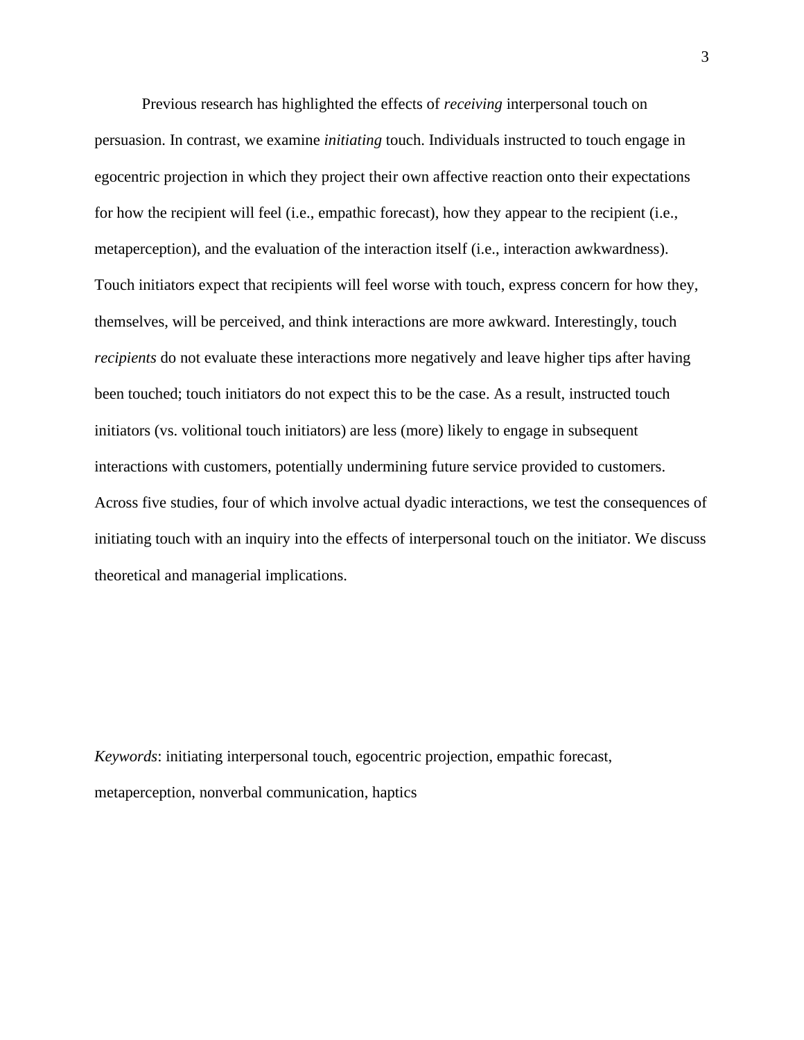Previous research has highlighted the effects of *receiving* interpersonal touch on persuasion. In contrast, we examine *initiating* touch. Individuals instructed to touch engage in egocentric projection in which they project their own affective reaction onto their expectations for how the recipient will feel (i.e., empathic forecast), how they appear to the recipient (i.e., metaperception), and the evaluation of the interaction itself (i.e., interaction awkwardness). Touch initiators expect that recipients will feel worse with touch, express concern for how they, themselves, will be perceived, and think interactions are more awkward. Interestingly, touch *recipients* do not evaluate these interactions more negatively and leave higher tips after having been touched; touch initiators do not expect this to be the case. As a result, instructed touch initiators (vs. volitional touch initiators) are less (more) likely to engage in subsequent interactions with customers, potentially undermining future service provided to customers. Across five studies, four of which involve actual dyadic interactions, we test the consequences of initiating touch with an inquiry into the effects of interpersonal touch on the initiator. We discuss theoretical and managerial implications.

*Keywords*: initiating interpersonal touch, egocentric projection, empathic forecast, metaperception, nonverbal communication, haptics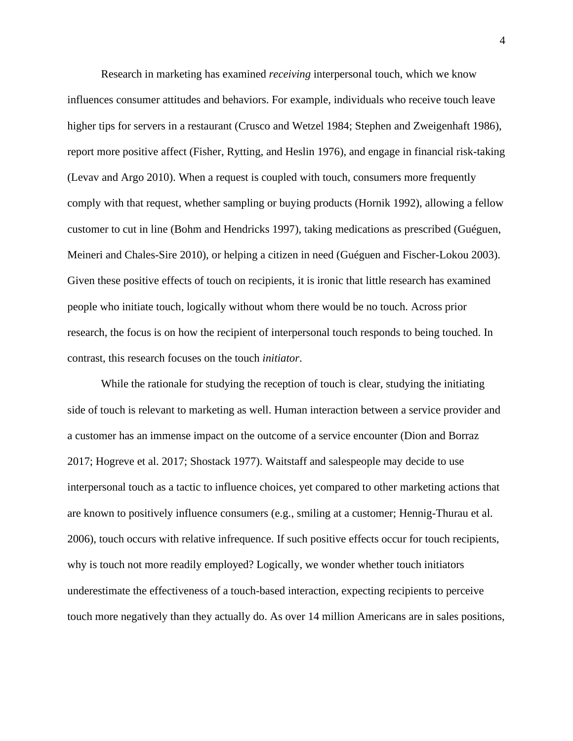Research in marketing has examined *receiving* interpersonal touch, which we know influences consumer attitudes and behaviors. For example, individuals who receive touch leave higher tips for servers in a restaurant (Crusco and Wetzel 1984; Stephen and Zweigenhaft 1986), report more positive affect (Fisher, Rytting, and Heslin 1976), and engage in financial risk-taking (Levav and Argo 2010). When a request is coupled with touch, consumers more frequently comply with that request, whether sampling or buying products (Hornik 1992), allowing a fellow customer to cut in line (Bohm and Hendricks 1997), taking medications as prescribed (Guéguen, Meineri and Chales-Sire 2010), or helping a citizen in need (Guéguen and Fischer-Lokou 2003). Given these positive effects of touch on recipients, it is ironic that little research has examined people who initiate touch, logically without whom there would be no touch. Across prior research, the focus is on how the recipient of interpersonal touch responds to being touched. In contrast, this research focuses on the touch *initiator*.

While the rationale for studying the reception of touch is clear, studying the initiating side of touch is relevant to marketing as well. Human interaction between a service provider and a customer has an immense impact on the outcome of a service encounter (Dion and Borraz 2017; Hogreve et al. 2017; Shostack 1977). Waitstaff and salespeople may decide to use interpersonal touch as a tactic to influence choices, yet compared to other marketing actions that are known to positively influence consumers (e.g., smiling at a customer; Hennig-Thurau et al. 2006), touch occurs with relative infrequence. If such positive effects occur for touch recipients, why is touch not more readily employed? Logically, we wonder whether touch initiators underestimate the effectiveness of a touch-based interaction, expecting recipients to perceive touch more negatively than they actually do. As over 14 million Americans are in sales positions,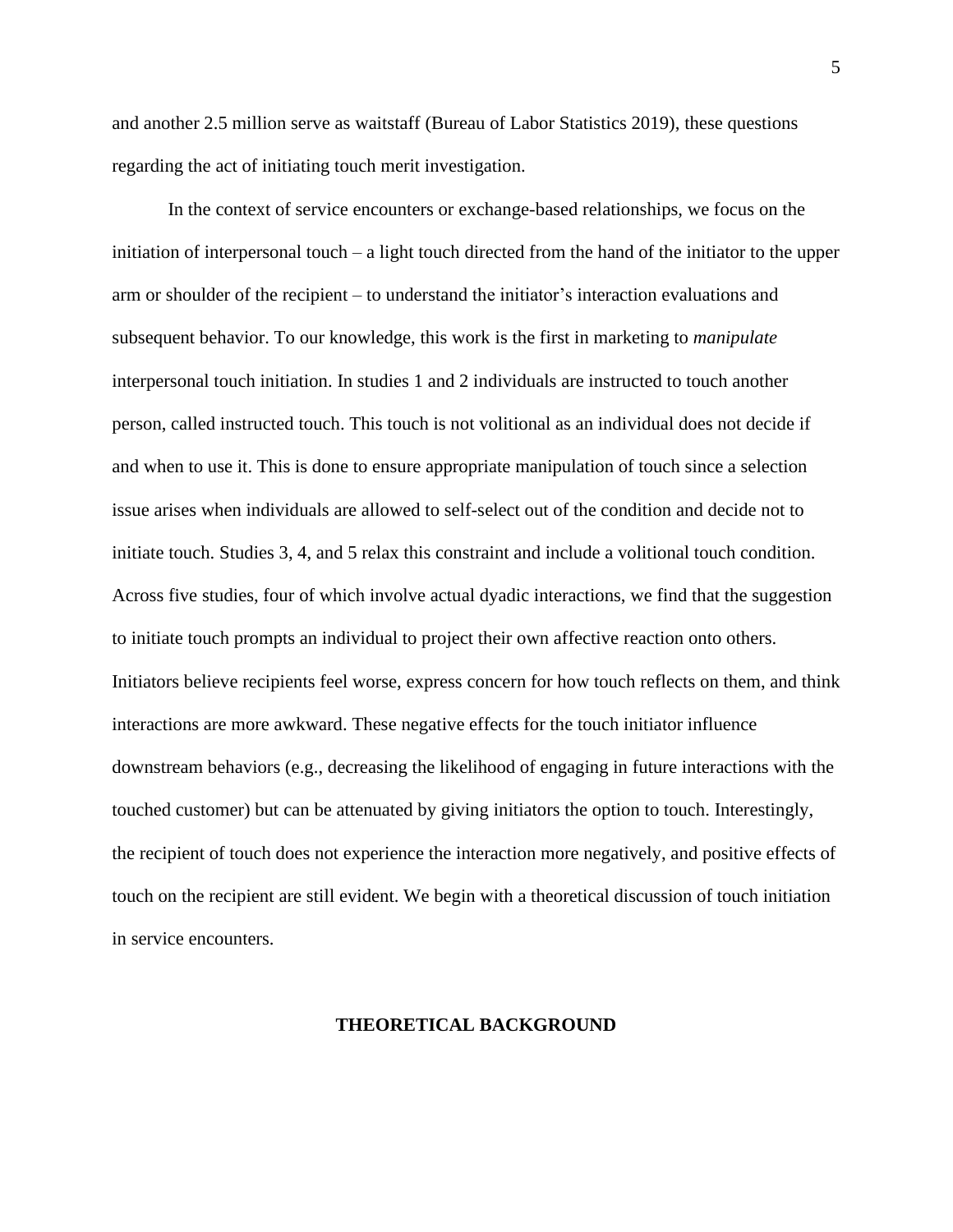and another 2.5 million serve as waitstaff (Bureau of Labor Statistics 2019), these questions regarding the act of initiating touch merit investigation.

In the context of service encounters or exchange-based relationships, we focus on the initiation of interpersonal touch – a light touch directed from the hand of the initiator to the upper arm or shoulder of the recipient – to understand the initiator's interaction evaluations and subsequent behavior. To our knowledge, this work is the first in marketing to *manipulate* interpersonal touch initiation. In studies 1 and 2 individuals are instructed to touch another person, called instructed touch. This touch is not volitional as an individual does not decide if and when to use it. This is done to ensure appropriate manipulation of touch since a selection issue arises when individuals are allowed to self-select out of the condition and decide not to initiate touch. Studies 3, 4, and 5 relax this constraint and include a volitional touch condition. Across five studies, four of which involve actual dyadic interactions, we find that the suggestion to initiate touch prompts an individual to project their own affective reaction onto others. Initiators believe recipients feel worse, express concern for how touch reflects on them, and think interactions are more awkward. These negative effects for the touch initiator influence downstream behaviors (e.g., decreasing the likelihood of engaging in future interactions with the touched customer) but can be attenuated by giving initiators the option to touch. Interestingly, the recipient of touch does not experience the interaction more negatively, and positive effects of touch on the recipient are still evident. We begin with a theoretical discussion of touch initiation in service encounters.

## THEORETICAL BACKGROUND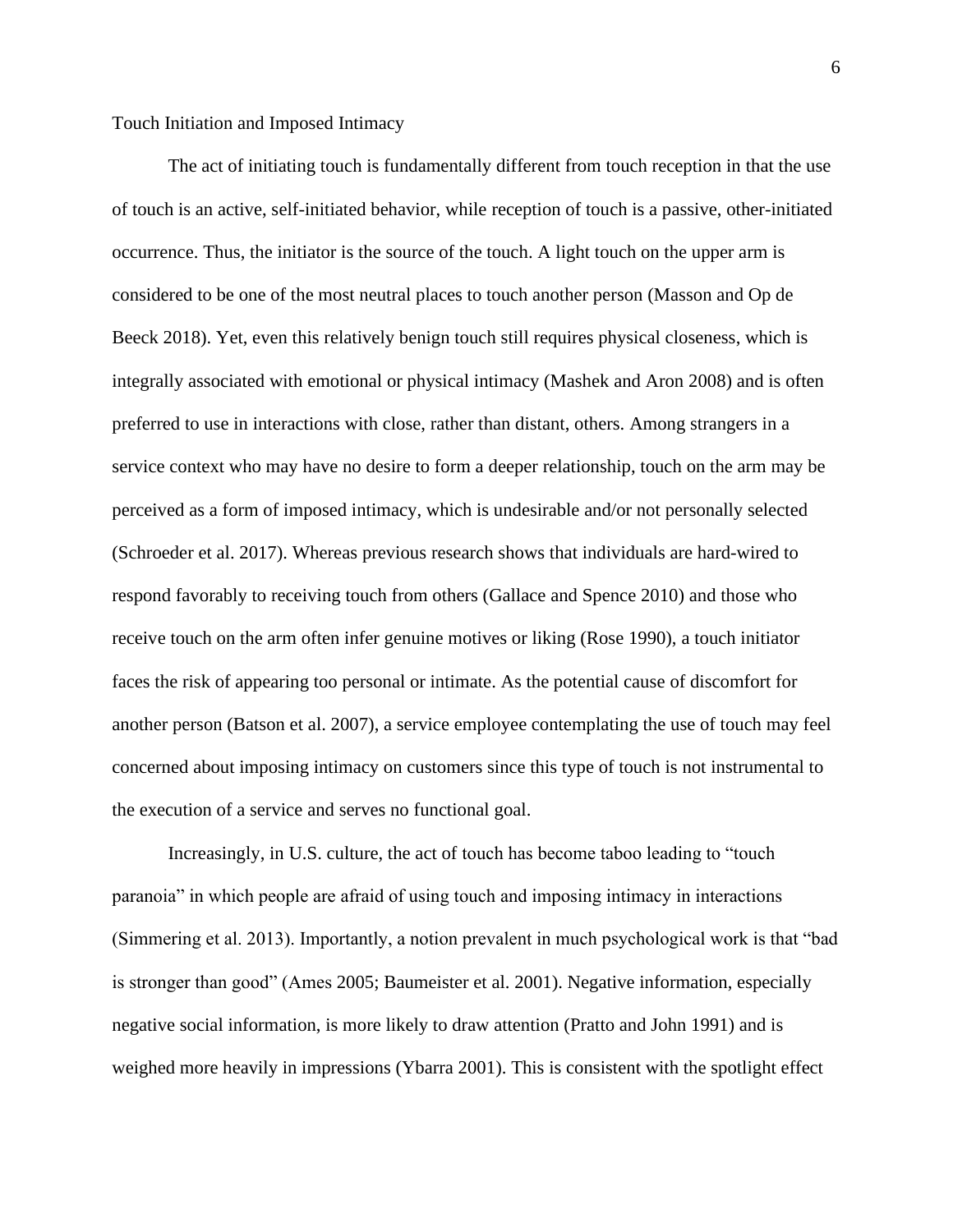## Touch Initiation and Imposed Intimacy

The act of initiating touch is fundamentally different from touch reception in that the use of touch is an active, self-initiated behavior, while reception of touch is a passive, other-initiated occurrence. Thus, the initiator is the source of the touch. A light touch on the upper arm is considered to be one of the most neutral places to touch another person (Masson and Op de Beeck 2018). Yet, even this relatively benign touch still requires physical closeness, which is integrally associated with emotional or physical intimacy (Mashek and Aron 2008) and is often preferred to use in interactions with close, rather than distant, others. Among strangers in a service context who may have no desire to form a deeper relationship, touch on the arm may be perceived as a form of imposed intimacy, which is undesirable and/or not personally selected (Schroeder et al. 2017). Whereas previous research shows that individuals are hard-wired to respond favorably to receiving touch from others (Gallace and Spence 2010) and those who receive touch on the arm often infer genuine motives or liking (Rose 1990), a touch initiator faces the risk of appearing too personal or intimate. As the potential cause of discomfort for another person (Batson et al. 2007), a service employee contemplating the use of touch may feel concerned about imposing intimacy on customers since this type of touch is not instrumental to the execution of a service and serves no functional goal.

Increasingly, in U.S. culture, the act of touch has become taboo leading to "touch paranoia" in which people are afraid of using touch and imposing intimacy in interactions (Simmering et al. 2013). Importantly, a notion prevalent in much psychological work is that "bad is stronger than good" (Ames 2005; Baumeister et al. 2001). Negative information, especially negative social information, is more likely to draw attention (Pratto and John 1991) and is weighed more heavily in impressions (Ybarra 2001). This is consistent with the spotlight effect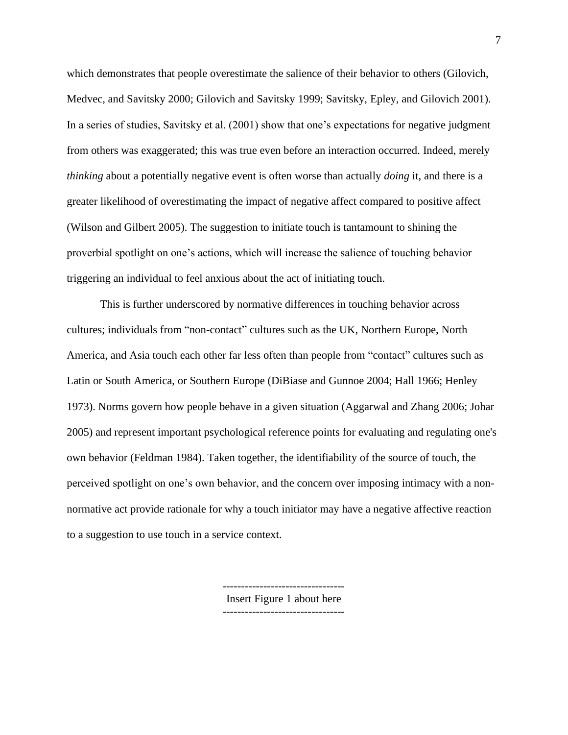which demonstrates that people overestimate the salience of their behavior to others (Gilovich, Medvec, and Savitsky 2000; Gilovich and Savitsky 1999; Savitsky, Epley, and Gilovich 2001). In a series of studies, Savitsky et al. (2001) show that one's expectations for negative judgment from others was exaggerated; this was true even before an interaction occurred. Indeed, merely *thinking* about a potentially negative event is often worse than actually *doing* it, and there is a greater likelihood of overestimating the impact of negative affect compared to positive affect (Wilson and Gilbert 2005). The suggestion to initiate touch is tantamount to shining the proverbial spotlight on one's actions, which will increase the salience of touching behavior triggering an individual to feel anxious about the act of initiating touch.

This is further underscored by normative differences in touching behavior across cultures; individuals from "non-contact" cultures such as the UK, Northern Europe, North America, and Asia touch each other far less often than people from "contact" cultures such as Latin or South America, or Southern Europe (DiBiase and Gunnoe 2004; Hall 1966; Henley 1973). Norms govern how people behave in a given situation (Aggarwal and Zhang 2006; Johar 2005) and represent important psychological reference points for evaluating and regulating one's own behavior (Feldman 1984). Taken together, the identifiability of the source of touch, the perceived spotlight on one's own behavior, and the concern over imposing intimacy with a non-normative act provide rationale for why a touch initiator may have a negative affective reaction to a suggestion to use touch in a service context.

--------------------------------
Insert Figure 1 about here
--------------------------------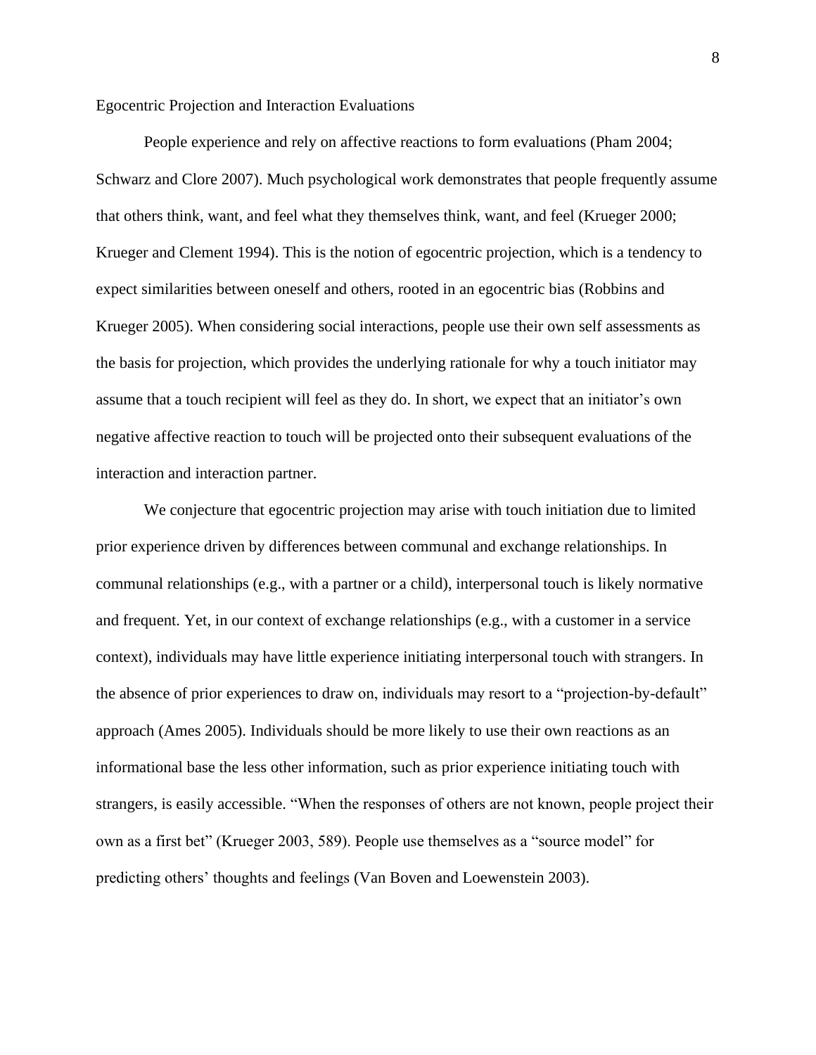## Egocentric Projection and Interaction Evaluations

People experience and rely on affective reactions to form evaluations (Pham 2004; Schwarz and Clore 2007). Much psychological work demonstrates that people frequently assume that others think, want, and feel what they themselves think, want, and feel (Krueger 2000; Krueger and Clement 1994). This is the notion of egocentric projection, which is a tendency to expect similarities between oneself and others, rooted in an egocentric bias (Robbins and Krueger 2005). When considering social interactions, people use their own self assessments as the basis for projection, which provides the underlying rationale for why a touch initiator may assume that a touch recipient will feel as they do. In short, we expect that an initiator's own negative affective reaction to touch will be projected onto their subsequent evaluations of the interaction and interaction partner.

We conjecture that egocentric projection may arise with touch initiation due to limited prior experience driven by differences between communal and exchange relationships. In communal relationships (e.g., with a partner or a child), interpersonal touch is likely normative and frequent. Yet, in our context of exchange relationships (e.g., with a customer in a service context), individuals may have little experience initiating interpersonal touch with strangers. In the absence of prior experiences to draw on, individuals may resort to a "projection-by-default" approach (Ames 2005). Individuals should be more likely to use their own reactions as an informational base the less other information, such as prior experience initiating touch with strangers, is easily accessible. "When the responses of others are not known, people project their own as a first bet" (Krueger 2003, 589). People use themselves as a "source model" for predicting others' thoughts and feelings (Van Boven and Loewenstein 2003).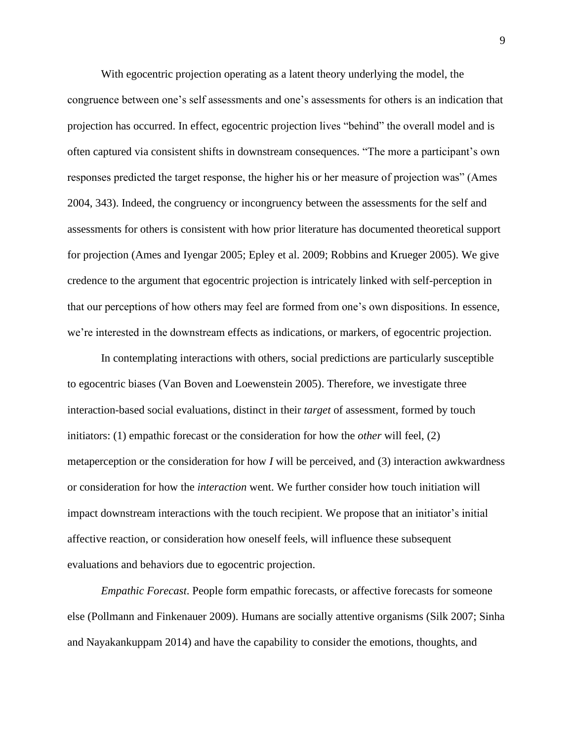With egocentric projection operating as a latent theory underlying the model, the congruence between one's self assessments and one's assessments for others is an indication that projection has occurred. In effect, egocentric projection lives "behind" the overall model and is often captured via consistent shifts in downstream consequences. "The more a participant's own responses predicted the target response, the higher his or her measure of projection was" (Ames 2004, 343). Indeed, the congruency or incongruency between the assessments for the self and assessments for others is consistent with how prior literature has documented theoretical support for projection (Ames and Iyengar 2005; Epley et al. 2009; Robbins and Krueger 2005). We give credence to the argument that egocentric projection is intricately linked with self-perception in that our perceptions of how others may feel are formed from one's own dispositions. In essence, we're interested in the downstream effects as indications, or markers, of egocentric projection.

In contemplating interactions with others, social predictions are particularly susceptible to egocentric biases (Van Boven and Loewenstein 2005). Therefore, we investigate three interaction-based social evaluations, distinct in their *target* of assessment, formed by touch initiators: (1) empathic forecast or the consideration for how the *other* will feel, (2) metaperception or the consideration for how *I* will be perceived, and (3) interaction awkwardness or consideration for how the *interaction* went. We further consider how touch initiation will impact downstream interactions with the touch recipient. We propose that an initiator's initial affective reaction, or consideration how oneself feels, will influence these subsequent evaluations and behaviors due to egocentric projection.

*Empathic Forecast*. People form empathic forecasts, or affective forecasts for someone else (Pollmann and Finkenauer 2009). Humans are socially attentive organisms (Silk 2007; Sinha and Nayakankuppam 2014) and have the capability to consider the emotions, thoughts, and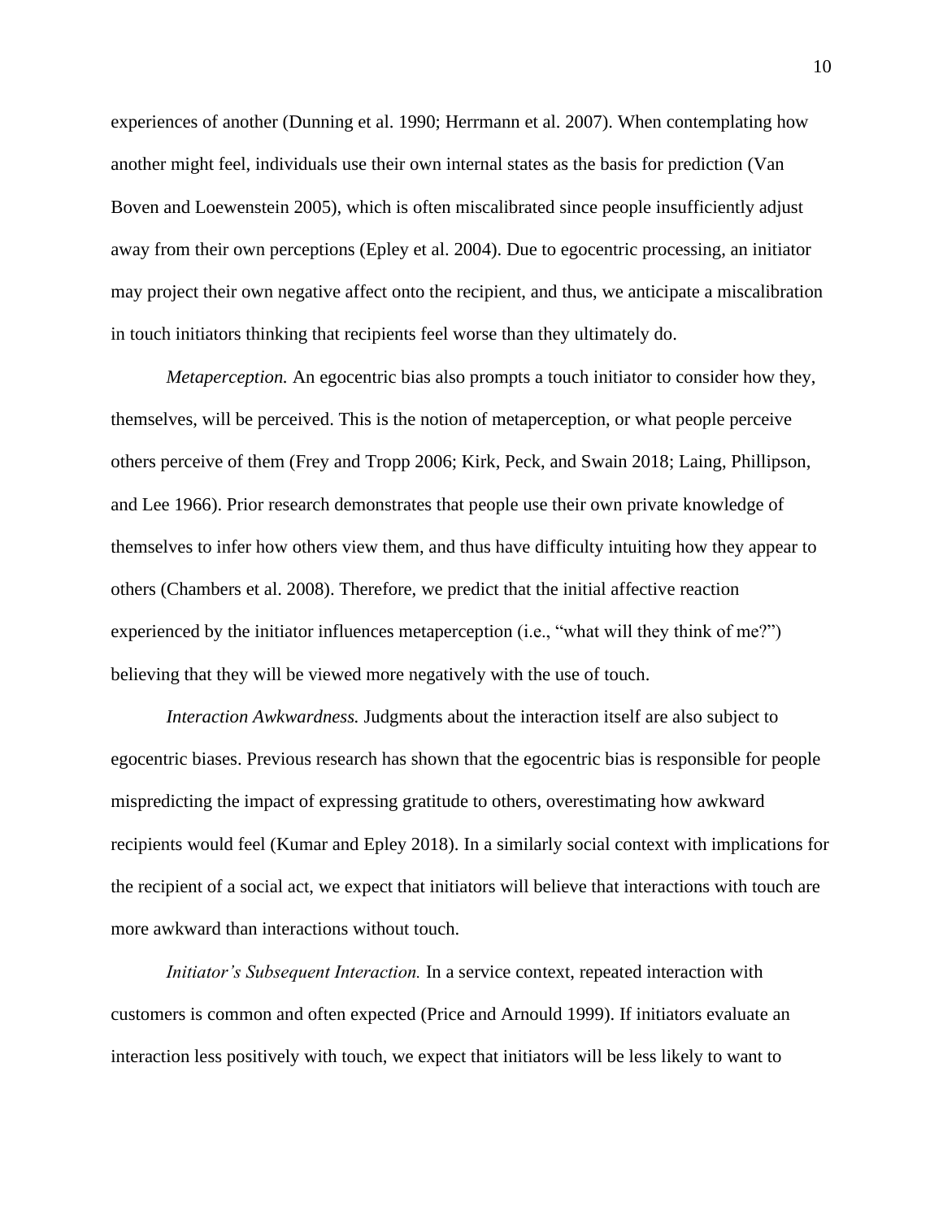experiences of another (Dunning et al. 1990; Herrmann et al. 2007). When contemplating how another might feel, individuals use their own internal states as the basis for prediction (Van Boven and Loewenstein 2005), which is often miscalibrated since people insufficiently adjust away from their own perceptions (Epley et al. 2004). Due to egocentric processing, an initiator may project their own negative affect onto the recipient, and thus, we anticipate a miscalibration in touch initiators thinking that recipients feel worse than they ultimately do.

*Metaperception.* An egocentric bias also prompts a touch initiator to consider how they, themselves, will be perceived. This is the notion of metaperception, or what people perceive others perceive of them (Frey and Tropp 2006; Kirk, Peck, and Swain 2018; Laing, Phillipson, and Lee 1966). Prior research demonstrates that people use their own private knowledge of themselves to infer how others view them, and thus have difficulty intuiting how they appear to others (Chambers et al. 2008). Therefore, we predict that the initial affective reaction experienced by the initiator influences metaperception (i.e., "what will they think of me?") believing that they will be viewed more negatively with the use of touch.

*Interaction Awkwardness.* Judgments about the interaction itself are also subject to egocentric biases. Previous research has shown that the egocentric bias is responsible for people mispredicting the impact of expressing gratitude to others, overestimating how awkward recipients would feel (Kumar and Epley 2018). In a similarly social context with implications for the recipient of a social act, we expect that initiators will believe that interactions with touch are more awkward than interactions without touch.

*Initiator's Subsequent Interaction.* In a service context, repeated interaction with customers is common and often expected (Price and Arnould 1999). If initiators evaluate an interaction less positively with touch, we expect that initiators will be less likely to want to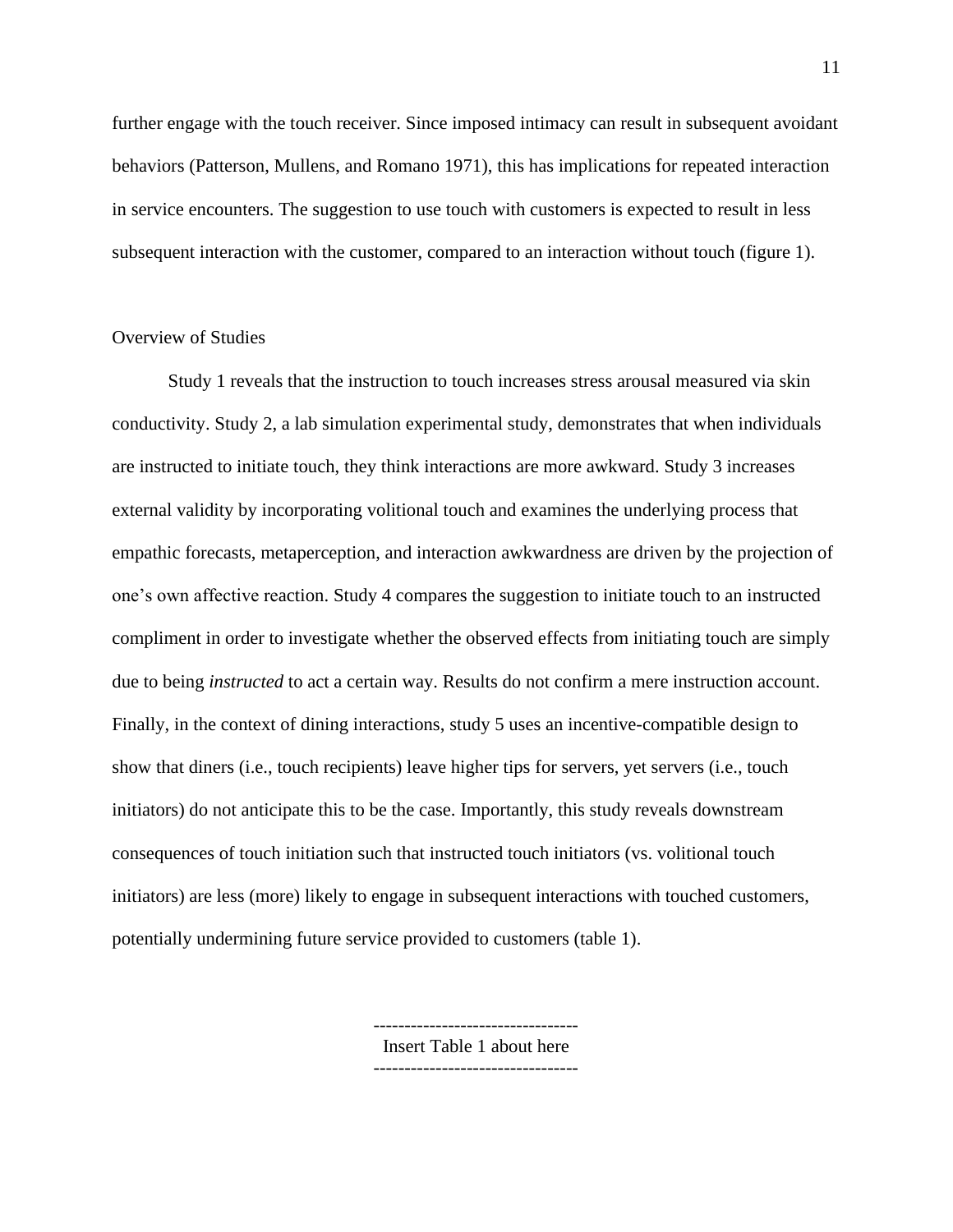further engage with the touch receiver. Since imposed intimacy can result in subsequent avoidant behaviors (Patterson, Mullens, and Romano 1971), this has implications for repeated interaction in service encounters. The suggestion to use touch with customers is expected to result in less subsequent interaction with the customer, compared to an interaction without touch (figure 1).

## Overview of Studies

Study 1 reveals that the instruction to touch increases stress arousal measured via skin conductivity. Study 2, a lab simulation experimental study, demonstrates that when individuals are instructed to initiate touch, they think interactions are more awkward. Study 3 increases external validity by incorporating volitional touch and examines the underlying process that empathic forecasts, metaperception, and interaction awkwardness are driven by the projection of one's own affective reaction. Study 4 compares the suggestion to initiate touch to an instructed compliment in order to investigate whether the observed effects from initiating touch are simply due to being *instructed* to act a certain way. Results do not confirm a mere instruction account. Finally, in the context of dining interactions, study 5 uses an incentive-compatible design to show that diners (i.e., touch recipients) leave higher tips for servers, yet servers (i.e., touch initiators) do not anticipate this to be the case. Importantly, this study reveals downstream consequences of touch initiation such that instructed touch initiators (vs. volitional touch initiators) are less (more) likely to engage in subsequent interactions with touched customers, potentially undermining future service provided to customers (table 1).

---------------------------------
Insert Table 1 about here
---------------------------------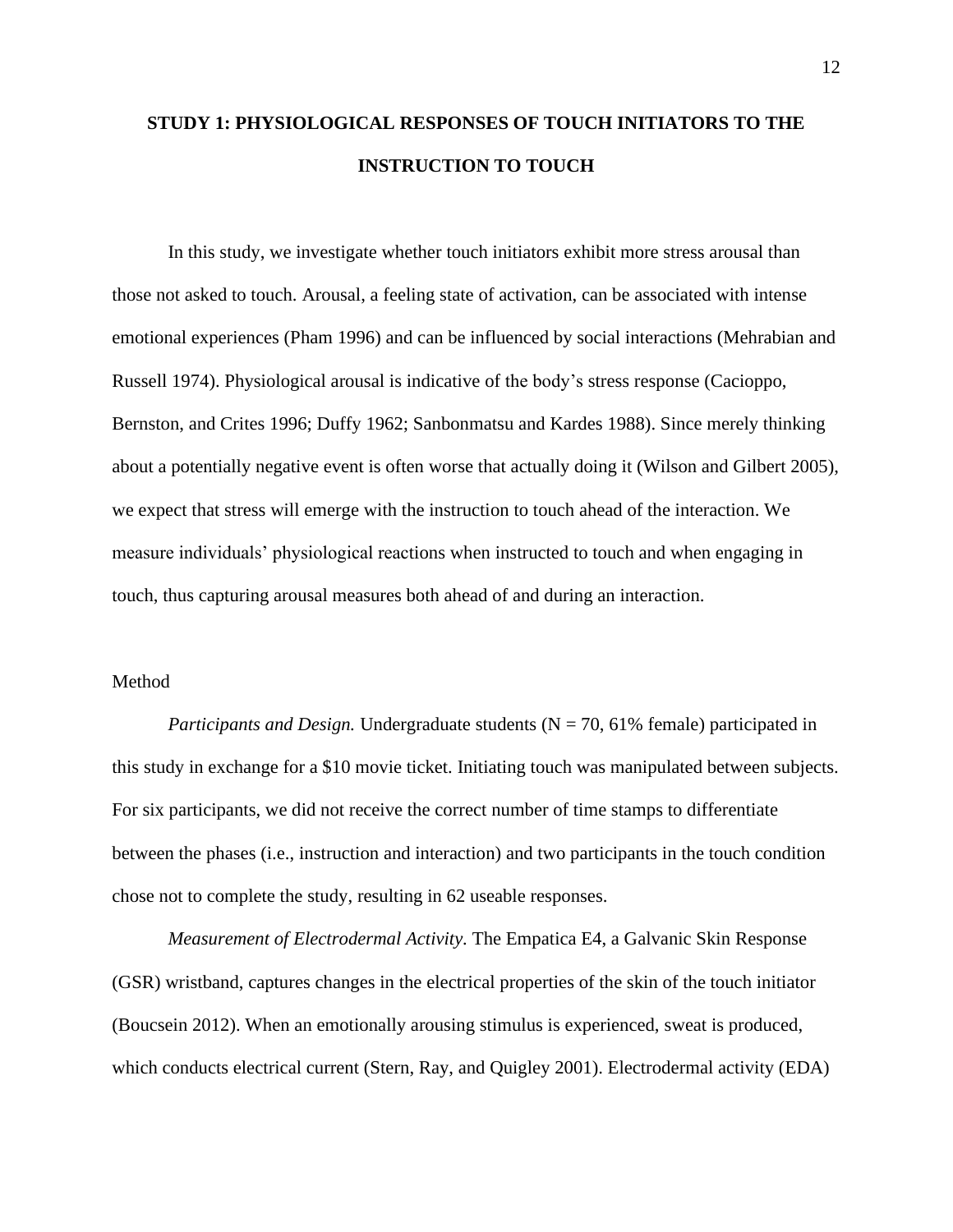## STUDY 1: PHYSIOLOGICAL RESPONSES OF TOUCH INITIATORS TO THE INSTRUCTION TO TOUCH

In this study, we investigate whether touch initiators exhibit more stress arousal than those not asked to touch. Arousal, a feeling state of activation, can be associated with intense emotional experiences (Pham 1996) and can be influenced by social interactions (Mehrabian and Russell 1974). Physiological arousal is indicative of the body's stress response (Cacioppo, Bernston, and Crites 1996; Duffy 1962; Sanbonmatsu and Kardes 1988). Since merely thinking about a potentially negative event is often worse that actually doing it (Wilson and Gilbert 2005), we expect that stress will emerge with the instruction to touch ahead of the interaction. We measure individuals' physiological reactions when instructed to touch and when engaging in touch, thus capturing arousal measures both ahead of and during an interaction.

### Method

*Participants and Design.* Undergraduate students (N = 70, 61% female) participated in this study in exchange for a $10 movie ticket. Initiating touch was manipulated between subjects. For six participants, we did not receive the correct number of time stamps to differentiate between the phases (i.e., instruction and interaction) and two participants in the touch condition chose not to complete the study, resulting in 62 useable responses.

*Measurement of Electrodermal Activity.* The Empatica E4, a Galvanic Skin Response (GSR) wristband, captures changes in the electrical properties of the skin of the touch initiator (Boucsein 2012). When an emotionally arousing stimulus is experienced, sweat is produced, which conducts electrical current (Stern, Ray, and Quigley 2001). Electrodermal activity (EDA)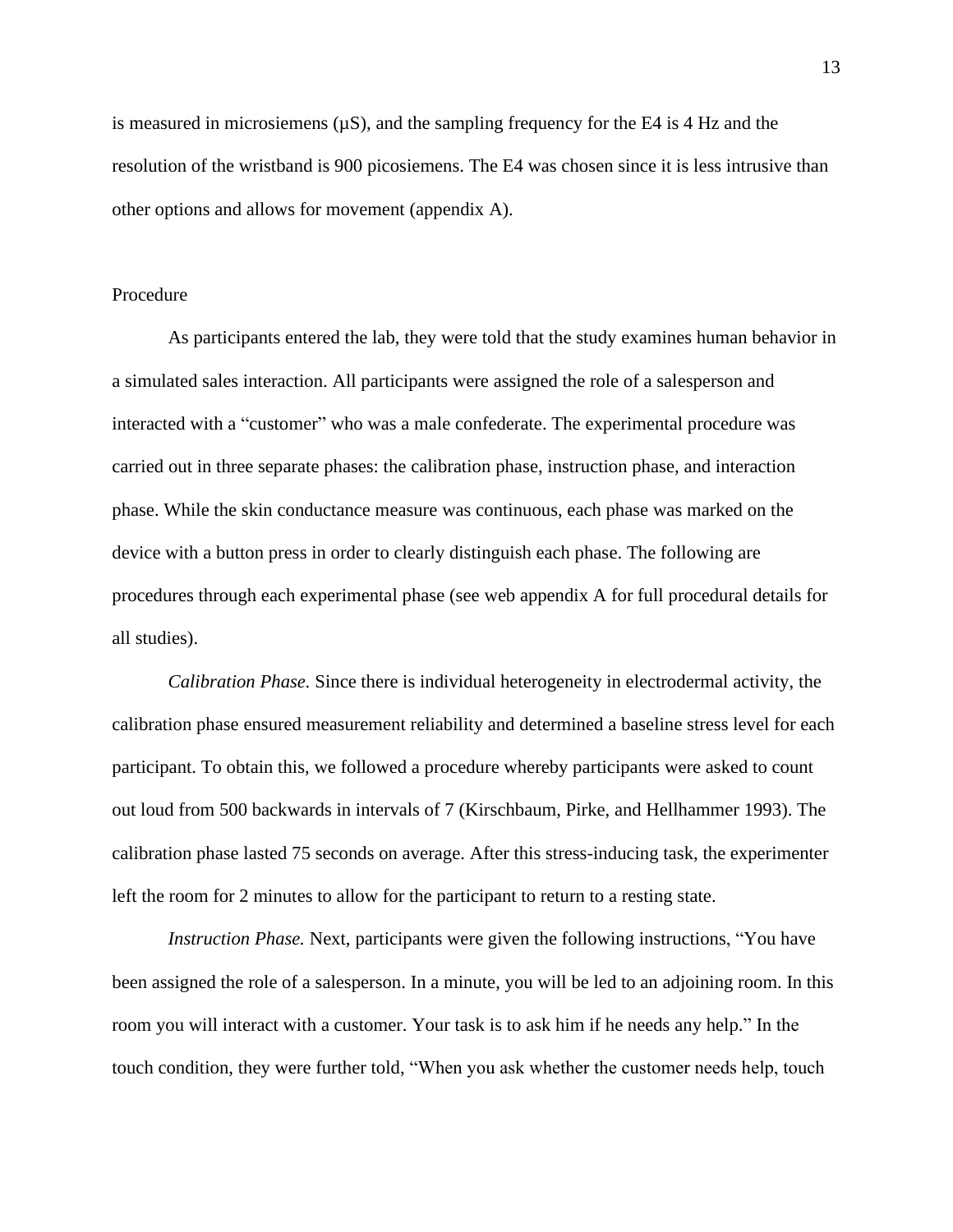is measured in microsiemens (μS), and the sampling frequency for the E4 is 4 Hz and the resolution of the wristband is 900 picosiemens. The E4 was chosen since it is less intrusive than other options and allows for movement (appendix A).

## Procedure

As participants entered the lab, they were told that the study examines human behavior in a simulated sales interaction. All participants were assigned the role of a salesperson and interacted with a "customer" who was a male confederate. The experimental procedure was carried out in three separate phases: the calibration phase, instruction phase, and interaction phase. While the skin conductance measure was continuous, each phase was marked on the device with a button press in order to clearly distinguish each phase. The following are procedures through each experimental phase (see web appendix A for full procedural details for all studies).

*Calibration Phase.* Since there is individual heterogeneity in electrodermal activity, the calibration phase ensured measurement reliability and determined a baseline stress level for each participant. To obtain this, we followed a procedure whereby participants were asked to count out loud from 500 backwards in intervals of 7 (Kirschbaum, Pirke, and Hellhammer 1993). The calibration phase lasted 75 seconds on average. After this stress-inducing task, the experimenter left the room for 2 minutes to allow for the participant to return to a resting state.

*Instruction Phase.* Next, participants were given the following instructions, "You have been assigned the role of a salesperson. In a minute, you will be led to an adjoining room. In this room you will interact with a customer. Your task is to ask him if he needs any help." In the touch condition, they were further told, "When you ask whether the customer needs help, touch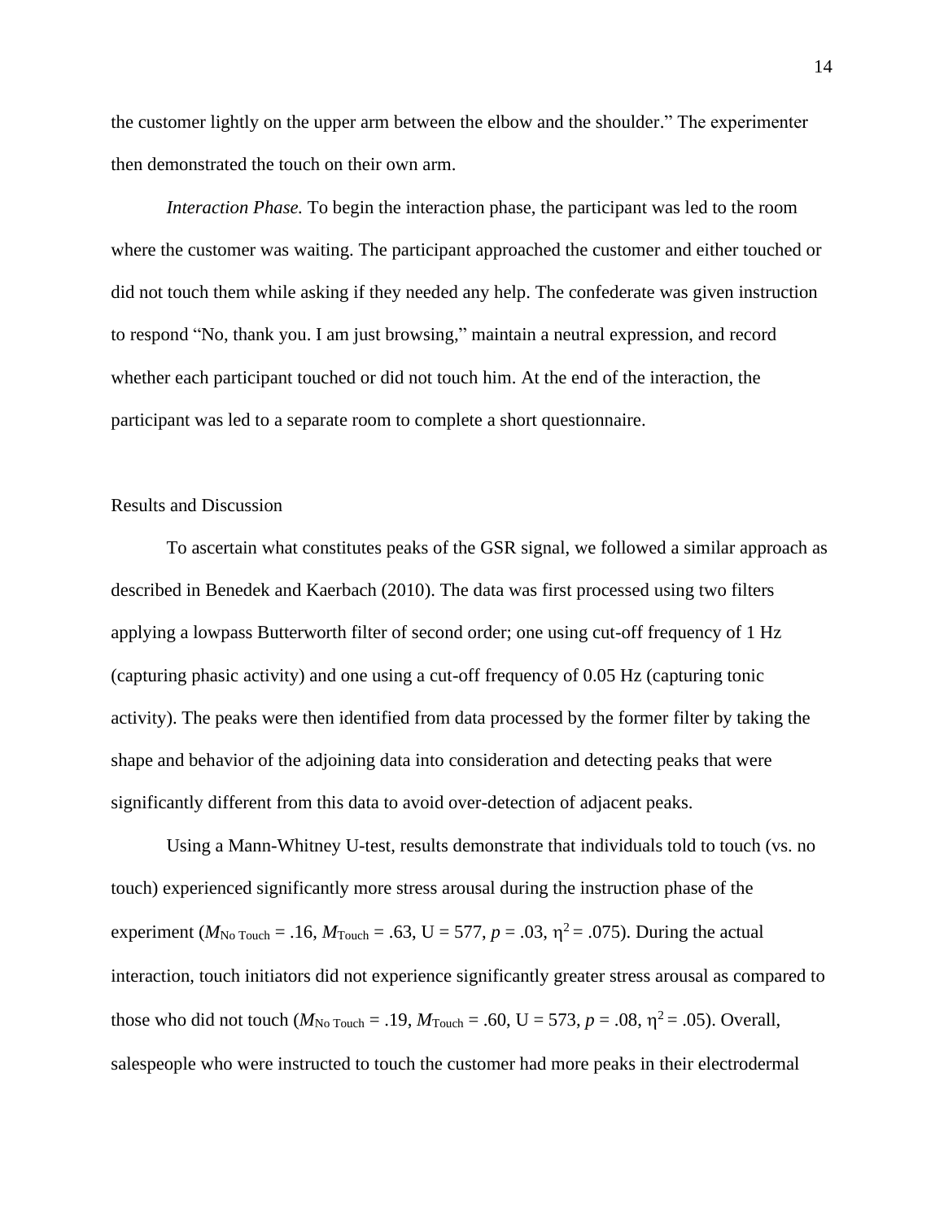the customer lightly on the upper arm between the elbow and the shoulder." The experimenter then demonstrated the touch on their own arm.

*Interaction Phase.* To begin the interaction phase, the participant was led to the room where the customer was waiting. The participant approached the customer and either touched or did not touch them while asking if they needed any help. The confederate was given instruction to respond "No, thank you. I am just browsing," maintain a neutral expression, and record whether each participant touched or did not touch him. At the end of the interaction, the participant was led to a separate room to complete a short questionnaire.

## Results and Discussion

To ascertain what constitutes peaks of the GSR signal, we followed a similar approach as described in Benedek and Kaerbach (2010). The data was first processed using two filters applying a lowpass Butterworth filter of second order; one using cut-off frequency of 1 Hz (capturing phasic activity) and one using a cut-off frequency of 0.05 Hz (capturing tonic activity). The peaks were then identified from data processed by the former filter by taking the shape and behavior of the adjoining data into consideration and detecting peaks that were significantly different from this data to avoid over-detection of adjacent peaks.

Using a Mann-Whitney U-test, results demonstrate that individuals told to touch (vs. no touch) experienced significantly more stress arousal during the instruction phase of the experiment ($M_{\text{No Touch}} = .16$, $M_{\text{Touch}} = .63$, $U = 577$, $p = .03$, $\eta^2 = .075$). During the actual interaction, touch initiators did not experience significantly greater stress arousal as compared to those who did not touch ($M_{\text{No Touch}} = .19$, $M_{\text{Touch}} = .60$, $U = 573$, $p = .08$, $\eta^2 = .05$). Overall, salespeople who were instructed to touch the customer had more peaks in their electrodermal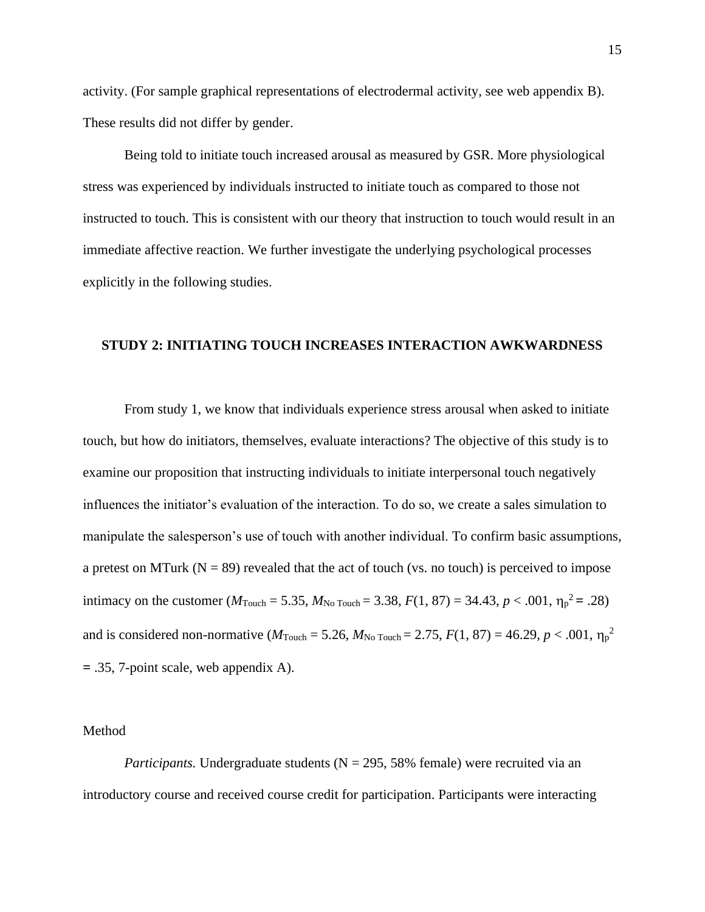activity. (For sample graphical representations of electrodermal activity, see web appendix B). These results did not differ by gender.

Being told to initiate touch increased arousal as measured by GSR. More physiological stress was experienced by individuals instructed to initiate touch as compared to those not instructed to touch. This is consistent with our theory that instruction to touch would result in an immediate affective reaction. We further investigate the underlying psychological processes explicitly in the following studies.

## STUDY 2: INITIATING TOUCH INCREASES INTERACTION AWKWARDNESS

From study 1, we know that individuals experience stress arousal when asked to initiate touch, but how do initiators, themselves, evaluate interactions? The objective of this study is to examine our proposition that instructing individuals to initiate interpersonal touch negatively influences the initiator's evaluation of the interaction. To do so, we create a sales simulation to manipulate the salesperson's use of touch with another individual. To confirm basic assumptions, a pretest on MTurk (N = 89) revealed that the act of touch (vs. no touch) is perceived to impose intimacy on the customer ($M_{\text{Touch}} = 5.35$, $M_{\text{No Touch}} = 3.38$, $F(1, 87) = 34.43$, $p < .001$, $\eta_p^2 = .28$) and is considered non-normative ($M_{\text{Touch}} = 5.26$, $M_{\text{No Touch}} = 2.75$, $F(1, 87) = 46.29$, $p < .001$, $\eta_p^2 = .35$, 7-point scale, web appendix A).

### Method

*Participants.* Undergraduate students (N = 295, 58% female) were recruited via an introductory course and received course credit for participation. Participants were interacting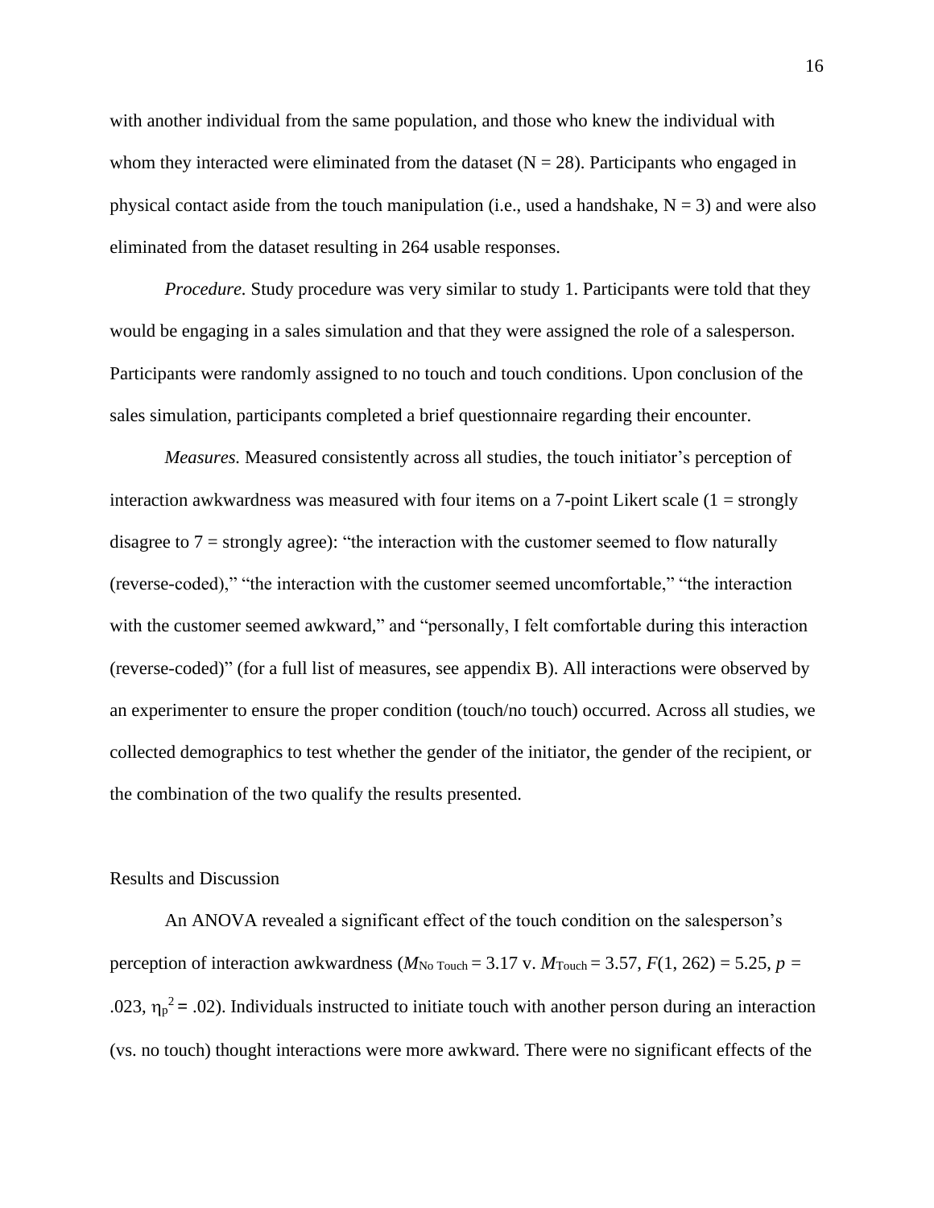with another individual from the same population, and those who knew the individual with whom they interacted were eliminated from the dataset (N = 28). Participants who engaged in physical contact aside from the touch manipulation (i.e., used a handshake, N = 3) and were also eliminated from the dataset resulting in 264 usable responses.

*Procedure.* Study procedure was very similar to study 1. Participants were told that they would be engaging in a sales simulation and that they were assigned the role of a salesperson. Participants were randomly assigned to no touch and touch conditions. Upon conclusion of the sales simulation, participants completed a brief questionnaire regarding their encounter.

*Measures.* Measured consistently across all studies, the touch initiator's perception of interaction awkwardness was measured with four items on a 7-point Likert scale (1 = strongly disagree to 7 = strongly agree): "the interaction with the customer seemed to flow naturally (reverse-coded)," "the interaction with the customer seemed uncomfortable," "the interaction with the customer seemed awkward," and "personally, I felt comfortable during this interaction (reverse-coded)" (for a full list of measures, see appendix B). All interactions were observed by an experimenter to ensure the proper condition (touch/no touch) occurred. Across all studies, we collected demographics to test whether the gender of the initiator, the gender of the recipient, or the combination of the two qualify the results presented.

## Results and Discussion

An ANOVA revealed a significant effect of the touch condition on the salesperson's perception of interaction awkwardness ($M_{\text{No Touch}} = 3.17$ v. $M_{\text{Touch}} = 3.57$, $F(1, 262) = 5.25$, $p = .023$, $\eta_p^2 = .02$). Individuals instructed to initiate touch with another person during an interaction (vs. no touch) thought interactions were more awkward. There were no significant effects of the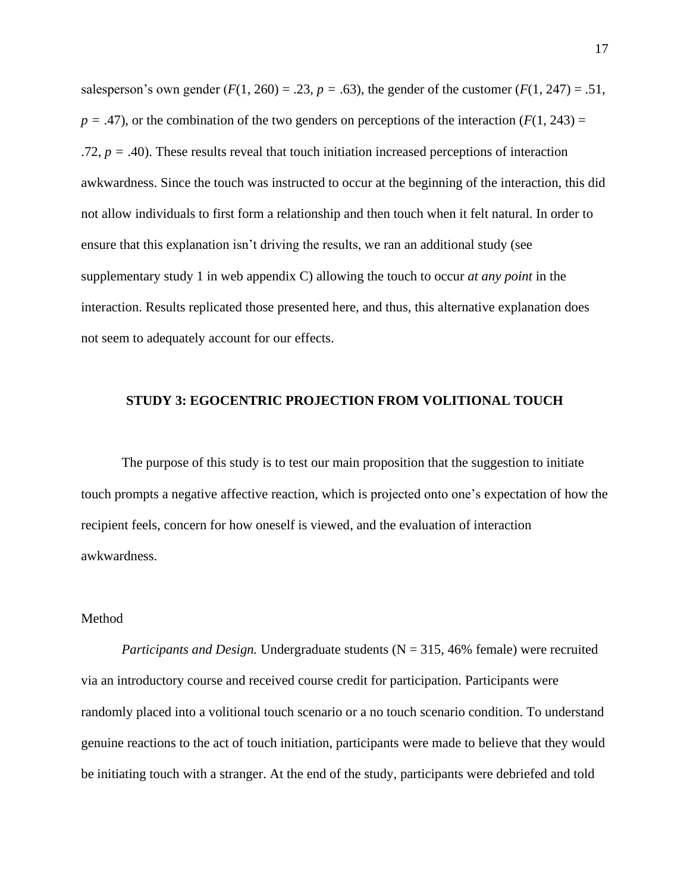salesperson's own gender ($F(1, 260) = .23$, $p = .63$), the gender of the customer ($F(1, 247) = .51$, $p = .47$), or the combination of the two genders on perceptions of the interaction ($F(1, 243) = .72$, $p = .40$). These results reveal that touch initiation increased perceptions of interaction awkwardness. Since the touch was instructed to occur at the beginning of the interaction, this did not allow individuals to first form a relationship and then touch when it felt natural. In order to ensure that this explanation isn't driving the results, we ran an additional study (see supplementary study 1 in web appendix C) allowing the touch to occur *at any point* in the interaction. Results replicated those presented here, and thus, this alternative explanation does not seem to adequately account for our effects.

## STUDY 3: EGOCENTRIC PROJECTION FROM VOLITIONAL TOUCH

The purpose of this study is to test our main proposition that the suggestion to initiate touch prompts a negative affective reaction, which is projected onto one's expectation of how the recipient feels, concern for how oneself is viewed, and the evaluation of interaction awkwardness.

### Method

*Participants and Design.* Undergraduate students (N = 315, 46% female) were recruited via an introductory course and received course credit for participation. Participants were randomly placed into a volitional touch scenario or a no touch scenario condition. To understand genuine reactions to the act of touch initiation, participants were made to believe that they would be initiating touch with a stranger. At the end of the study, participants were debriefed and told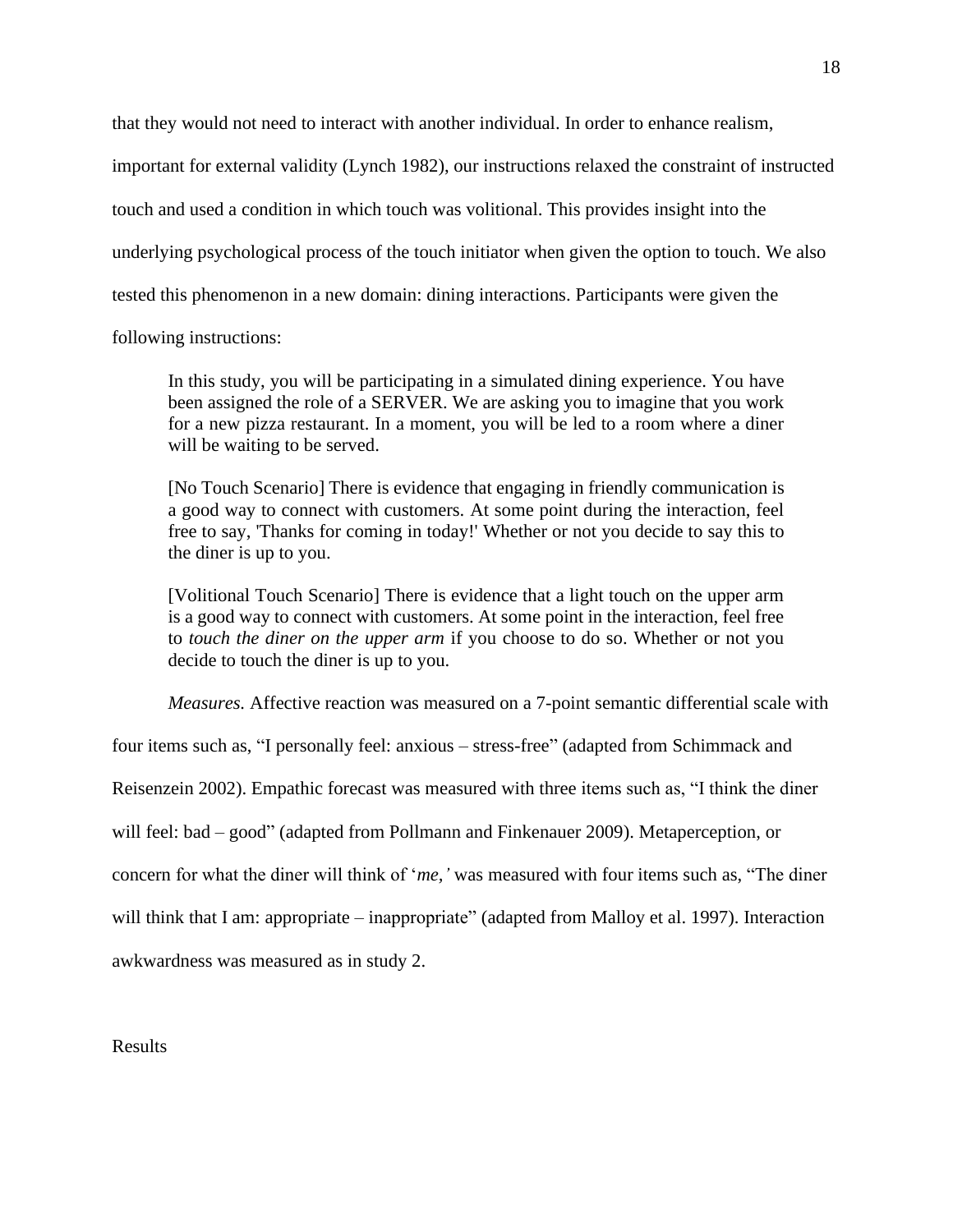that they would not need to interact with another individual. In order to enhance realism, important for external validity (Lynch 1982), our instructions relaxed the constraint of instructed touch and used a condition in which touch was volitional. This provides insight into the underlying psychological process of the touch initiator when given the option to touch. We also tested this phenomenon in a new domain: dining interactions. Participants were given the following instructions:

> In this study, you will be participating in a simulated dining experience. You have been assigned the role of a SERVER. We are asking you to imagine that you work for a new pizza restaurant. In a moment, you will be led to a room where a diner will be waiting to be served.
>
> [No Touch Scenario] There is evidence that engaging in friendly communication is a good way to connect with customers. At some point during the interaction, feel free to say, 'Thanks for coming in today!' Whether or not you decide to say this to the diner is up to you.
>
> [Volitional Touch Scenario] There is evidence that a light touch on the upper arm is a good way to connect with customers. At some point in the interaction, feel free to *touch the diner on the upper arm* if you choose to do so. Whether or not you decide to touch the diner is up to you.

*Measures.* Affective reaction was measured on a 7-point semantic differential scale with four items such as, "I personally feel: anxious – stress-free" (adapted from Schimmack and Reisenzein 2002). Empathic forecast was measured with three items such as, "I think the diner will feel: bad – good" (adapted from Pollmann and Finkenauer 2009). Metaperception, or concern for what the diner will think of '*me,'* was measured with four items such as, "The diner will think that I am: appropriate – inappropriate" (adapted from Malloy et al. 1997). Interaction awkwardness was measured as in study 2.

Results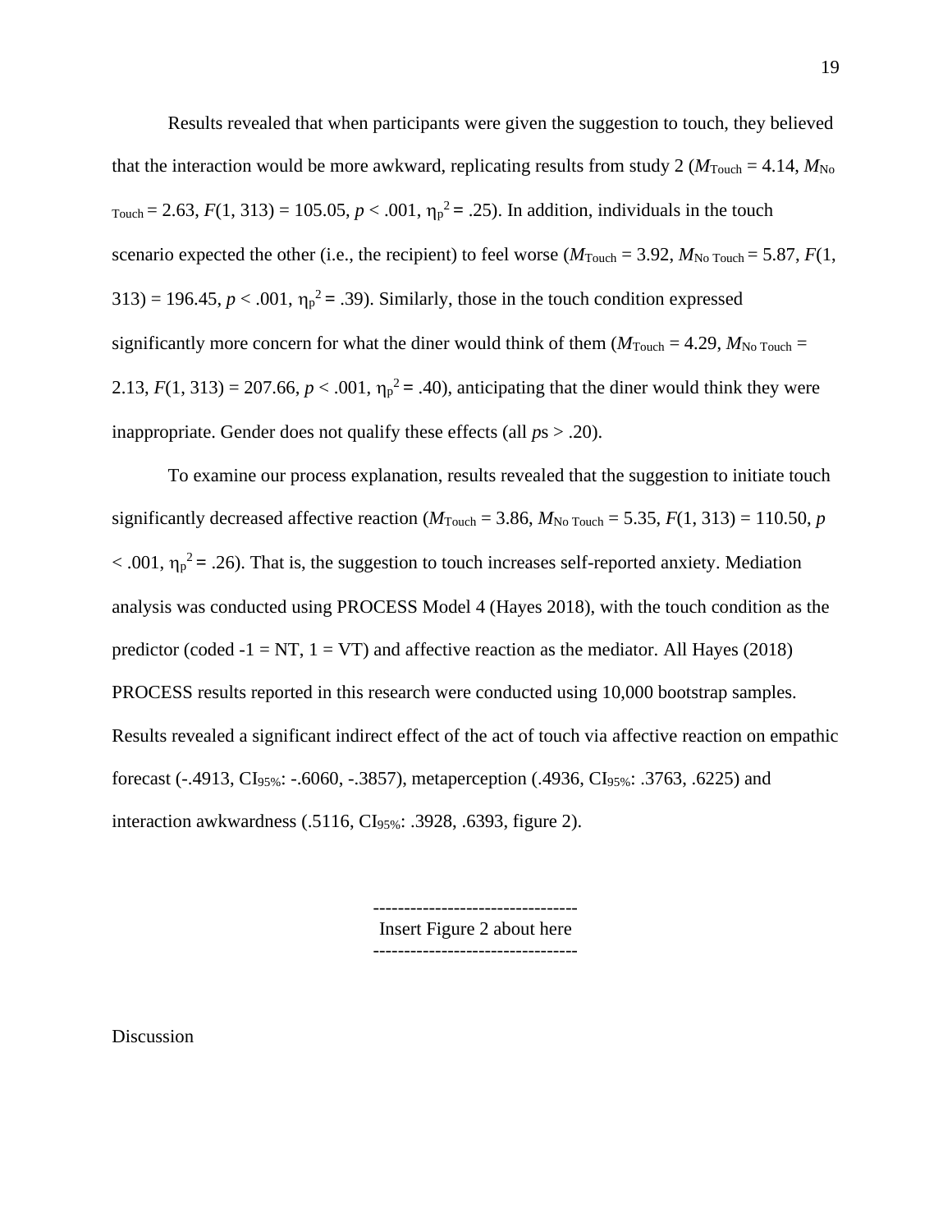Results revealed that when participants were given the suggestion to touch, they believed that the interaction would be more awkward, replicating results from study 2 ($M_{\text{Touch}}$ = 4.14, $M_{\text{No Touch}}$ = 2.63, $F(1, 313) = 105.05$, $p < .001$, $\eta_p^2 = .25$). In addition, individuals in the touch scenario expected the other (i.e., the recipient) to feel worse ($M_{\text{Touch}}$ = 3.92, $M_{\text{No Touch}}$ = 5.87, $F(1, 313) = 196.45$, $p < .001$, $\eta_p^2 = .39$). Similarly, those in the touch condition expressed significantly more concern for what the diner would think of them ($M_{\text{Touch}}$ = 4.29, $M_{\text{No Touch}}$ = 2.13, $F(1, 313) = 207.66$, $p < .001$, $\eta_p^2 = .40$), anticipating that the diner would think they were inappropriate. Gender does not qualify these effects (all *p*s > .20).

To examine our process explanation, results revealed that the suggestion to initiate touch significantly decreased affective reaction ($M_{\text{Touch}}$ = 3.86, $M_{\text{No Touch}}$ = 5.35, $F(1, 313) = 110.50$, $p < .001$, $\eta_p^2 = .26$). That is, the suggestion to touch increases self-reported anxiety. Mediation analysis was conducted using PROCESS Model 4 (Hayes 2018), with the touch condition as the predictor (coded -1 = NT, 1 = VT) and affective reaction as the mediator. All Hayes (2018) PROCESS results reported in this research were conducted using 10,000 bootstrap samples. Results revealed a significant indirect effect of the act of touch via affective reaction on empathic forecast (-.4913, $CI_{95\%}$: -.6060, -.3857), metaperception (.4936, $CI_{95\%}$: .3763, .6225) and interaction awkwardness (.5116, $CI_{95\%}$: .3928, .6393, figure 2).

---------------------------------
Insert Figure 2 about here
---------------------------------

Discussion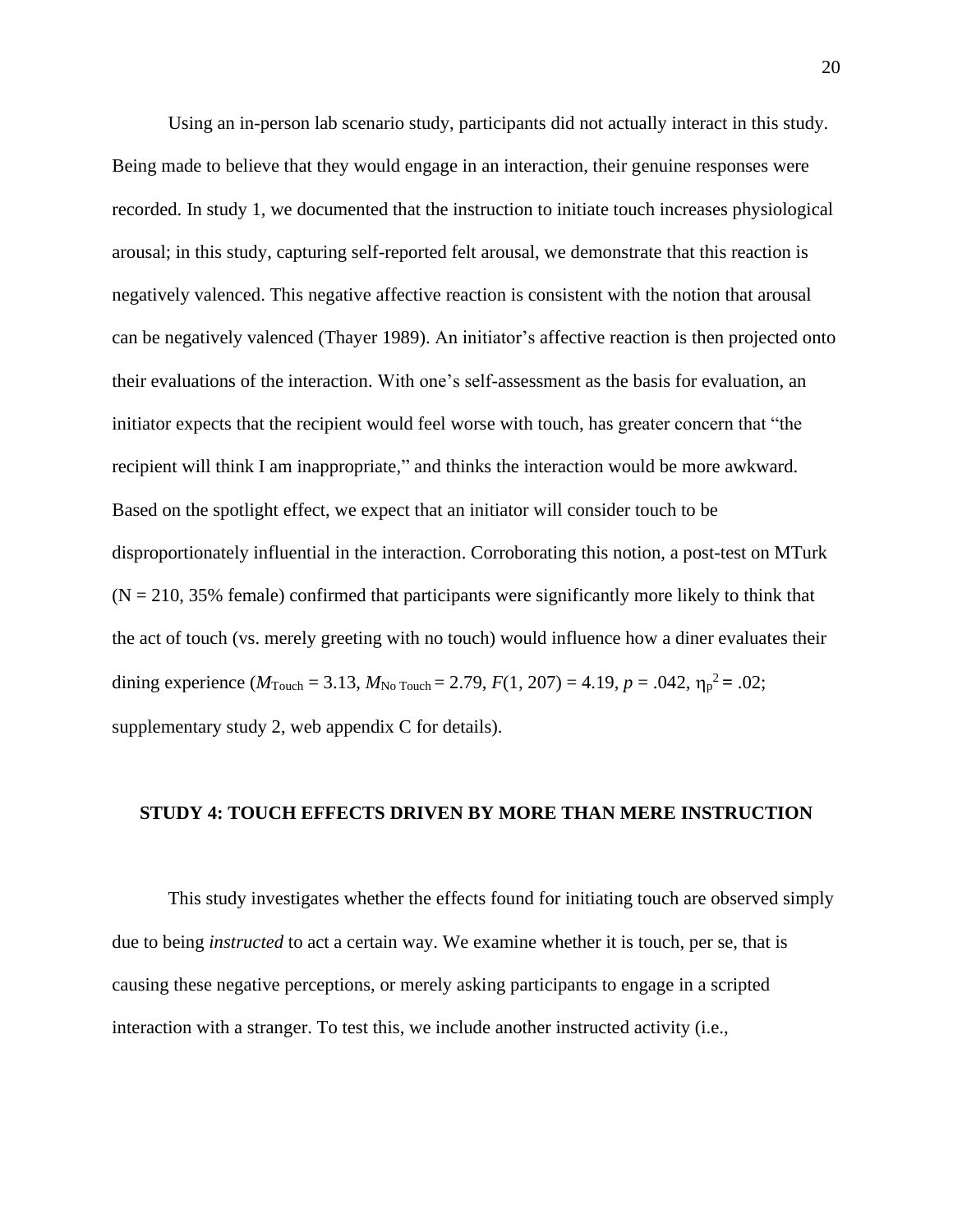Using an in-person lab scenario study, participants did not actually interact in this study. Being made to believe that they would engage in an interaction, their genuine responses were recorded. In study 1, we documented that the instruction to initiate touch increases physiological arousal; in this study, capturing self-reported felt arousal, we demonstrate that this reaction is negatively valenced. This negative affective reaction is consistent with the notion that arousal can be negatively valenced (Thayer 1989). An initiator's affective reaction is then projected onto their evaluations of the interaction. With one's self-assessment as the basis for evaluation, an initiator expects that the recipient would feel worse with touch, has greater concern that "the recipient will think I am inappropriate," and thinks the interaction would be more awkward. Based on the spotlight effect, we expect that an initiator will consider touch to be disproportionately influential in the interaction. Corroborating this notion, a post-test on MTurk (N = 210, 35% female) confirmed that participants were significantly more likely to think that the act of touch (vs. merely greeting with no touch) would influence how a diner evaluates their dining experience ($M_{\text{Touch}} = 3.13$, $M_{\text{No Touch}} = 2.79$, $F(1, 207) = 4.19$, $p = .042$, $\eta_p^2 = .02$; supplementary study 2, web appendix C for details).

## STUDY 4: TOUCH EFFECTS DRIVEN BY MORE THAN MERE INSTRUCTION

This study investigates whether the effects found for initiating touch are observed simply due to being *instructed* to act a certain way. We examine whether it is touch, per se, that is causing these negative perceptions, or merely asking participants to engage in a scripted interaction with a stranger. To test this, we include another instructed activity (i.e.,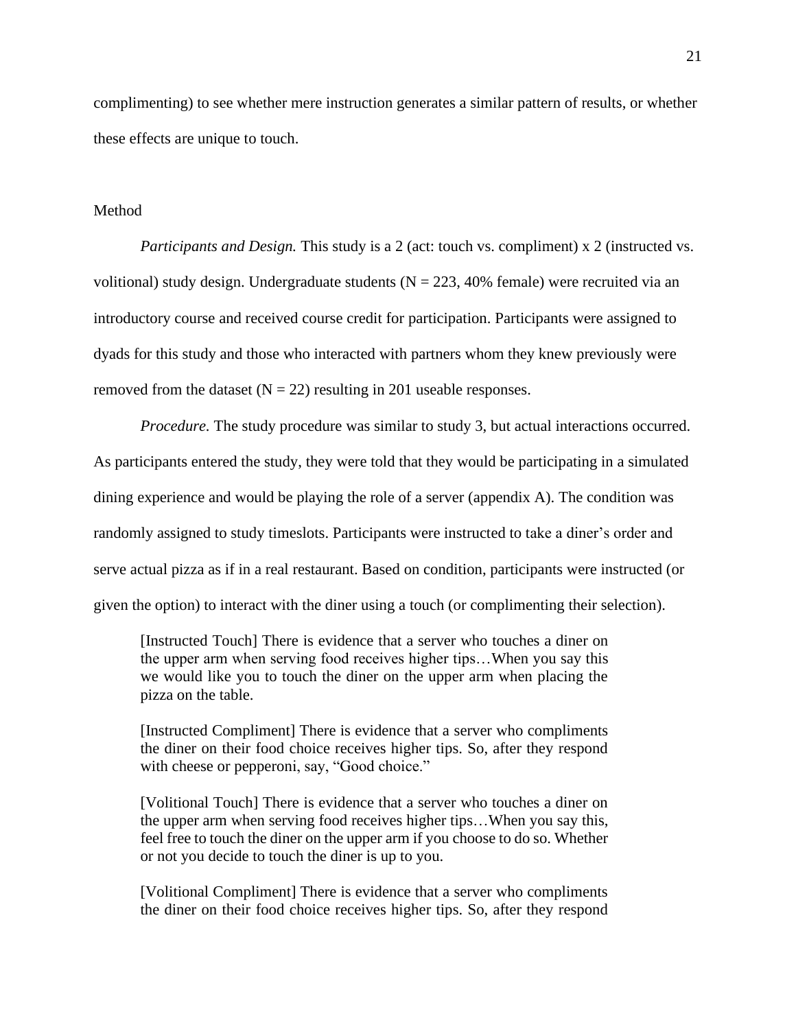complimenting) to see whether mere instruction generates a similar pattern of results, or whether these effects are unique to touch.

Method

*Participants and Design.* This study is a 2 (act: touch vs. compliment) x 2 (instructed vs. volitional) study design. Undergraduate students (N = 223, 40% female) were recruited via an introductory course and received course credit for participation. Participants were assigned to dyads for this study and those who interacted with partners whom they knew previously were removed from the dataset (N = 22) resulting in 201 useable responses.

*Procedure.* The study procedure was similar to study 3, but actual interactions occurred. As participants entered the study, they were told that they would be participating in a simulated dining experience and would be playing the role of a server (appendix A). The condition was randomly assigned to study timeslots. Participants were instructed to take a diner's order and serve actual pizza as if in a real restaurant. Based on condition, participants were instructed (or given the option) to interact with the diner using a touch (or complimenting their selection).

> [Instructed Touch] There is evidence that a server who touches a diner on the upper arm when serving food receives higher tips…When you say this we would like you to touch the diner on the upper arm when placing the pizza on the table.
>
> [Instructed Compliment] There is evidence that a server who compliments the diner on their food choice receives higher tips. So, after they respond with cheese or pepperoni, say, "Good choice."
>
> [Volitional Touch] There is evidence that a server who touches a diner on the upper arm when serving food receives higher tips…When you say this, feel free to touch the diner on the upper arm if you choose to do so. Whether or not you decide to touch the diner is up to you.
>
> [Volitional Compliment] There is evidence that a server who compliments the diner on their food choice receives higher tips. So, after they respond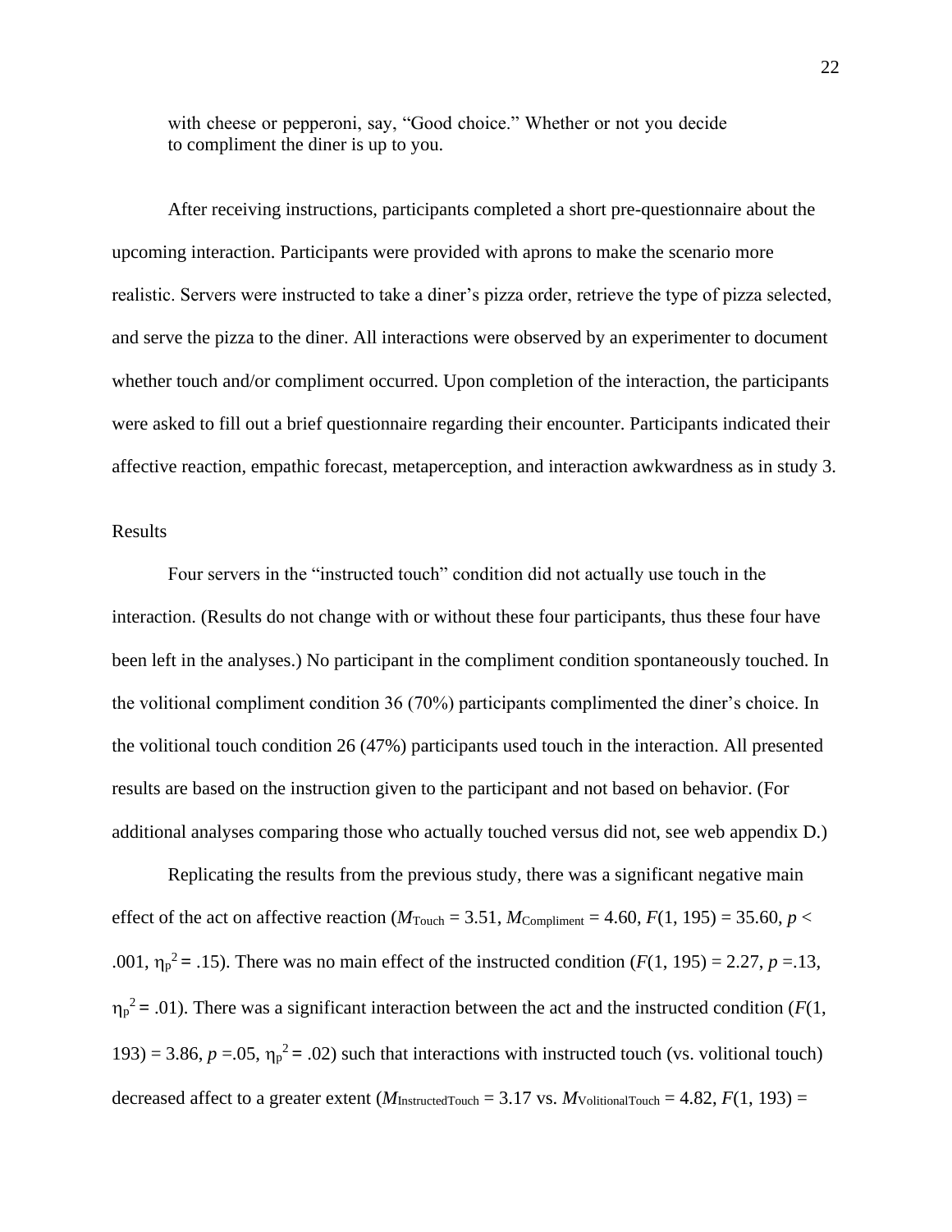with cheese or pepperoni, say, "Good choice." Whether or not you decide to compliment the diner is up to you.

After receiving instructions, participants completed a short pre-questionnaire about the upcoming interaction. Participants were provided with aprons to make the scenario more realistic. Servers were instructed to take a diner's pizza order, retrieve the type of pizza selected, and serve the pizza to the diner. All interactions were observed by an experimenter to document whether touch and/or compliment occurred. Upon completion of the interaction, the participants were asked to fill out a brief questionnaire regarding their encounter. Participants indicated their affective reaction, empathic forecast, metaperception, and interaction awkwardness as in study 3.

## Results

Four servers in the "instructed touch" condition did not actually use touch in the interaction. (Results do not change with or without these four participants, thus these four have been left in the analyses.) No participant in the compliment condition spontaneously touched. In the volitional compliment condition 36 (70%) participants complimented the diner's choice. In the volitional touch condition 26 (47%) participants used touch in the interaction. All presented results are based on the instruction given to the participant and not based on behavior. (For additional analyses comparing those who actually touched versus did not, see web appendix D.)

Replicating the results from the previous study, there was a significant negative main effect of the act on affective reaction ($M_{\text{Touch}} = 3.51$, $M_{\text{Compliment}} = 4.60$, $F(1, 195) = 35.60$, $p < .001$, $\eta_p^2 = .15$). There was no main effect of the instructed condition ($F(1, 195) = 2.27$, $p = .13$, $\eta_p^2 = .01$). There was a significant interaction between the act and the instructed condition ($F(1, 193) = 3.86$, $p = .05$, $\eta_p^2 = .02$) such that interactions with instructed touch (vs. volitional touch) decreased affect to a greater extent ($M_{\text{InstructedTouch}} = 3.17$ vs. $M_{\text{VolitionalTouch}} = 4.82$, $F(1, 193) =$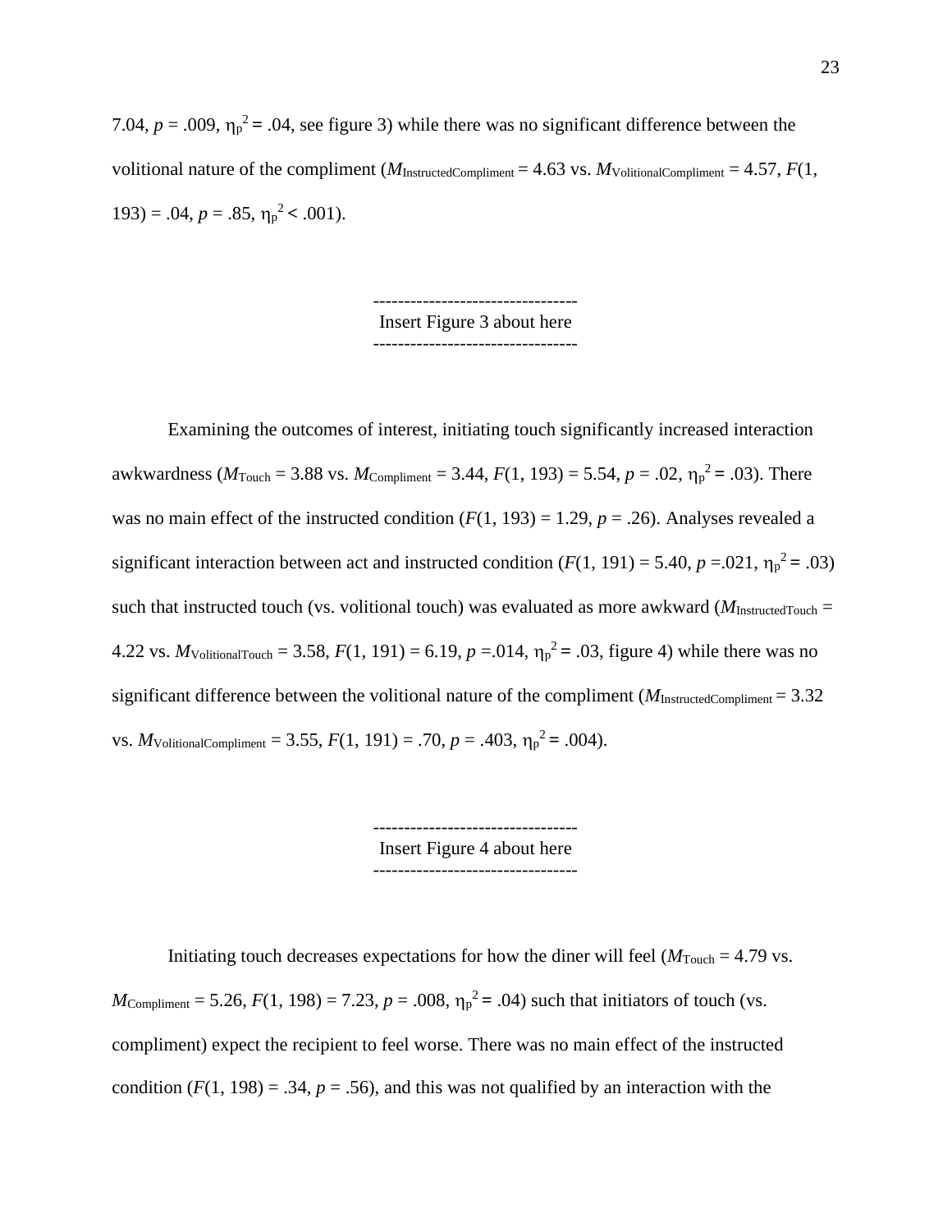7.04, $p$ = .009, $\eta_p^2$ = .04, see figure 3) while there was no significant difference between the volitional nature of the compliment ($M_{InstructedCompliment}$ = 4.63 vs. $M_{VolitionalCompliment}$ = 4.57, $F$(1, 193) = .04, $p$ = .85, $\eta_p^2$ < .001).

---------------------------------
Insert Figure 3 about here
---------------------------------

Examining the outcomes of interest, initiating touch significantly increased interaction awkwardness ($M_{Touch}$ = 3.88 vs. $M_{Compliment}$ = 3.44, $F$(1, 193) = 5.54, $p$ = .02, $\eta_p^2$ = .03). There was no main effect of the instructed condition ($F$(1, 193) = 1.29, $p$ = .26). Analyses revealed a significant interaction between act and instructed condition ($F$(1, 191) = 5.40, $p$ =.021, $\eta_p^2$ = .03) such that instructed touch (vs. volitional touch) was evaluated as more awkward ($M_{InstructedTouch}$ = 4.22 vs. $M_{VolitionalTouch}$ = 3.58, $F$(1, 191) = 6.19, $p$ =.014, $\eta_p^2$ = .03, figure 4) while there was no significant difference between the volitional nature of the compliment ($M_{InstructedCompliment}$ = 3.32 vs. $M_{VolitionalCompliment}$ = 3.55, $F$(1, 191) = .70, $p$ = .403, $\eta_p^2$ = .004).

---------------------------------
Insert Figure 4 about here
---------------------------------

Initiating touch decreases expectations for how the diner will feel ($M_{Touch}$ = 4.79 vs. $M_{Compliment}$ = 5.26, $F$(1, 198) = 7.23, $p$ = .008, $\eta_p^2$ = .04) such that initiators of touch (vs. compliment) expect the recipient to feel worse. There was no main effect of the instructed condition ($F$(1, 198) = .34, $p$ = .56), and this was not qualified by an interaction with the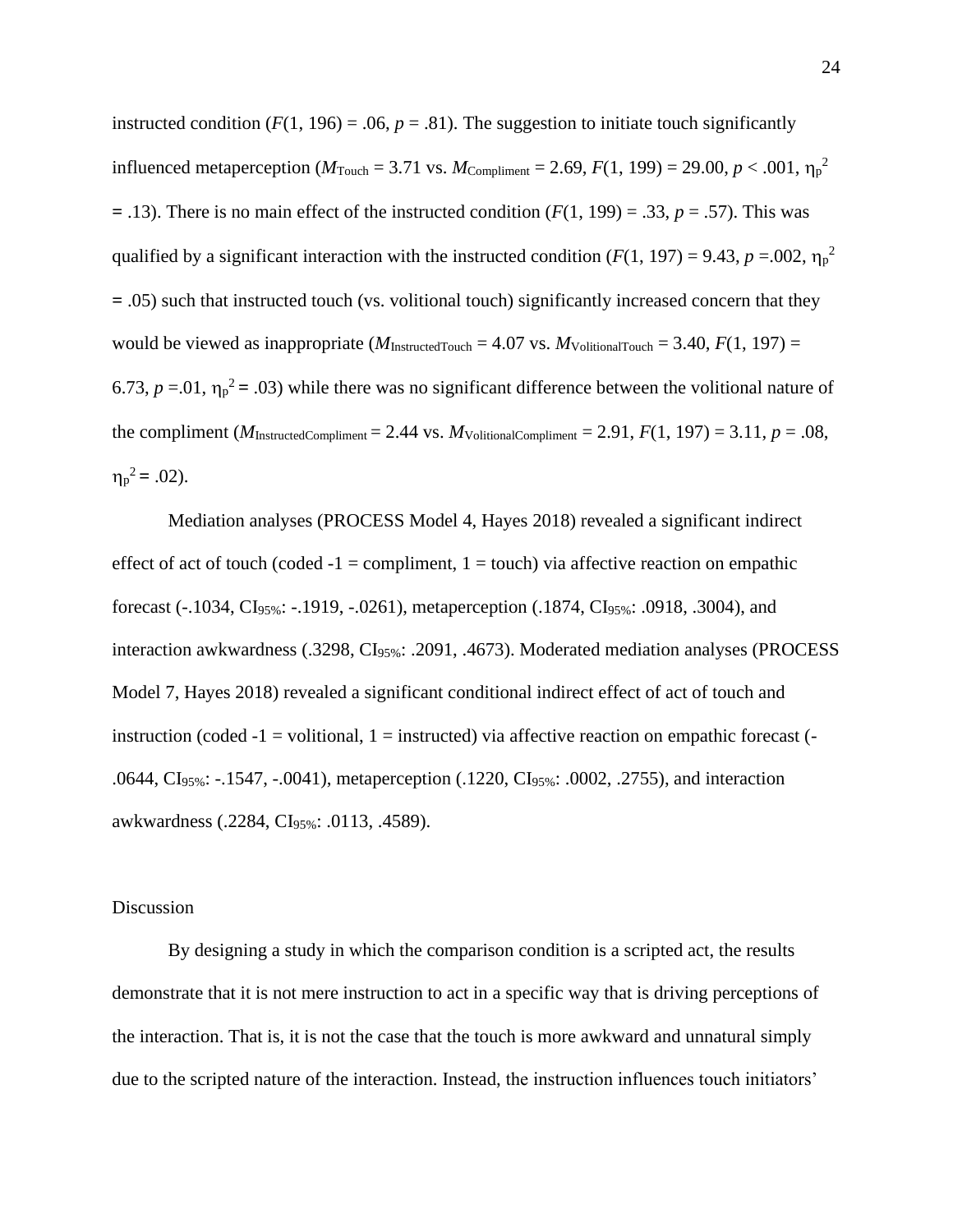instructed condition ($F$(1, 196) = .06, $p$ = .81). The suggestion to initiate touch significantly influenced metaperception ($M_{\text{Touch}}$ = 3.71 vs. $M_{\text{Compliment}}$ = 2.69, $F$(1, 199) = 29.00, $p$ < .001, $\eta_p^2$ = .13). There is no main effect of the instructed condition ($F$(1, 199) = .33, $p$ = .57). This was qualified by a significant interaction with the instructed condition ($F$(1, 197) = 9.43, $p$ =.002, $\eta_p^2$ = .05) such that instructed touch (vs. volitional touch) significantly increased concern that they would be viewed as inappropriate ($M_{\text{InstructedTouch}}$ = 4.07 vs. $M_{\text{VolitionalTouch}}$ = 3.40, $F$(1, 197) = 6.73, $p$ =.01, $\eta_p^2$ = .03) while there was no significant difference between the volitional nature of the compliment ($M_{\text{InstructedCompliment}}$ = 2.44 vs. $M_{\text{VolitionalCompliment}}$ = 2.91, $F$(1, 197) = 3.11, $p$ = .08, $\eta_p^2$ = .02).

Mediation analyses (PROCESS Model 4, Hayes 2018) revealed a significant indirect effect of act of touch (coded -1 = compliment, 1 = touch) via affective reaction on empathic forecast (-.1034, $\text{CI}_{95\%}$: -.1919, -.0261), metaperception (.1874, $\text{CI}_{95\%}$: .0918, .3004), and interaction awkwardness (.3298, $\text{CI}_{95\%}$: .2091, .4673). Moderated mediation analyses (PROCESS Model 7, Hayes 2018) revealed a significant conditional indirect effect of act of touch and instruction (coded -1 = volitional, 1 = instructed) via affective reaction on empathic forecast (-.0644, $\text{CI}_{95\%}$: -.1547, -.0041), metaperception (.1220, $\text{CI}_{95\%}$: .0002, .2755), and interaction awkwardness (.2284, $\text{CI}_{95\%}$: .0113, .4589).

## Discussion

By designing a study in which the comparison condition is a scripted act, the results demonstrate that it is not mere instruction to act in a specific way that is driving perceptions of the interaction. That is, it is not the case that the touch is more awkward and unnatural simply due to the scripted nature of the interaction. Instead, the instruction influences touch initiators'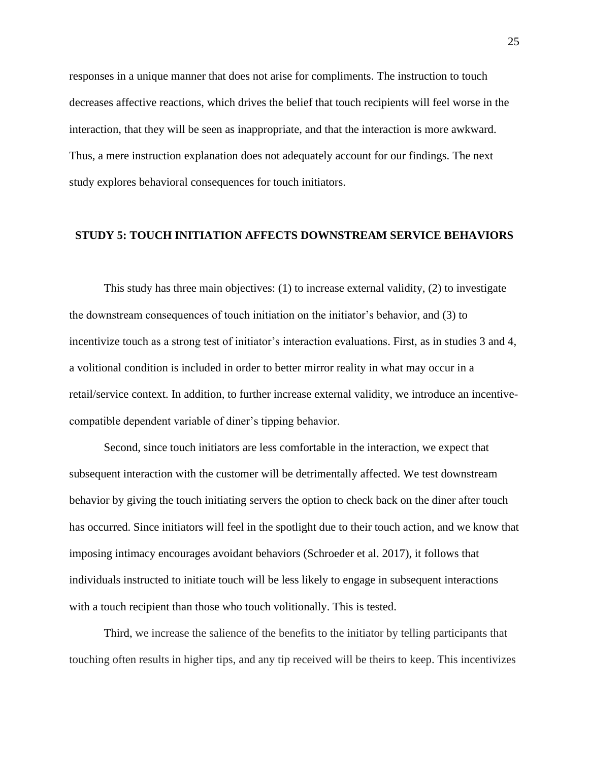responses in a unique manner that does not arise for compliments. The instruction to touch decreases affective reactions, which drives the belief that touch recipients will feel worse in the interaction, that they will be seen as inappropriate, and that the interaction is more awkward. Thus, a mere instruction explanation does not adequately account for our findings. The next study explores behavioral consequences for touch initiators.

## STUDY 5: TOUCH INITIATION AFFECTS DOWNSTREAM SERVICE BEHAVIORS

This study has three main objectives: (1) to increase external validity, (2) to investigate the downstream consequences of touch initiation on the initiator's behavior, and (3) to incentivize touch as a strong test of initiator's interaction evaluations. First, as in studies 3 and 4, a volitional condition is included in order to better mirror reality in what may occur in a retail/service context. In addition, to further increase external validity, we introduce an incentive-compatible dependent variable of diner's tipping behavior.

Second, since touch initiators are less comfortable in the interaction, we expect that subsequent interaction with the customer will be detrimentally affected. We test downstream behavior by giving the touch initiating servers the option to check back on the diner after touch has occurred. Since initiators will feel in the spotlight due to their touch action, and we know that imposing intimacy encourages avoidant behaviors (Schroeder et al. 2017), it follows that individuals instructed to initiate touch will be less likely to engage in subsequent interactions with a touch recipient than those who touch volitionally. This is tested.

Third, we increase the salience of the benefits to the initiator by telling participants that touching often results in higher tips, and any tip received will be theirs to keep. This incentivizes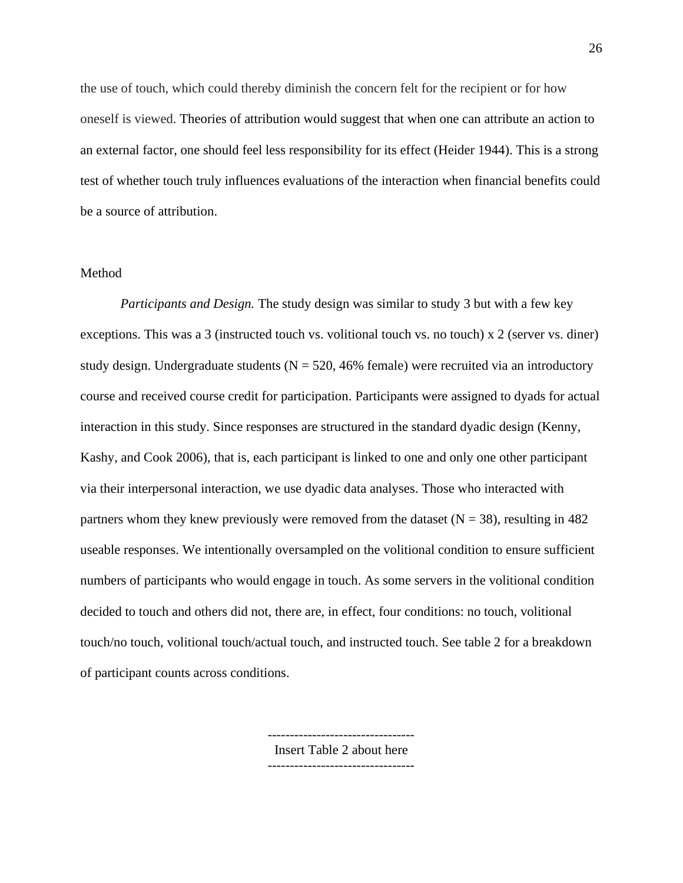the use of touch, which could thereby diminish the concern felt for the recipient or for how oneself is viewed. Theories of attribution would suggest that when one can attribute an action to an external factor, one should feel less responsibility for its effect (Heider 1944). This is a strong test of whether touch truly influences evaluations of the interaction when financial benefits could be a source of attribution.

## Method

*Participants and Design.* The study design was similar to study 3 but with a few key exceptions. This was a 3 (instructed touch vs. volitional touch vs. no touch) x 2 (server vs. diner) study design. Undergraduate students (N = 520, 46% female) were recruited via an introductory course and received course credit for participation. Participants were assigned to dyads for actual interaction in this study. Since responses are structured in the standard dyadic design (Kenny, Kashy, and Cook 2006), that is, each participant is linked to one and only one other participant via their interpersonal interaction, we use dyadic data analyses. Those who interacted with partners whom they knew previously were removed from the dataset (N = 38), resulting in 482 useable responses. We intentionally oversampled on the volitional condition to ensure sufficient numbers of participants who would engage in touch. As some servers in the volitional condition decided to touch and others did not, there are, in effect, four conditions: no touch, volitional touch/no touch, volitional touch/actual touch, and instructed touch. See table 2 for a breakdown of participant counts across conditions.

---------------------------------
Insert Table 2 about here
---------------------------------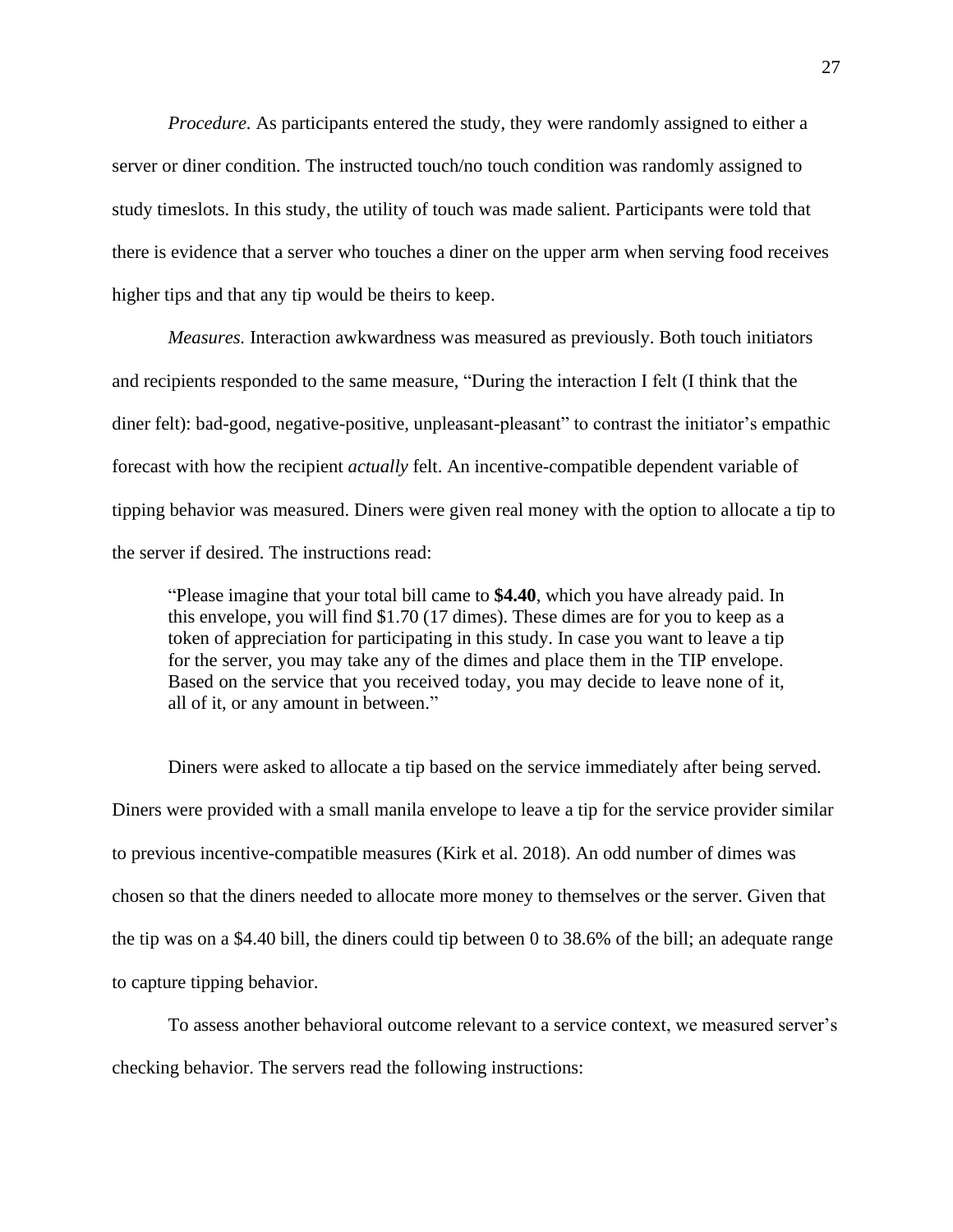*Procedure.* As participants entered the study, they were randomly assigned to either a server or diner condition. The instructed touch/no touch condition was randomly assigned to study timeslots. In this study, the utility of touch was made salient. Participants were told that there is evidence that a server who touches a diner on the upper arm when serving food receives higher tips and that any tip would be theirs to keep.

*Measures.* Interaction awkwardness was measured as previously. Both touch initiators and recipients responded to the same measure, "During the interaction I felt (I think that the diner felt): bad-good, negative-positive, unpleasant-pleasant" to contrast the initiator's empathic forecast with how the recipient *actually* felt. An incentive-compatible dependent variable of tipping behavior was measured. Diners were given real money with the option to allocate a tip to the server if desired. The instructions read:

> "Please imagine that your total bill came to **$4.40**, which you have already paid. In this envelope, you will find $1.70 (17 dimes). These dimes are for you to keep as a token of appreciation for participating in this study. In case you want to leave a tip for the server, you may take any of the dimes and place them in the TIP envelope. Based on the service that you received today, you may decide to leave none of it, all of it, or any amount in between."

Diners were asked to allocate a tip based on the service immediately after being served. Diners were provided with a small manila envelope to leave a tip for the service provider similar to previous incentive-compatible measures (Kirk et al. 2018). An odd number of dimes was chosen so that the diners needed to allocate more money to themselves or the server. Given that the tip was on a $4.40 bill, the diners could tip between 0 to 38.6% of the bill; an adequate range to capture tipping behavior.

To assess another behavioral outcome relevant to a service context, we measured server's checking behavior. The servers read the following instructions: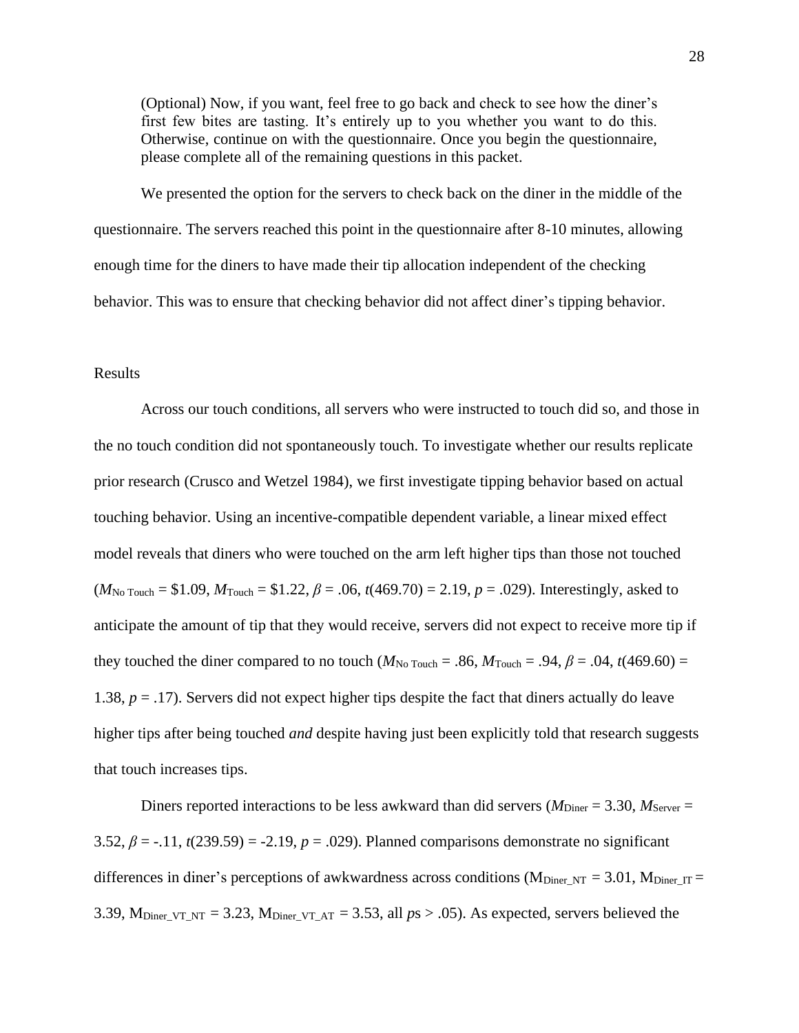> (Optional) Now, if you want, feel free to go back and check to see how the diner's first few bites are tasting. It's entirely up to you whether you want to do this. Otherwise, continue on with the questionnaire. Once you begin the questionnaire, please complete all of the remaining questions in this packet.

We presented the option for the servers to check back on the diner in the middle of the questionnaire. The servers reached this point in the questionnaire after 8-10 minutes, allowing enough time for the diners to have made their tip allocation independent of the checking behavior. This was to ensure that checking behavior did not affect diner's tipping behavior.

## Results

Across our touch conditions, all servers who were instructed to touch did so, and those in the no touch condition did not spontaneously touch. To investigate whether our results replicate prior research (Crusco and Wetzel 1984), we first investigate tipping behavior based on actual touching behavior. Using an incentive-compatible dependent variable, a linear mixed effect model reveals that diners who were touched on the arm left higher tips than those not touched ($M_{\text{No Touch}}$ = \$1.09, $M_{\text{Touch}}$ = \$1.22, $\beta = .06$, $t(469.70) = 2.19$, $p = .029$). Interestingly, asked to anticipate the amount of tip that they would receive, servers did not expect to receive more tip if they touched the diner compared to no touch ($M_{\text{No Touch}} = .86$, $M_{\text{Touch}} = .94$, $\beta = .04$, $t(469.60) = 1.38$, $p = .17$). Servers did not expect higher tips despite the fact that diners actually do leave higher tips after being touched *and* despite having just been explicitly told that research suggests that touch increases tips.

Diners reported interactions to be less awkward than did servers ($M_{\text{Diner}} = 3.30$, $M_{\text{Server}} = 3.52$, $\beta = -.11$, $t(239.59) = -2.19$, $p = .029$). Planned comparisons demonstrate no significant differences in diner's perceptions of awkwardness across conditions ($M_{\text{Diner\_NT}} = 3.01$, $M_{\text{Diner\_IT}} = 3.39$, $M_{\text{Diner\_VT\_NT}} = 3.23$, $M_{\text{Diner\_VT\_AT}} = 3.53$, all *p*s > .05). As expected, servers believed the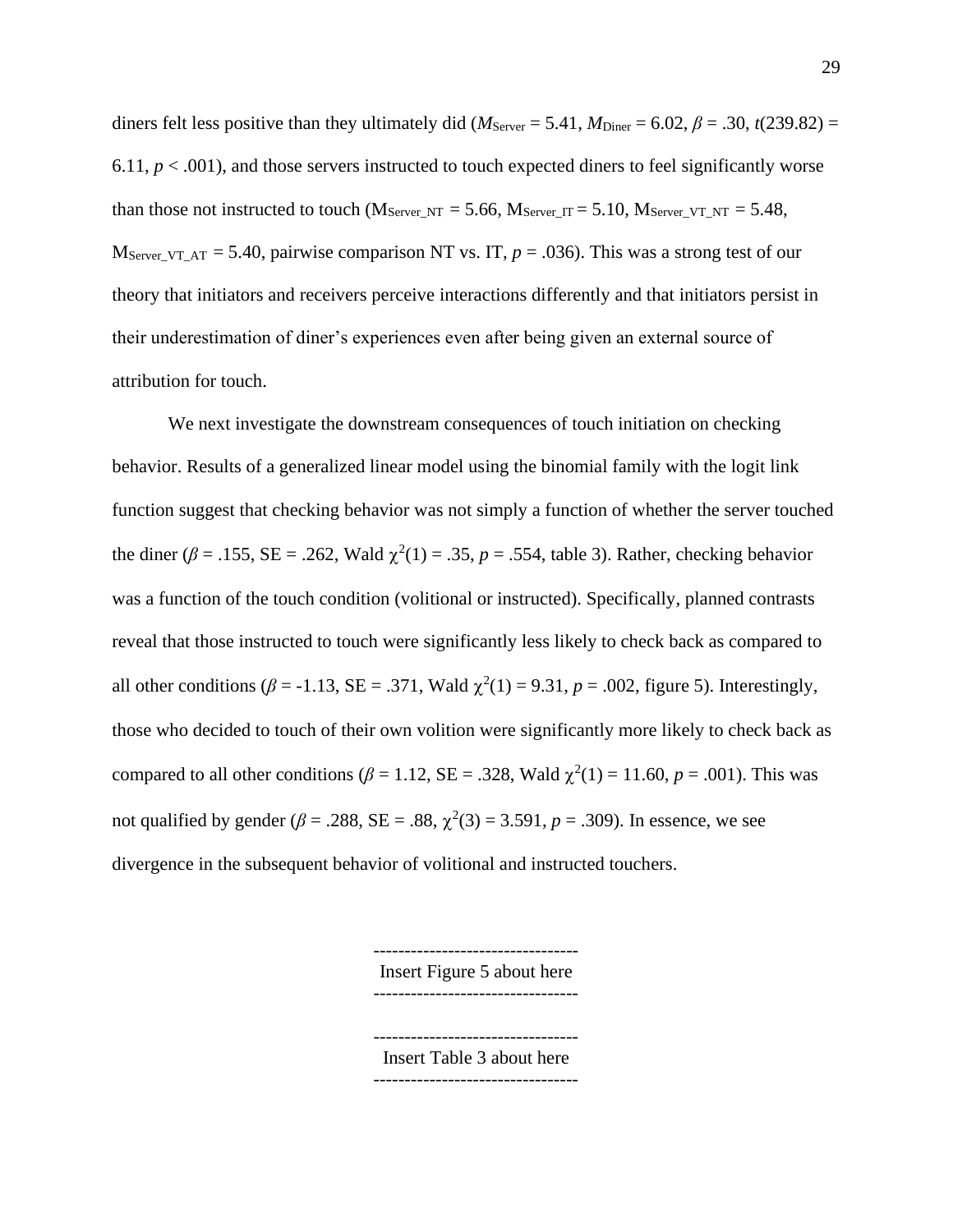diners felt less positive than they ultimately did ($M_{Server}$ = 5.41, $M_{Diner}$ = 6.02, $\beta$ = .30, $t$(239.82) = 6.11, $p$ < .001), and those servers instructed to touch expected diners to feel significantly worse than those not instructed to touch ($M_{Server\_NT}$ = 5.66, $M_{Server\_IT}$ = 5.10, $M_{Server\_VT\_NT}$ = 5.48, $M_{Server\_VT\_AT}$ = 5.40, pairwise comparison NT vs. IT, $p$ = .036). This was a strong test of our theory that initiators and receivers perceive interactions differently and that initiators persist in their underestimation of diner's experiences even after being given an external source of attribution for touch.

We next investigate the downstream consequences of touch initiation on checking behavior. Results of a generalized linear model using the binomial family with the logit link function suggest that checking behavior was not simply a function of whether the server touched the diner ($\beta$ = .155, SE = .262, Wald $\chi^2(1)$ = .35, $p$ = .554, table 3). Rather, checking behavior was a function of the touch condition (volitional or instructed). Specifically, planned contrasts reveal that those instructed to touch were significantly less likely to check back as compared to all other conditions ($\beta$ = -1.13, SE = .371, Wald $\chi^2(1)$ = 9.31, $p$ = .002, figure 5). Interestingly, those who decided to touch of their own volition were significantly more likely to check back as compared to all other conditions ($\beta$ = 1.12, SE = .328, Wald $\chi^2(1)$ = 11.60, $p$ = .001). This was not qualified by gender ($\beta$ = .288, SE = .88, $\chi^2(3)$ = 3.591, $p$ = .309). In essence, we see divergence in the subsequent behavior of volitional and instructed touchers.

---------------------------------
Insert Figure 5 about here
---------------------------------

---------------------------------
Insert Table 3 about here
---------------------------------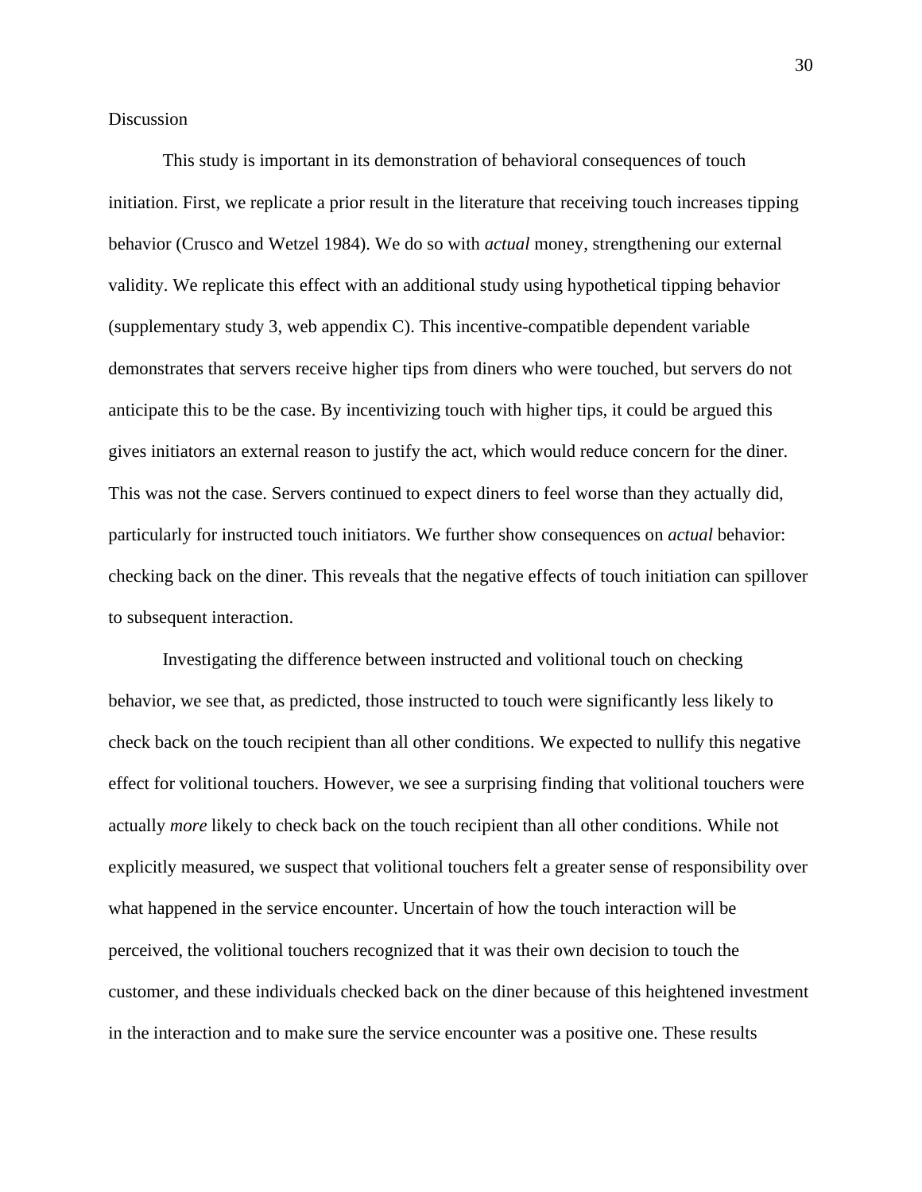Discussion

This study is important in its demonstration of behavioral consequences of touch initiation. First, we replicate a prior result in the literature that receiving touch increases tipping behavior (Crusco and Wetzel 1984). We do so with *actual* money, strengthening our external validity. We replicate this effect with an additional study using hypothetical tipping behavior (supplementary study 3, web appendix C). This incentive-compatible dependent variable demonstrates that servers receive higher tips from diners who were touched, but servers do not anticipate this to be the case. By incentivizing touch with higher tips, it could be argued this gives initiators an external reason to justify the act, which would reduce concern for the diner. This was not the case. Servers continued to expect diners to feel worse than they actually did, particularly for instructed touch initiators. We further show consequences on *actual* behavior: checking back on the diner. This reveals that the negative effects of touch initiation can spillover to subsequent interaction.

Investigating the difference between instructed and volitional touch on checking behavior, we see that, as predicted, those instructed to touch were significantly less likely to check back on the touch recipient than all other conditions. We expected to nullify this negative effect for volitional touchers. However, we see a surprising finding that volitional touchers were actually *more* likely to check back on the touch recipient than all other conditions. While not explicitly measured, we suspect that volitional touchers felt a greater sense of responsibility over what happened in the service encounter. Uncertain of how the touch interaction will be perceived, the volitional touchers recognized that it was their own decision to touch the customer, and these individuals checked back on the diner because of this heightened investment in the interaction and to make sure the service encounter was a positive one. These results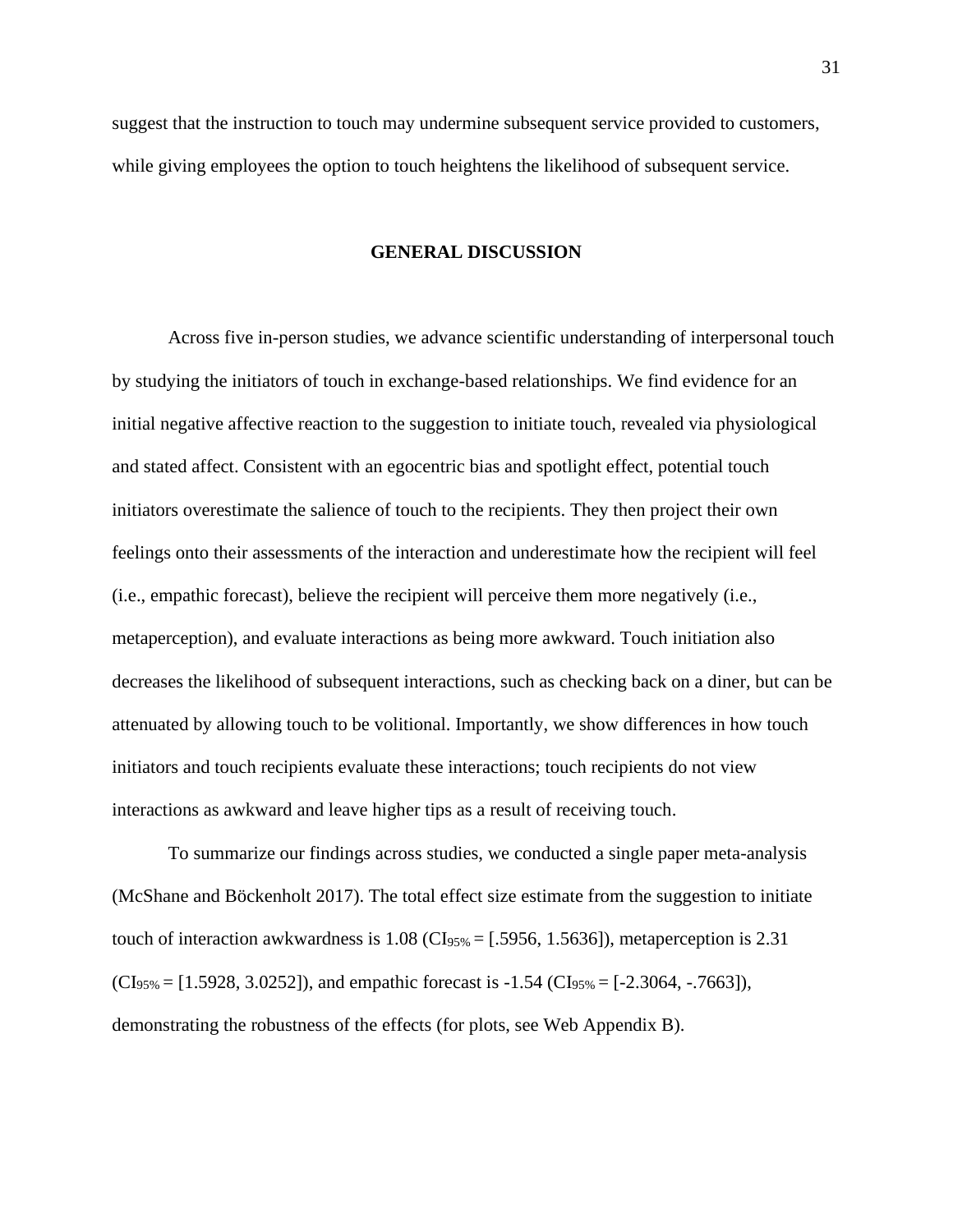suggest that the instruction to touch may undermine subsequent service provided to customers, while giving employees the option to touch heightens the likelihood of subsequent service.

## GENERAL DISCUSSION

Across five in-person studies, we advance scientific understanding of interpersonal touch by studying the initiators of touch in exchange-based relationships. We find evidence for an initial negative affective reaction to the suggestion to initiate touch, revealed via physiological and stated affect. Consistent with an egocentric bias and spotlight effect, potential touch initiators overestimate the salience of touch to the recipients. They then project their own feelings onto their assessments of the interaction and underestimate how the recipient will feel (i.e., empathic forecast), believe the recipient will perceive them more negatively (i.e., metaperception), and evaluate interactions as being more awkward. Touch initiation also decreases the likelihood of subsequent interactions, such as checking back on a diner, but can be attenuated by allowing touch to be volitional. Importantly, we show differences in how touch initiators and touch recipients evaluate these interactions; touch recipients do not view interactions as awkward and leave higher tips as a result of receiving touch.

To summarize our findings across studies, we conducted a single paper meta-analysis (McShane and Böckenholt 2017). The total effect size estimate from the suggestion to initiate touch of interaction awkwardness is 1.08 ($CI_{95\%}$ = [.5956, 1.5636]), metaperception is 2.31 ($CI_{95\%}$ = [1.5928, 3.0252]), and empathic forecast is -1.54 ($CI_{95\%}$ = [-2.3064, -.7663]), demonstrating the robustness of the effects (for plots, see Web Appendix B).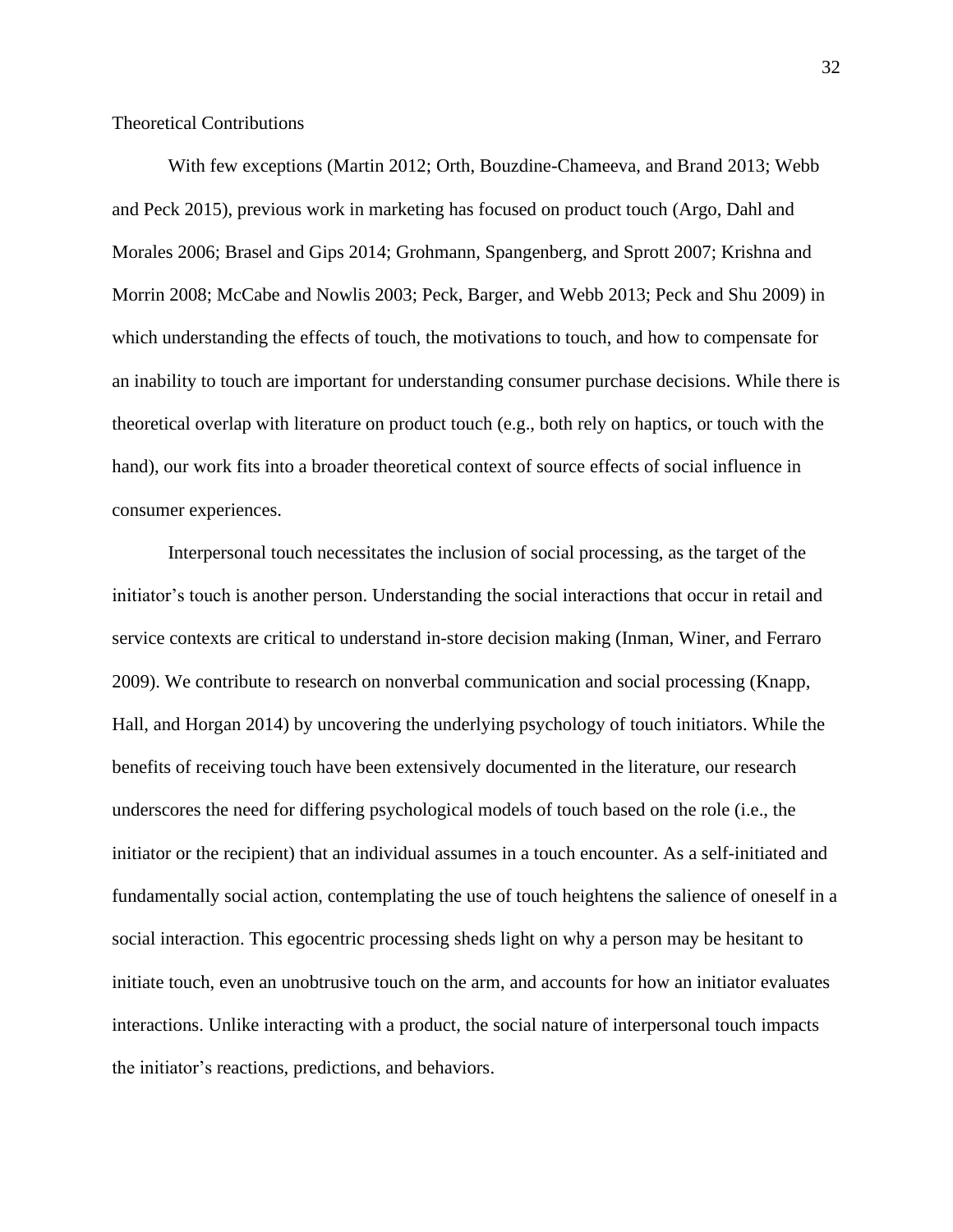## Theoretical Contributions

With few exceptions (Martin 2012; Orth, Bouzdine-Chameeva, and Brand 2013; Webb and Peck 2015), previous work in marketing has focused on product touch (Argo, Dahl and Morales 2006; Brasel and Gips 2014; Grohmann, Spangenberg, and Sprott 2007; Krishna and Morrin 2008; McCabe and Nowlis 2003; Peck, Barger, and Webb 2013; Peck and Shu 2009) in which understanding the effects of touch, the motivations to touch, and how to compensate for an inability to touch are important for understanding consumer purchase decisions. While there is theoretical overlap with literature on product touch (e.g., both rely on haptics, or touch with the hand), our work fits into a broader theoretical context of source effects of social influence in consumer experiences.

Interpersonal touch necessitates the inclusion of social processing, as the target of the initiator's touch is another person. Understanding the social interactions that occur in retail and service contexts are critical to understand in-store decision making (Inman, Winer, and Ferraro 2009). We contribute to research on nonverbal communication and social processing (Knapp, Hall, and Horgan 2014) by uncovering the underlying psychology of touch initiators. While the benefits of receiving touch have been extensively documented in the literature, our research underscores the need for differing psychological models of touch based on the role (i.e., the initiator or the recipient) that an individual assumes in a touch encounter. As a self-initiated and fundamentally social action, contemplating the use of touch heightens the salience of oneself in a social interaction. This egocentric processing sheds light on why a person may be hesitant to initiate touch, even an unobtrusive touch on the arm, and accounts for how an initiator evaluates interactions. Unlike interacting with a product, the social nature of interpersonal touch impacts the initiator's reactions, predictions, and behaviors.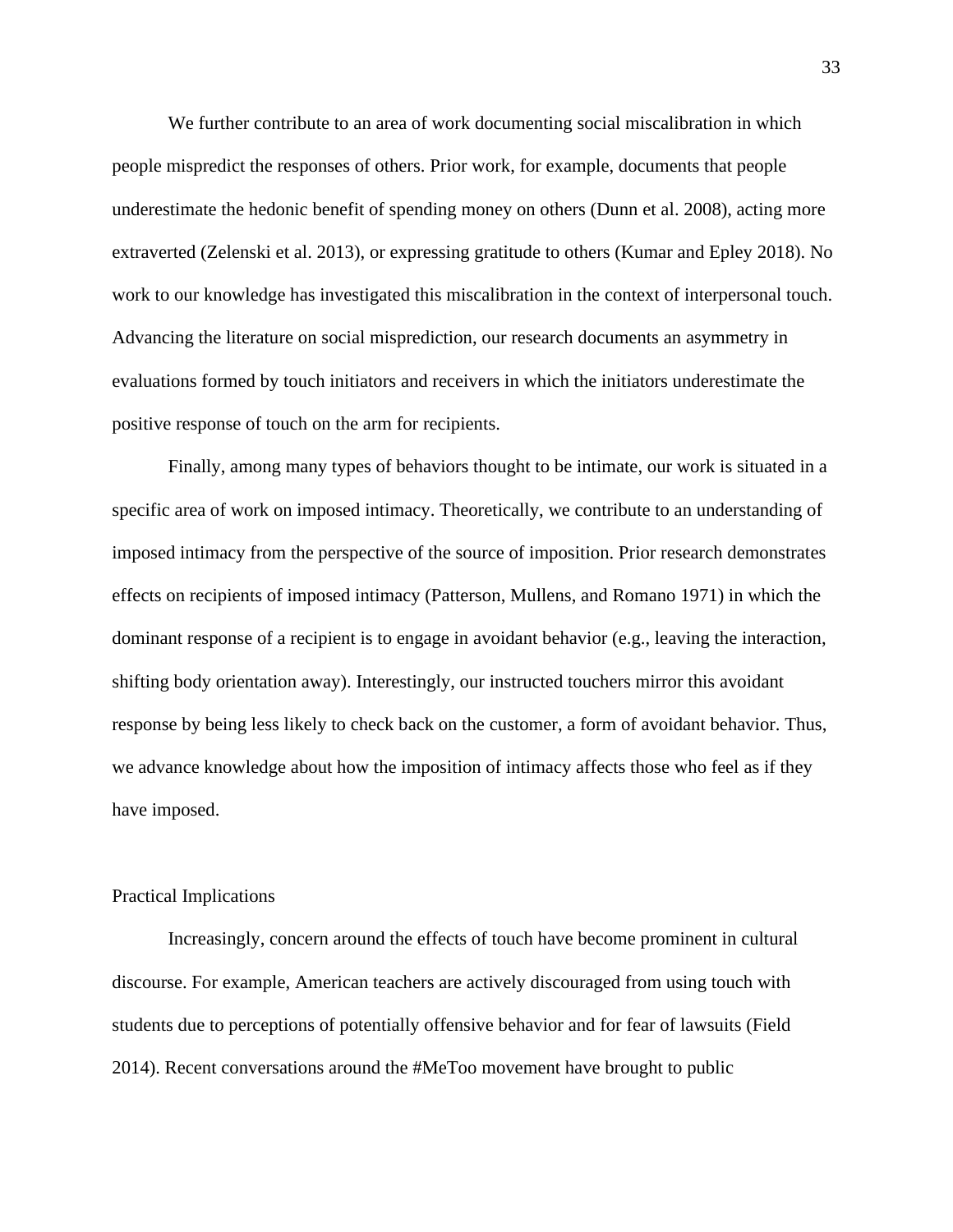We further contribute to an area of work documenting social miscalibration in which people mispredict the responses of others. Prior work, for example, documents that people underestimate the hedonic benefit of spending money on others (Dunn et al. 2008), acting more extraverted (Zelenski et al. 2013), or expressing gratitude to others (Kumar and Epley 2018). No work to our knowledge has investigated this miscalibration in the context of interpersonal touch. Advancing the literature on social misprediction, our research documents an asymmetry in evaluations formed by touch initiators and receivers in which the initiators underestimate the positive response of touch on the arm for recipients.

Finally, among many types of behaviors thought to be intimate, our work is situated in a specific area of work on imposed intimacy. Theoretically, we contribute to an understanding of imposed intimacy from the perspective of the source of imposition. Prior research demonstrates effects on recipients of imposed intimacy (Patterson, Mullens, and Romano 1971) in which the dominant response of a recipient is to engage in avoidant behavior (e.g., leaving the interaction, shifting body orientation away). Interestingly, our instructed touchers mirror this avoidant response by being less likely to check back on the customer, a form of avoidant behavior. Thus, we advance knowledge about how the imposition of intimacy affects those who feel as if they have imposed.

## Practical Implications

Increasingly, concern around the effects of touch have become prominent in cultural discourse. For example, American teachers are actively discouraged from using touch with students due to perceptions of potentially offensive behavior and for fear of lawsuits (Field 2014). Recent conversations around the #MeToo movement have brought to public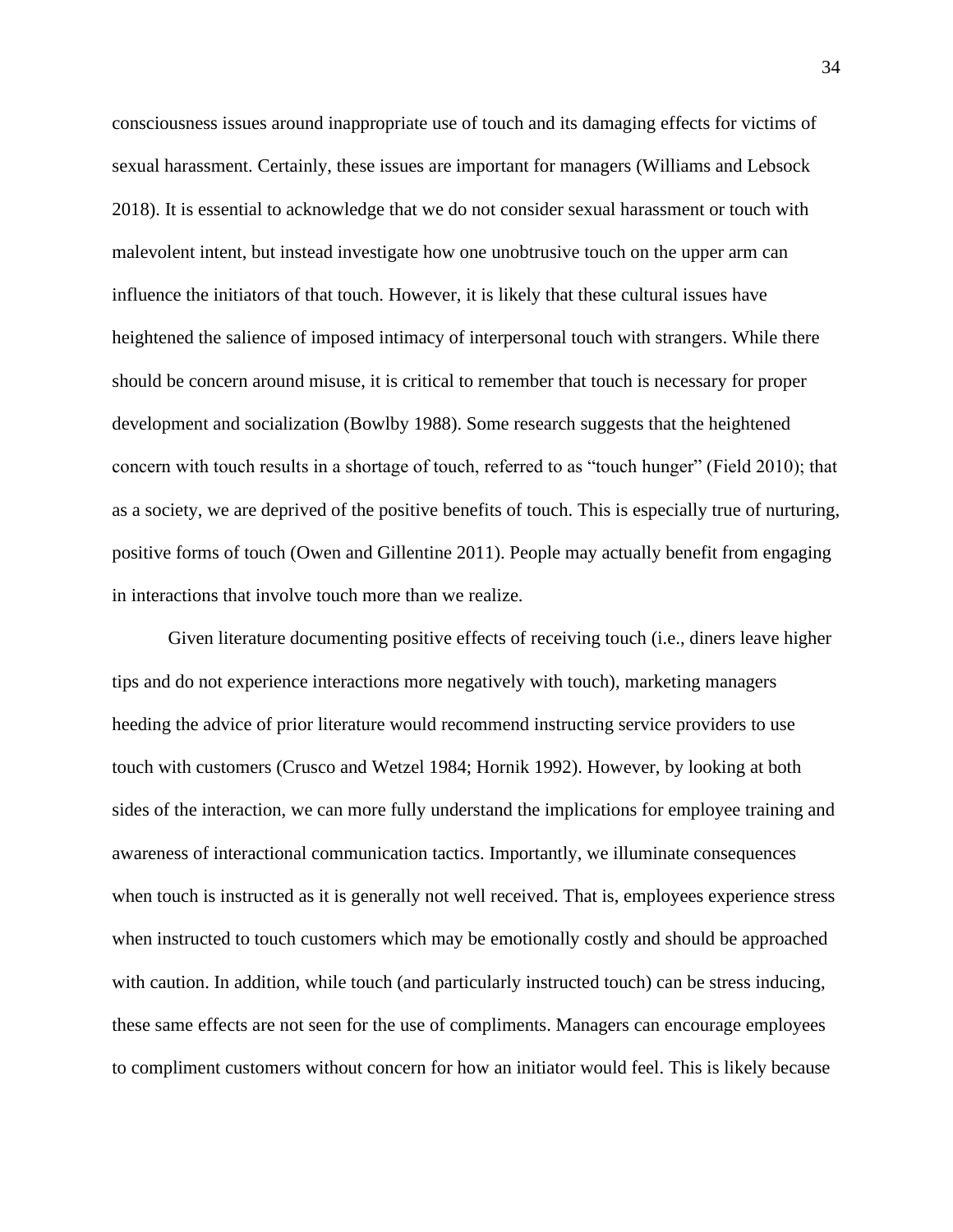consciousness issues around inappropriate use of touch and its damaging effects for victims of sexual harassment. Certainly, these issues are important for managers (Williams and Lebsock 2018). It is essential to acknowledge that we do not consider sexual harassment or touch with malevolent intent, but instead investigate how one unobtrusive touch on the upper arm can influence the initiators of that touch. However, it is likely that these cultural issues have heightened the salience of imposed intimacy of interpersonal touch with strangers. While there should be concern around misuse, it is critical to remember that touch is necessary for proper development and socialization (Bowlby 1988). Some research suggests that the heightened concern with touch results in a shortage of touch, referred to as "touch hunger" (Field 2010); that as a society, we are deprived of the positive benefits of touch. This is especially true of nurturing, positive forms of touch (Owen and Gillentine 2011). People may actually benefit from engaging in interactions that involve touch more than we realize.

Given literature documenting positive effects of receiving touch (i.e., diners leave higher tips and do not experience interactions more negatively with touch), marketing managers heeding the advice of prior literature would recommend instructing service providers to use touch with customers (Crusco and Wetzel 1984; Hornik 1992). However, by looking at both sides of the interaction, we can more fully understand the implications for employee training and awareness of interactional communication tactics. Importantly, we illuminate consequences when touch is instructed as it is generally not well received. That is, employees experience stress when instructed to touch customers which may be emotionally costly and should be approached with caution. In addition, while touch (and particularly instructed touch) can be stress inducing, these same effects are not seen for the use of compliments. Managers can encourage employees to compliment customers without concern for how an initiator would feel. This is likely because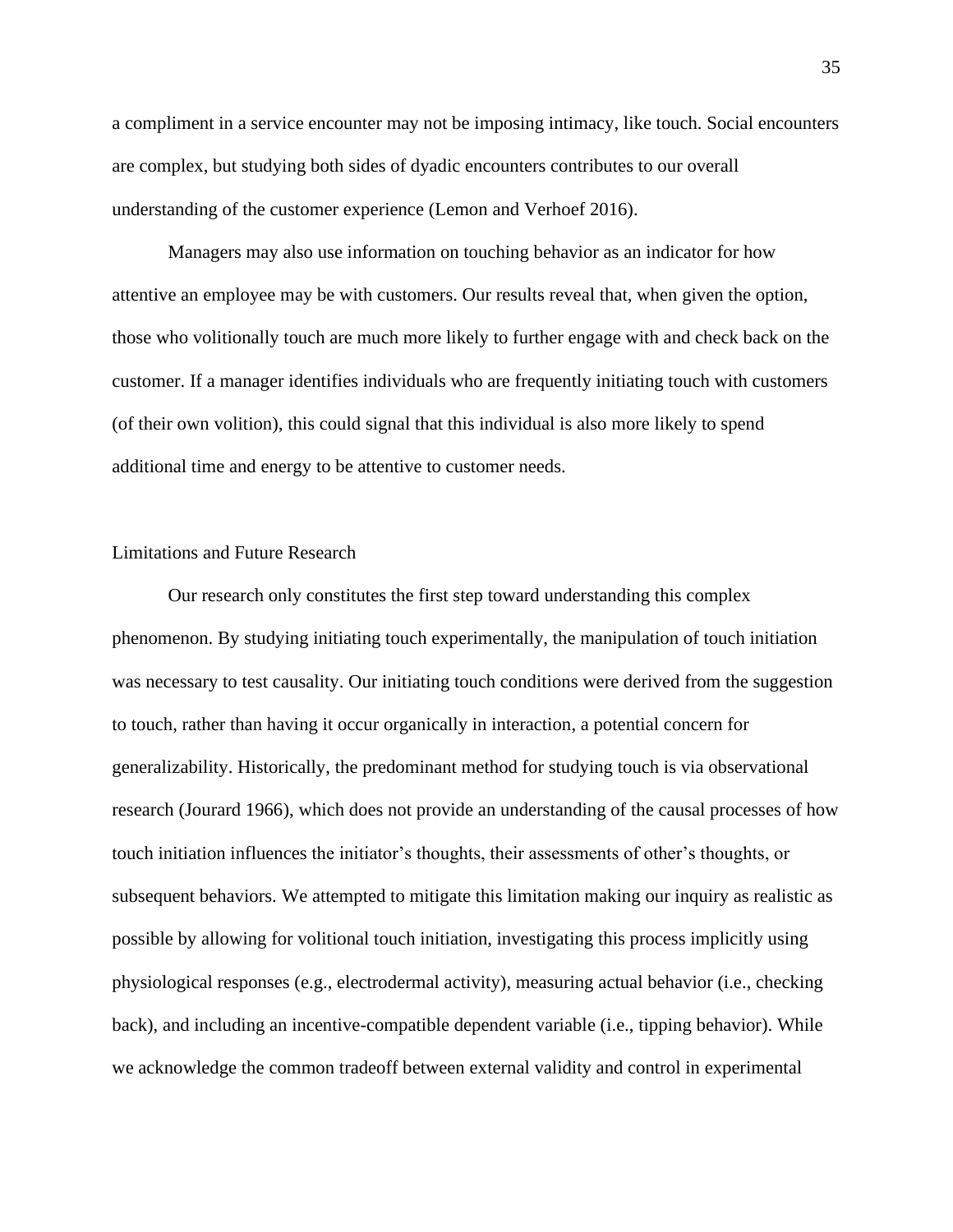a compliment in a service encounter may not be imposing intimacy, like touch. Social encounters are complex, but studying both sides of dyadic encounters contributes to our overall understanding of the customer experience (Lemon and Verhoef 2016).

Managers may also use information on touching behavior as an indicator for how attentive an employee may be with customers. Our results reveal that, when given the option, those who volitionally touch are much more likely to further engage with and check back on the customer. If a manager identifies individuals who are frequently initiating touch with customers (of their own volition), this could signal that this individual is also more likely to spend additional time and energy to be attentive to customer needs.

## Limitations and Future Research

Our research only constitutes the first step toward understanding this complex phenomenon. By studying initiating touch experimentally, the manipulation of touch initiation was necessary to test causality. Our initiating touch conditions were derived from the suggestion to touch, rather than having it occur organically in interaction, a potential concern for generalizability. Historically, the predominant method for studying touch is via observational research (Jourard 1966), which does not provide an understanding of the causal processes of how touch initiation influences the initiator's thoughts, their assessments of other's thoughts, or subsequent behaviors. We attempted to mitigate this limitation making our inquiry as realistic as possible by allowing for volitional touch initiation, investigating this process implicitly using physiological responses (e.g., electrodermal activity), measuring actual behavior (i.e., checking back), and including an incentive-compatible dependent variable (i.e., tipping behavior). While we acknowledge the common tradeoff between external validity and control in experimental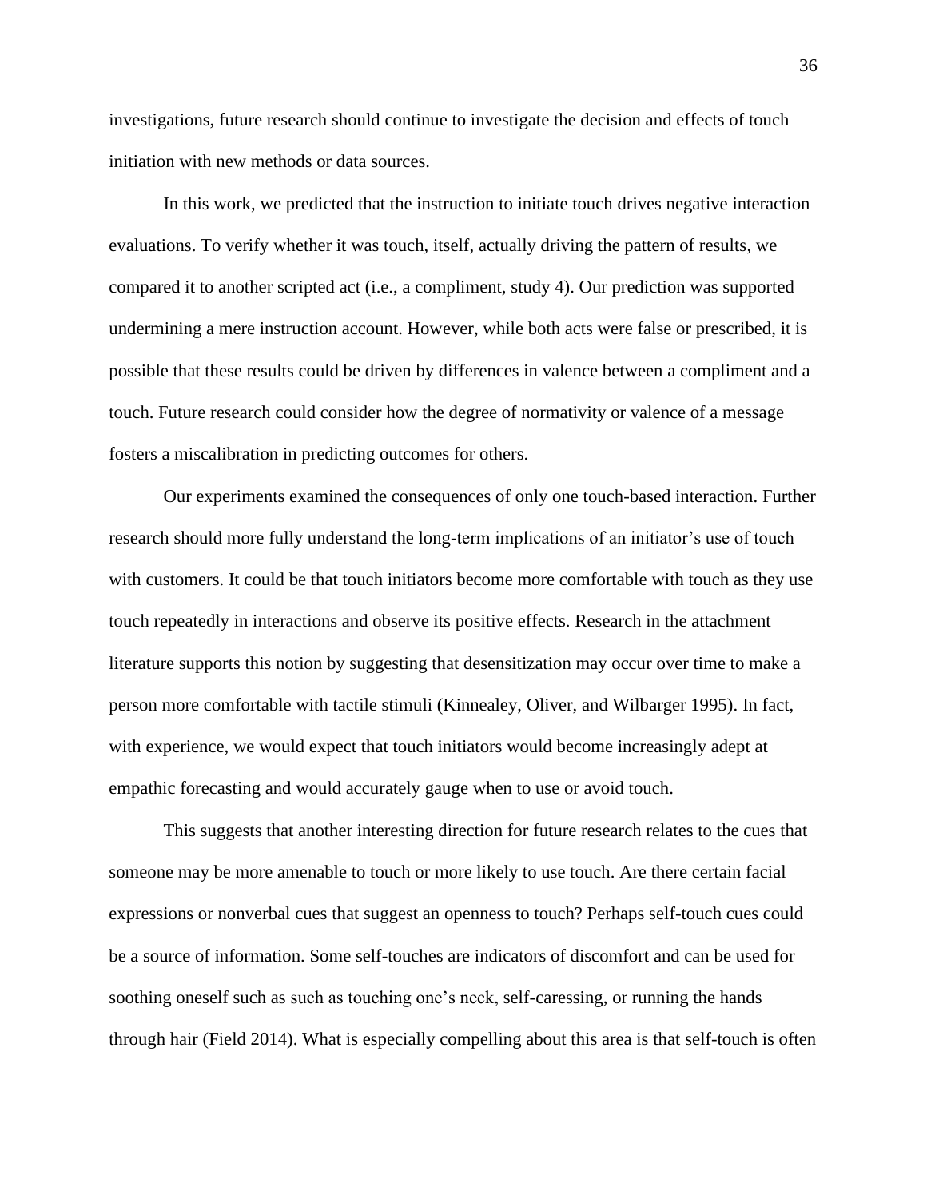investigations, future research should continue to investigate the decision and effects of touch initiation with new methods or data sources.

In this work, we predicted that the instruction to initiate touch drives negative interaction evaluations. To verify whether it was touch, itself, actually driving the pattern of results, we compared it to another scripted act (i.e., a compliment, study 4). Our prediction was supported undermining a mere instruction account. However, while both acts were false or prescribed, it is possible that these results could be driven by differences in valence between a compliment and a touch. Future research could consider how the degree of normativity or valence of a message fosters a miscalibration in predicting outcomes for others.

Our experiments examined the consequences of only one touch-based interaction. Further research should more fully understand the long-term implications of an initiator's use of touch with customers. It could be that touch initiators become more comfortable with touch as they use touch repeatedly in interactions and observe its positive effects. Research in the attachment literature supports this notion by suggesting that desensitization may occur over time to make a person more comfortable with tactile stimuli (Kinnealey, Oliver, and Wilbarger 1995). In fact, with experience, we would expect that touch initiators would become increasingly adept at empathic forecasting and would accurately gauge when to use or avoid touch.

This suggests that another interesting direction for future research relates to the cues that someone may be more amenable to touch or more likely to use touch. Are there certain facial expressions or nonverbal cues that suggest an openness to touch? Perhaps self-touch cues could be a source of information. Some self-touches are indicators of discomfort and can be used for soothing oneself such as such as touching one's neck, self-caressing, or running the hands through hair (Field 2014). What is especially compelling about this area is that self-touch is often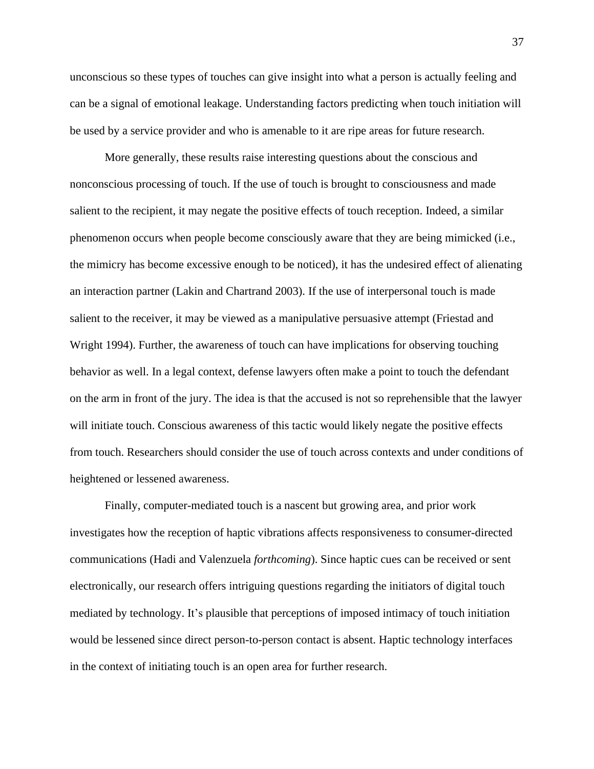unconscious so these types of touches can give insight into what a person is actually feeling and can be a signal of emotional leakage. Understanding factors predicting when touch initiation will be used by a service provider and who is amenable to it are ripe areas for future research.

More generally, these results raise interesting questions about the conscious and nonconscious processing of touch. If the use of touch is brought to consciousness and made salient to the recipient, it may negate the positive effects of touch reception. Indeed, a similar phenomenon occurs when people become consciously aware that they are being mimicked (i.e., the mimicry has become excessive enough to be noticed), it has the undesired effect of alienating an interaction partner (Lakin and Chartrand 2003). If the use of interpersonal touch is made salient to the receiver, it may be viewed as a manipulative persuasive attempt (Friestad and Wright 1994). Further, the awareness of touch can have implications for observing touching behavior as well. In a legal context, defense lawyers often make a point to touch the defendant on the arm in front of the jury. The idea is that the accused is not so reprehensible that the lawyer will initiate touch. Conscious awareness of this tactic would likely negate the positive effects from touch. Researchers should consider the use of touch across contexts and under conditions of heightened or lessened awareness.

Finally, computer-mediated touch is a nascent but growing area, and prior work investigates how the reception of haptic vibrations affects responsiveness to consumer-directed communications (Hadi and Valenzuela *forthcoming*). Since haptic cues can be received or sent electronically, our research offers intriguing questions regarding the initiators of digital touch mediated by technology. It's plausible that perceptions of imposed intimacy of touch initiation would be lessened since direct person-to-person contact is absent. Haptic technology interfaces in the context of initiating touch is an open area for further research.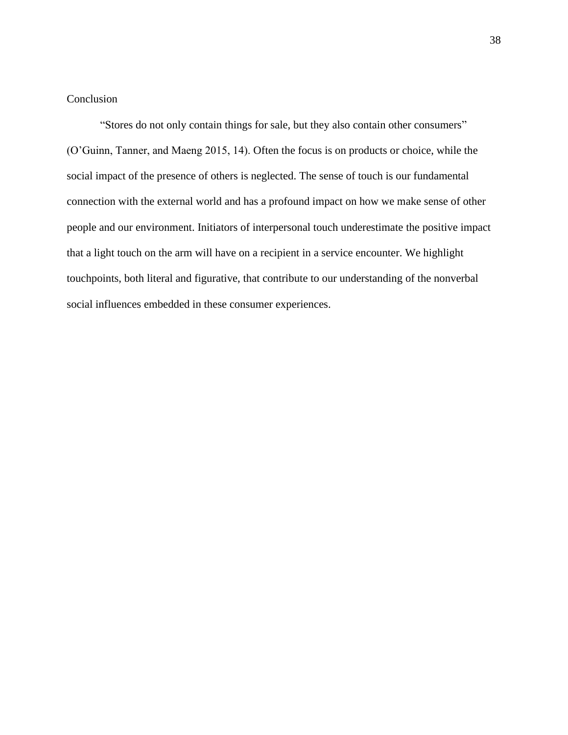## Conclusion

"Stores do not only contain things for sale, but they also contain other consumers" (O'Guinn, Tanner, and Maeng 2015, 14). Often the focus is on products or choice, while the social impact of the presence of others is neglected. The sense of touch is our fundamental connection with the external world and has a profound impact on how we make sense of other people and our environment. Initiators of interpersonal touch underestimate the positive impact that a light touch on the arm will have on a recipient in a service encounter. We highlight touchpoints, both literal and figurative, that contribute to our understanding of the nonverbal social influences embedded in these consumer experiences.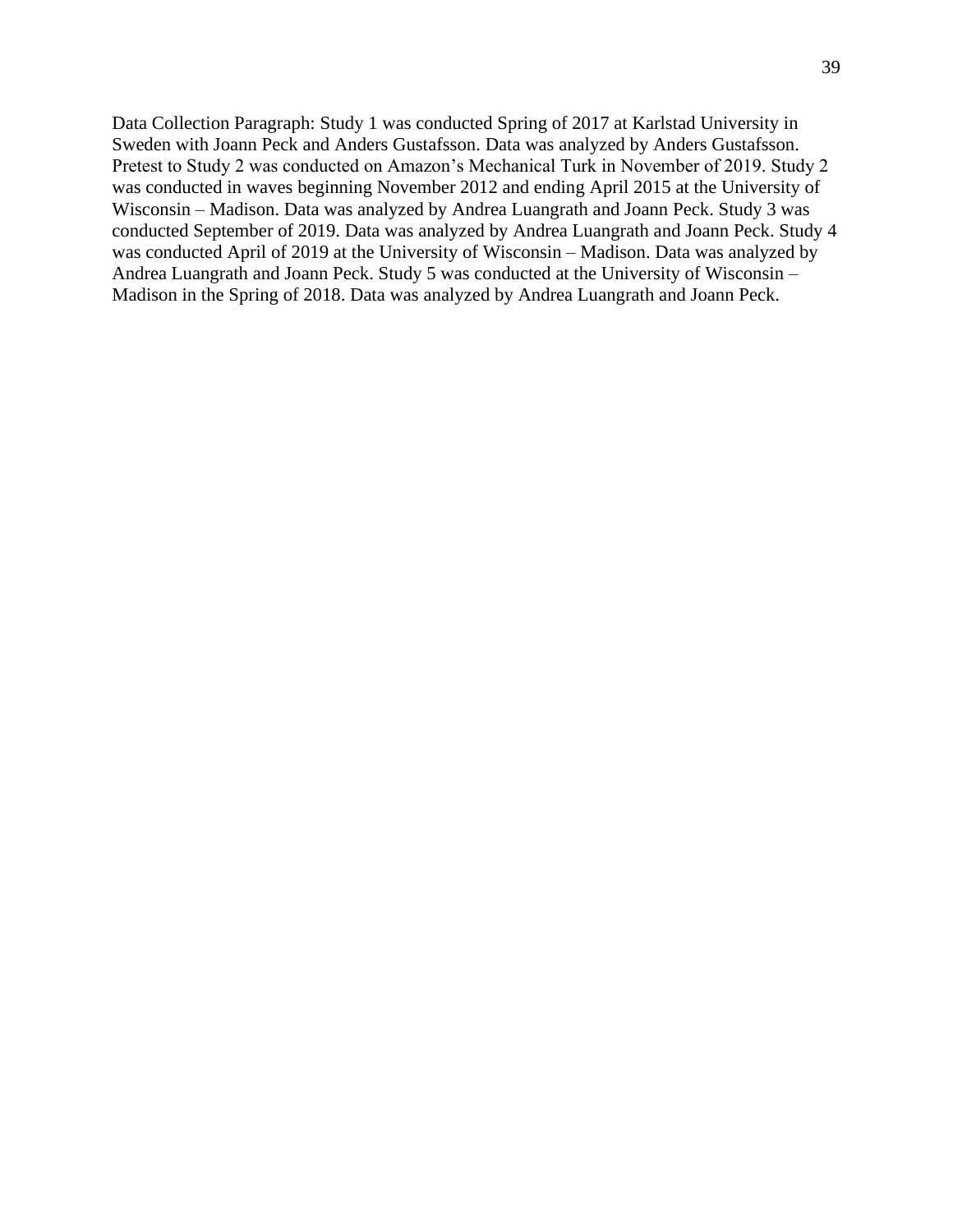Data Collection Paragraph: Study 1 was conducted Spring of 2017 at Karlstad University in Sweden with Joann Peck and Anders Gustafsson. Data was analyzed by Anders Gustafsson. Pretest to Study 2 was conducted on Amazon's Mechanical Turk in November of 2019. Study 2 was conducted in waves beginning November 2012 and ending April 2015 at the University of Wisconsin – Madison. Data was analyzed by Andrea Luangrath and Joann Peck. Study 3 was conducted September of 2019. Data was analyzed by Andrea Luangrath and Joann Peck. Study 4 was conducted April of 2019 at the University of Wisconsin – Madison. Data was analyzed by Andrea Luangrath and Joann Peck. Study 5 was conducted at the University of Wisconsin – Madison in the Spring of 2018. Data was analyzed by Andrea Luangrath and Joann Peck.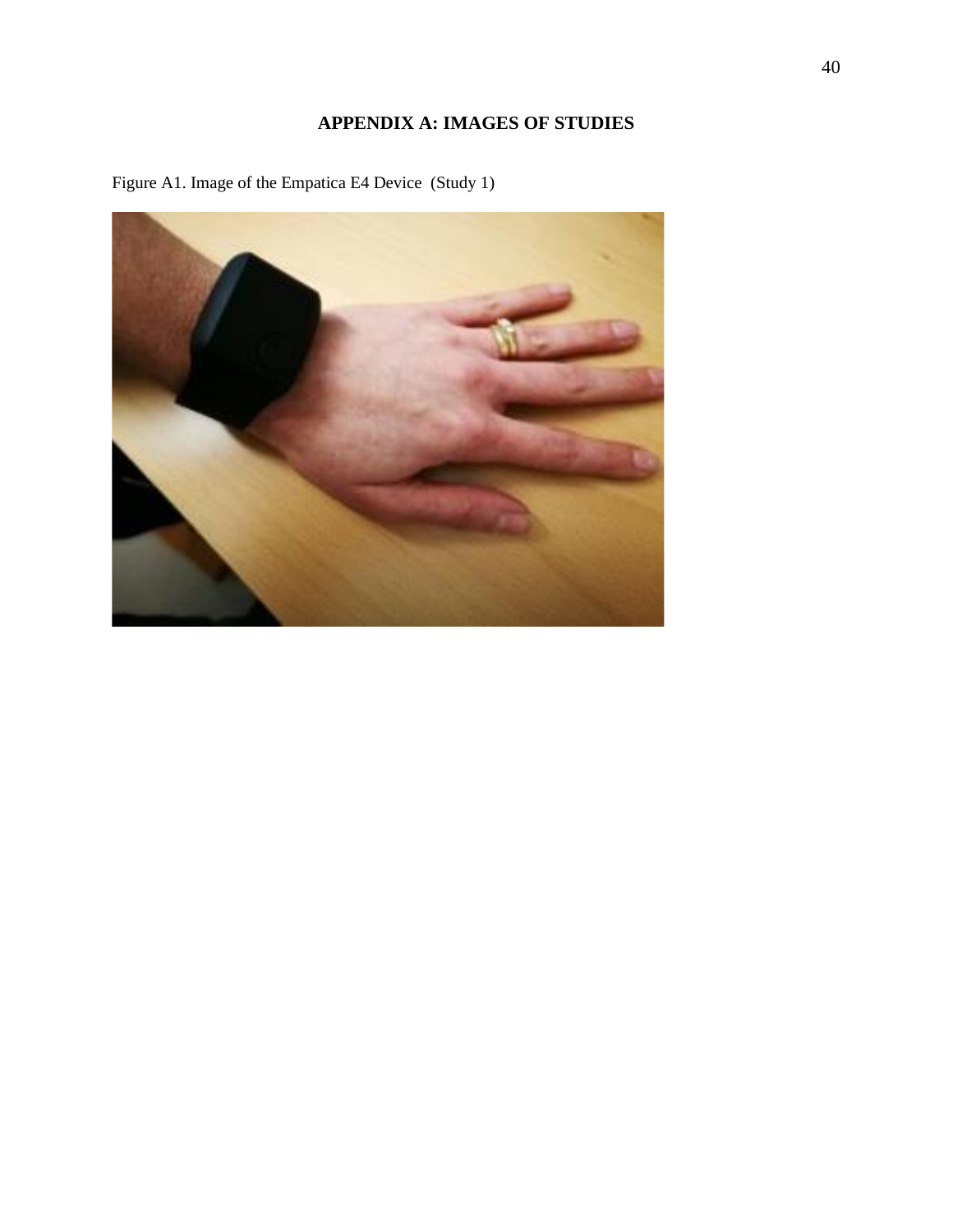# APPENDIX A: IMAGES OF STUDIES

Figure A1. Image of the Empatica E4 Device (Study 1)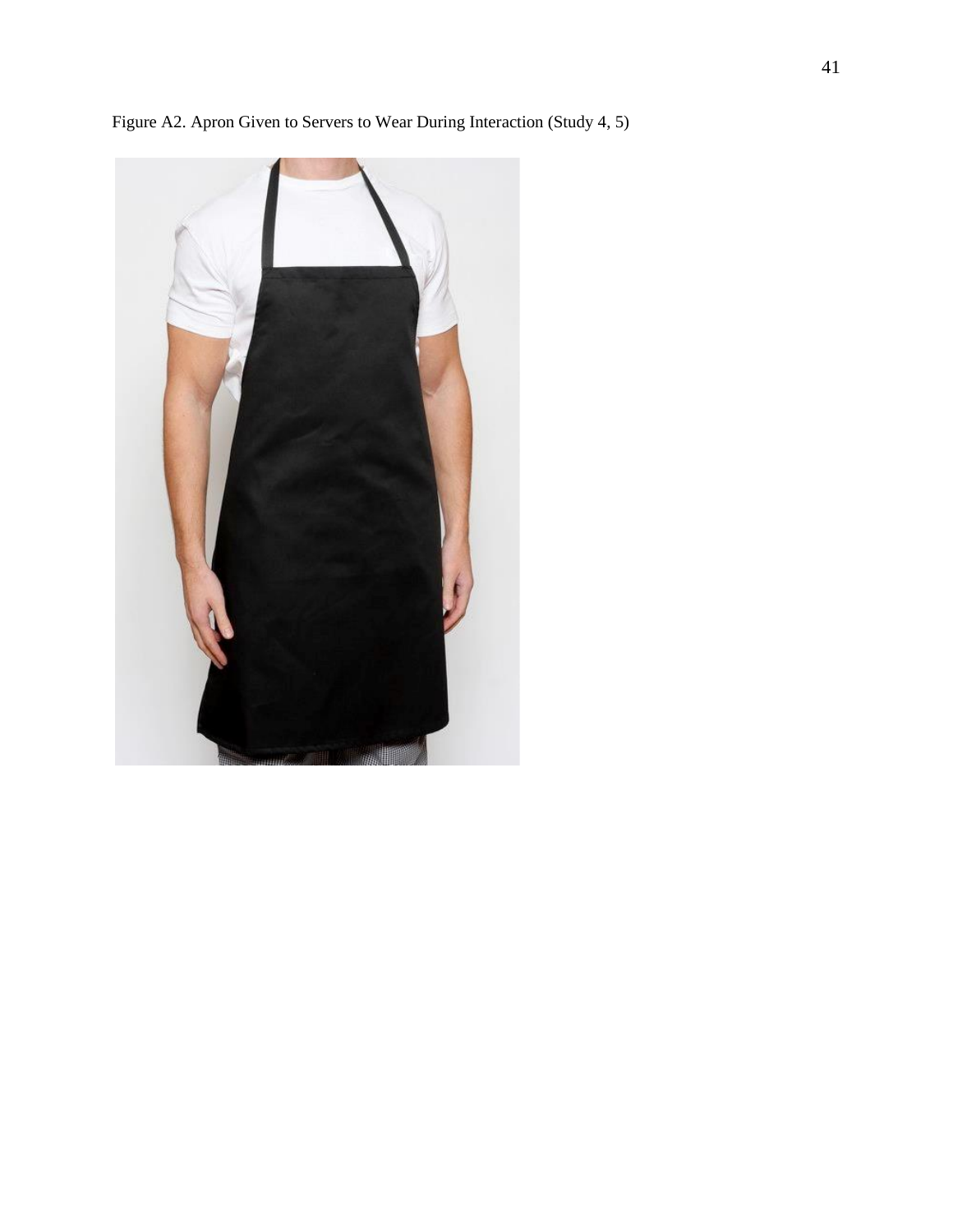Figure A2. Apron Given to Servers to Wear During Interaction (Study 4, 5)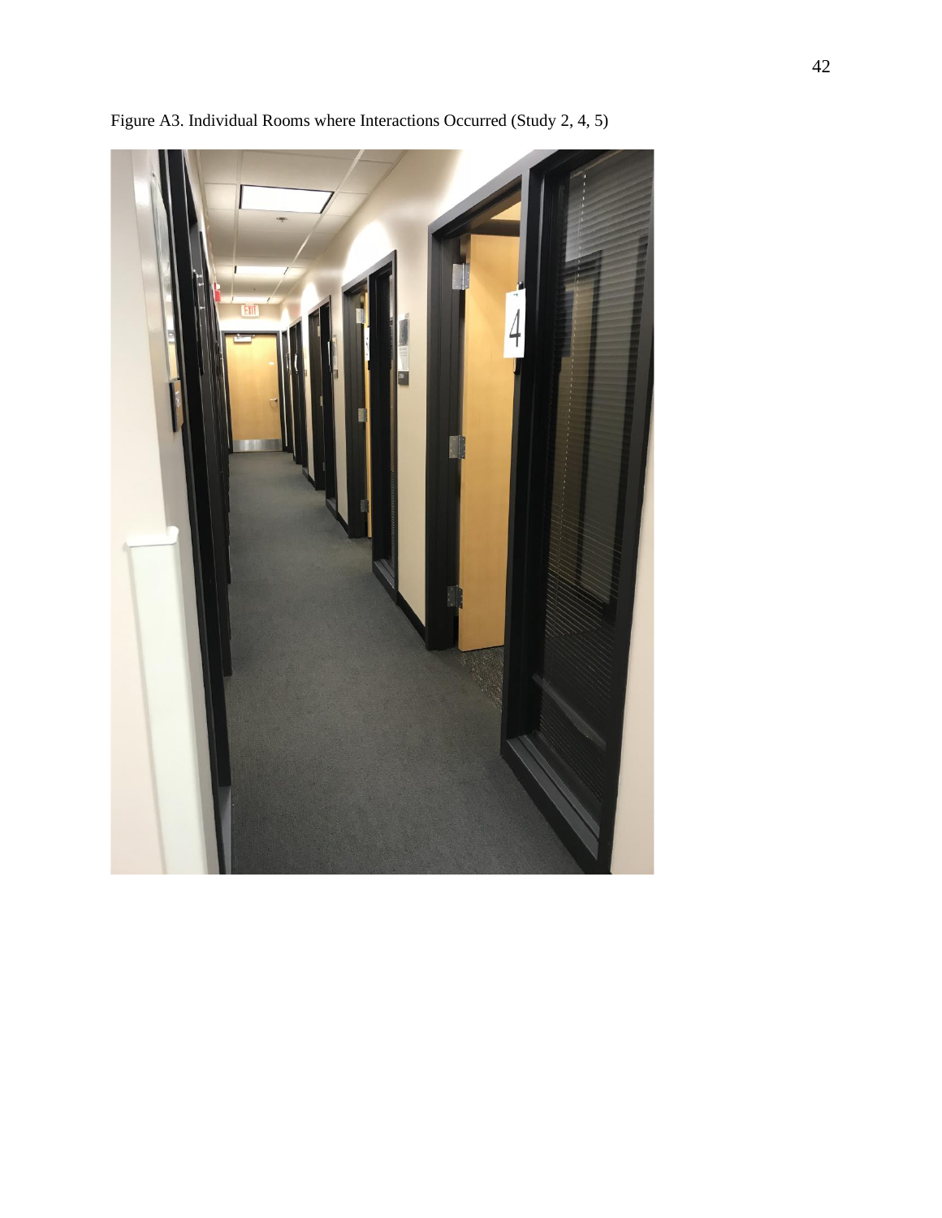Figure A3. Individual Rooms where Interactions Occurred (Study 2, 4, 5)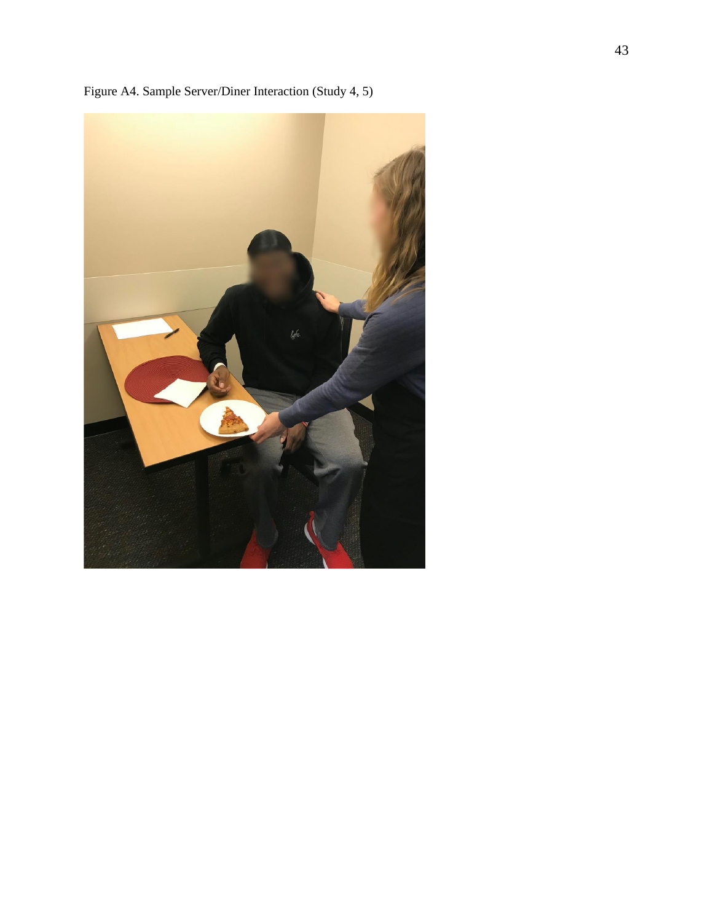Figure A4. Sample Server/Diner Interaction (Study 4, 5)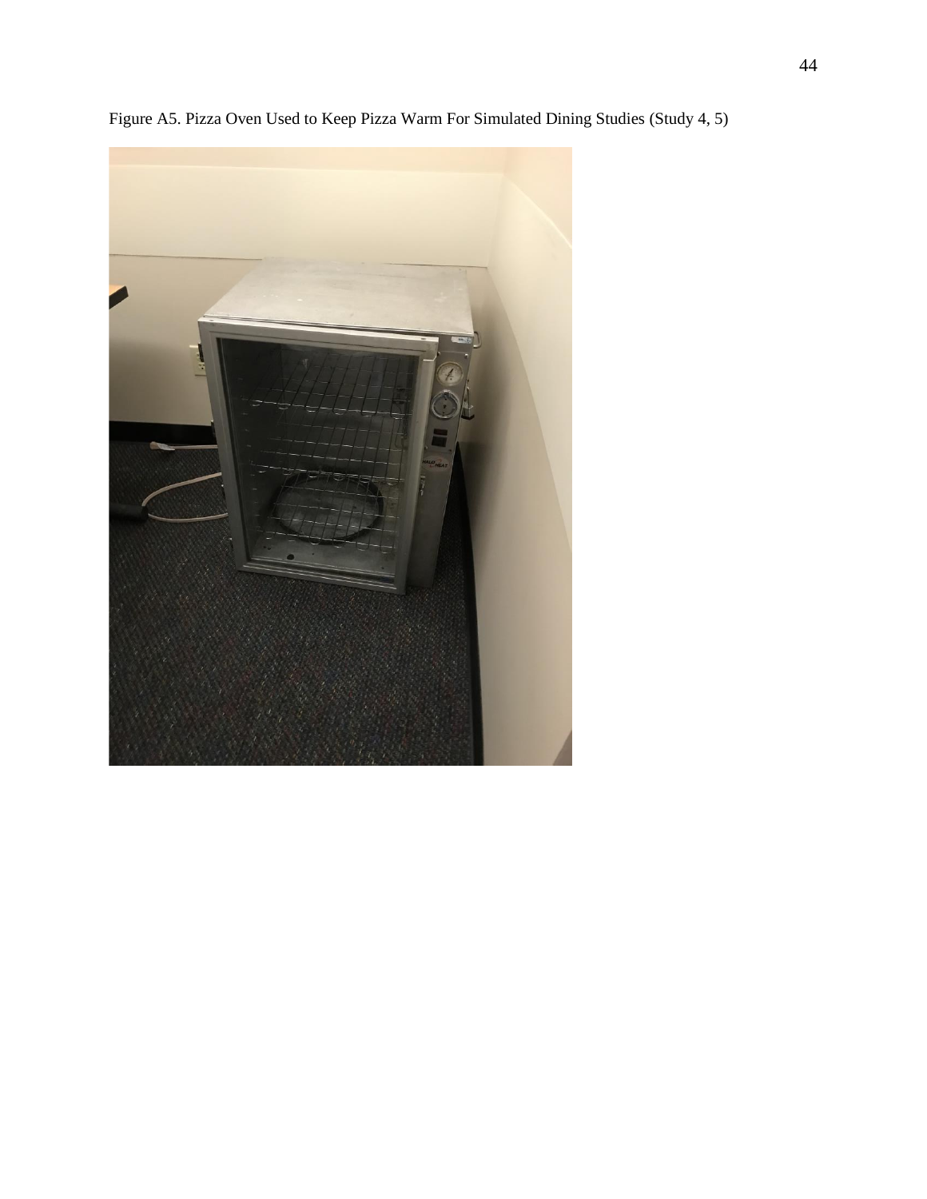Figure A5. Pizza Oven Used to Keep Pizza Warm For Simulated Dining Studies (Study 4, 5)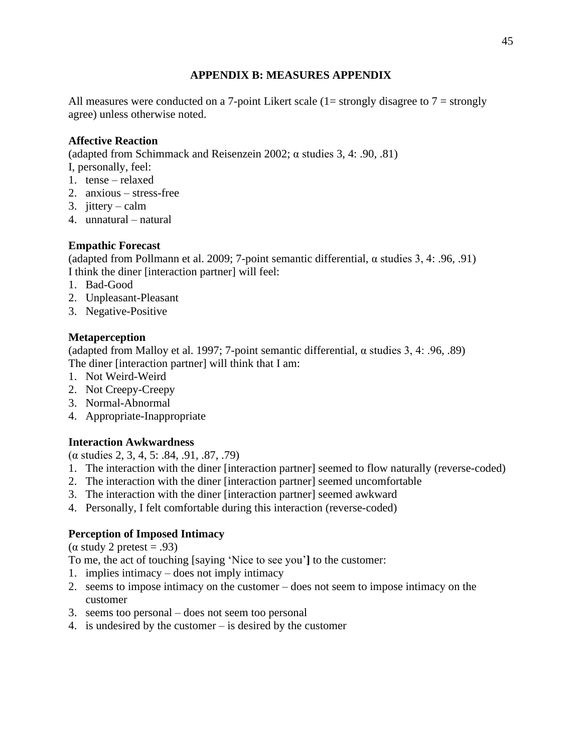# APPENDIX B: MEASURES APPENDIX

All measures were conducted on a 7-point Likert scale (1= strongly disagree to 7 = strongly agree) unless otherwise noted.

**Affective Reaction**

(adapted from Schimmack and Reisenzein 2002; α studies 3, 4: .90, .81)

I, personally, feel:

1. tense – relaxed
2. anxious – stress-free
3. jittery – calm
4. unnatural – natural

**Empathic Forecast**

(adapted from Pollmann et al. 2009; 7-point semantic differential, α studies 3, 4: .96, .91)

I think the diner [interaction partner] will feel:

1. Bad-Good
2. Unpleasant-Pleasant
3. Negative-Positive

**Metaperception**

(adapted from Malloy et al. 1997; 7-point semantic differential, α studies 3, 4: .96, .89)

The diner [interaction partner] will think that I am:

1. Not Weird-Weird
2. Not Creepy-Creepy
3. Normal-Abnormal
4. Appropriate-Inappropriate

**Interaction Awkwardness**

(α studies 2, 3, 4, 5: .84, .91, .87, .79)

1. The interaction with the diner [interaction partner] seemed to flow naturally (reverse-coded)
2. The interaction with the diner [interaction partner] seemed uncomfortable
3. The interaction with the diner [interaction partner] seemed awkward
4. Personally, I felt comfortable during this interaction (reverse-coded)

**Perception of Imposed Intimacy**

(α study 2 pretest = .93)

To me, the act of touching [saying 'Nice to see you'**]** to the customer:

1. implies intimacy – does not imply intimacy
2. seems to impose intimacy on the customer – does not seem to impose intimacy on the customer
3. seems too personal – does not seem too personal
4. is undesired by the customer – is desired by the customer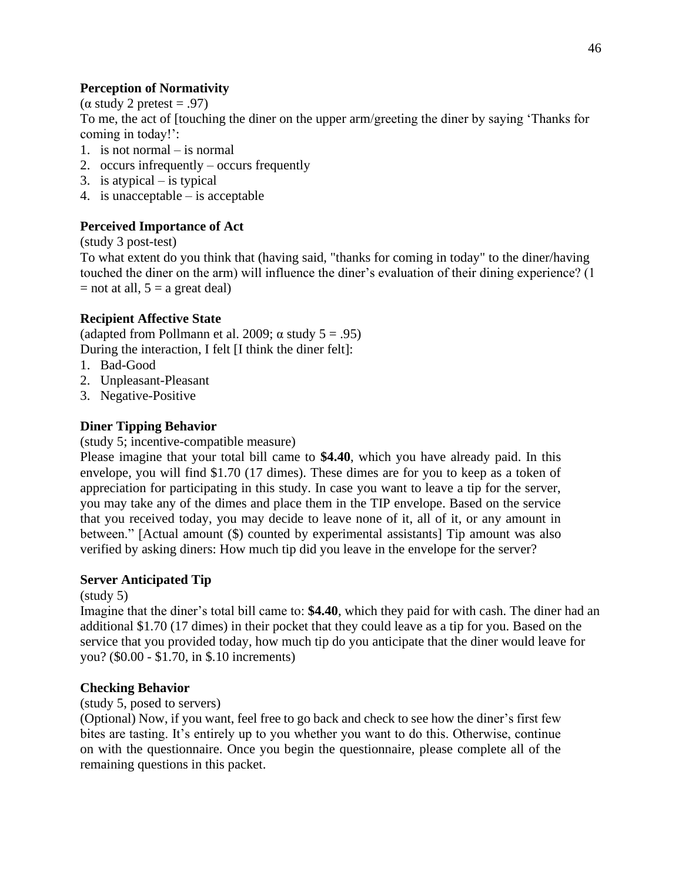**Perception of Normativity**

($\alpha$ study 2 pretest = .97)

To me, the act of [touching the diner on the upper arm/greeting the diner by saying 'Thanks for coming in today!':

1. is not normal – is normal
2. occurs infrequently – occurs frequently
3. is atypical – is typical
4. is unacceptable – is acceptable

**Perceived Importance of Act**

(study 3 post-test)

To what extent do you think that (having said, "thanks for coming in today" to the diner/having touched the diner on the arm) will influence the diner's evaluation of their dining experience? (1 = not at all, 5 = a great deal)

**Recipient Affective State**

(adapted from Pollmann et al. 2009; $\alpha$ study 5 = .95)

During the interaction, I felt [I think the diner felt]:

1. Bad-Good
2. Unpleasant-Pleasant
3. Negative-Positive

**Diner Tipping Behavior**

(study 5; incentive-compatible measure)

Please imagine that your total bill came to **$4.40**, which you have already paid. In this envelope, you will find $1.70 (17 dimes). These dimes are for you to keep as a token of appreciation for participating in this study. In case you want to leave a tip for the server, you may take any of the dimes and place them in the TIP envelope. Based on the service that you received today, you may decide to leave none of it, all of it, or any amount in between." [Actual amount ($) counted by experimental assistants] Tip amount was also verified by asking diners: How much tip did you leave in the envelope for the server?

**Server Anticipated Tip**

(study 5)

Imagine that the diner's total bill came to: **$4.40**, which they paid for with cash. The diner had an additional $1.70 (17 dimes) in their pocket that they could leave as a tip for you. Based on the service that you provided today, how much tip do you anticipate that the diner would leave for you? ($0.00 - $1.70, in $.10 increments)

**Checking Behavior**

(study 5, posed to servers)

(Optional) Now, if you want, feel free to go back and check to see how the diner's first few bites are tasting. It's entirely up to you whether you want to do this. Otherwise, continue on with the questionnaire. Once you begin the questionnaire, please complete all of the remaining questions in this packet.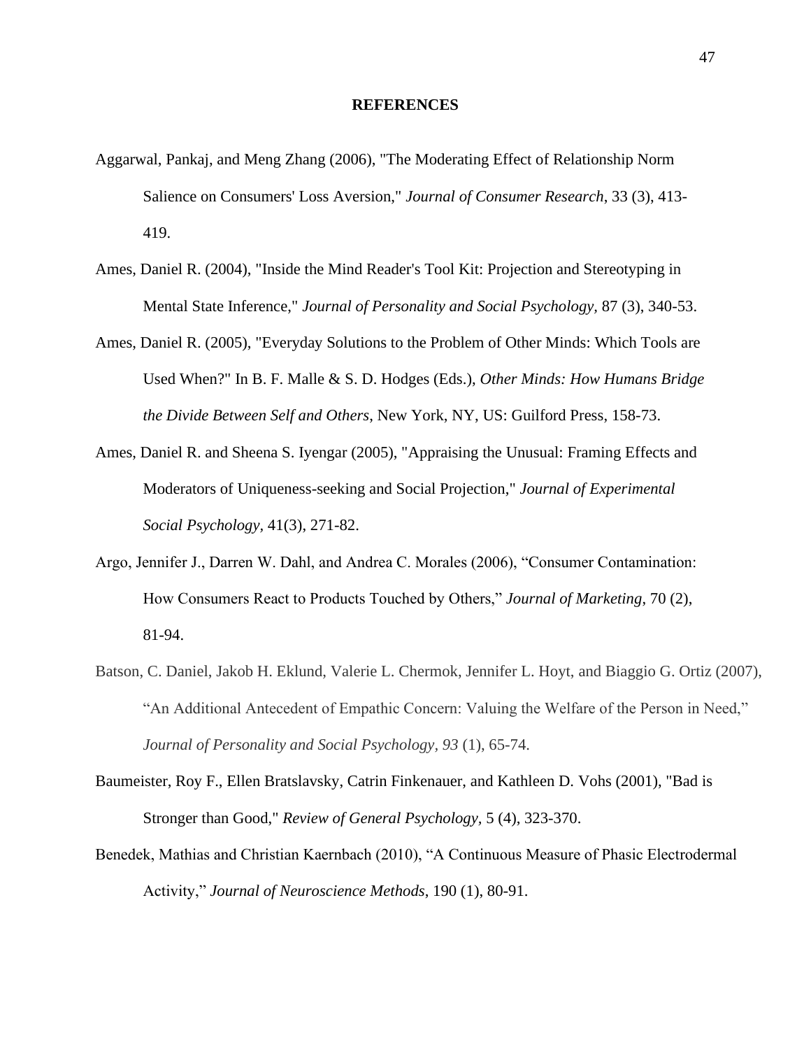## REFERENCES

Aggarwal, Pankaj, and Meng Zhang (2006), "The Moderating Effect of Relationship Norm Salience on Consumers' Loss Aversion," *Journal of Consumer Research*, 33 (3), 413-419.

Ames, Daniel R. (2004), "Inside the Mind Reader's Tool Kit: Projection and Stereotyping in Mental State Inference," *Journal of Personality and Social Psychology*, 87 (3), 340-53.

Ames, Daniel R. (2005), "Everyday Solutions to the Problem of Other Minds: Which Tools are Used When?" In B. F. Malle & S. D. Hodges (Eds.), *Other Minds: How Humans Bridge the Divide Between Self and Others*, New York, NY, US: Guilford Press, 158-73.

Ames, Daniel R. and Sheena S. Iyengar (2005), "Appraising the Unusual: Framing Effects and Moderators of Uniqueness-seeking and Social Projection," *Journal of Experimental Social Psychology*, 41(3), 271-82.

Argo, Jennifer J., Darren W. Dahl, and Andrea C. Morales (2006), "Consumer Contamination: How Consumers React to Products Touched by Others," *Journal of Marketing*, 70 (2), 81-94.

Batson, C. Daniel, Jakob H. Eklund, Valerie L. Chermok, Jennifer L. Hoyt, and Biaggio G. Ortiz (2007), "An Additional Antecedent of Empathic Concern: Valuing the Welfare of the Person in Need," *Journal of Personality and Social Psychology, 93* (1), 65-74.

Baumeister, Roy F., Ellen Bratslavsky, Catrin Finkenauer, and Kathleen D. Vohs (2001), "Bad is Stronger than Good," *Review of General Psychology*, 5 (4), 323-370.

Benedek, Mathias and Christian Kaernbach (2010), "A Continuous Measure of Phasic Electrodermal Activity," *Journal of Neuroscience Methods*, 190 (1), 80-91.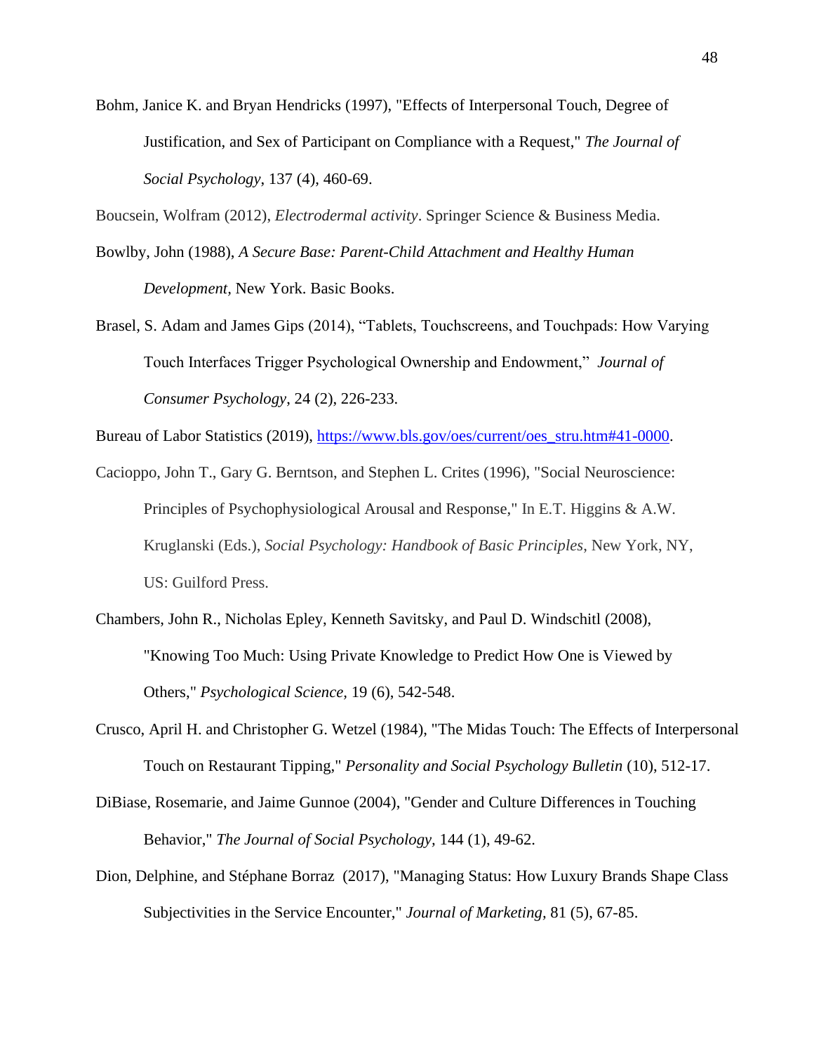Bohm, Janice K. and Bryan Hendricks (1997), "Effects of Interpersonal Touch, Degree of Justification, and Sex of Participant on Compliance with a Request," *The Journal of Social Psychology*, 137 (4), 460-69.

Boucsein, Wolfram (2012), *Electrodermal activity*. Springer Science & Business Media.

Bowlby, John (1988), *A Secure Base: Parent-Child Attachment and Healthy Human Development*, New York. Basic Books.

Brasel, S. Adam and James Gips (2014), "Tablets, Touchscreens, and Touchpads: How Varying Touch Interfaces Trigger Psychological Ownership and Endowment," *Journal of Consumer Psychology*, 24 (2), 226-233.

Bureau of Labor Statistics (2019), https://www.bls.gov/oes/current/oes_stru.htm#41-0000.

Cacioppo, John T., Gary G. Berntson, and Stephen L. Crites (1996), "Social Neuroscience: Principles of Psychophysiological Arousal and Response," In E.T. Higgins & A.W. Kruglanski (Eds.), *Social Psychology: Handbook of Basic Principles*, New York, NY, US: Guilford Press.

Chambers, John R., Nicholas Epley, Kenneth Savitsky, and Paul D. Windschitl (2008), "Knowing Too Much: Using Private Knowledge to Predict How One is Viewed by Others," *Psychological Science*, 19 (6), 542-548.

Crusco, April H. and Christopher G. Wetzel (1984), "The Midas Touch: The Effects of Interpersonal Touch on Restaurant Tipping," *Personality and Social Psychology Bulletin* (10), 512-17.

DiBiase, Rosemarie, and Jaime Gunnoe (2004), "Gender and Culture Differences in Touching Behavior," *The Journal of Social Psychology*, 144 (1), 49-62.

Dion, Delphine, and Stéphane Borraz (2017), "Managing Status: How Luxury Brands Shape Class Subjectivities in the Service Encounter," *Journal of Marketing*, 81 (5), 67-85.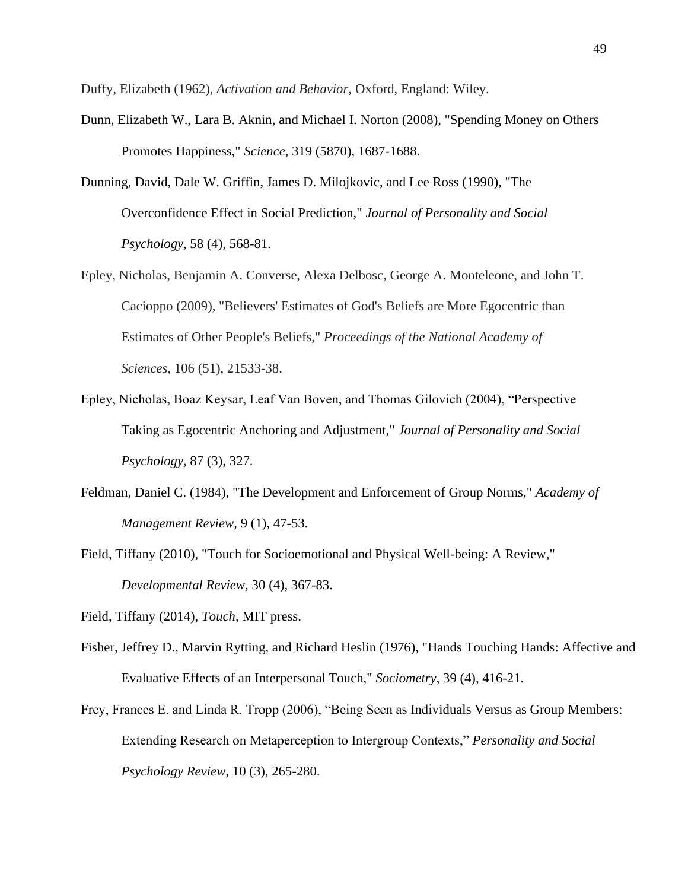Duffy, Elizabeth (1962), *Activation and Behavior,* Oxford, England: Wiley.

Dunn, Elizabeth W., Lara B. Aknin, and Michael I. Norton (2008), "Spending Money on Others Promotes Happiness," *Science,* 319 (5870), 1687-1688.

Dunning, David, Dale W. Griffin, James D. Milojkovic, and Lee Ross (1990), "The Overconfidence Effect in Social Prediction," *Journal of Personality and Social Psychology,* 58 (4), 568-81.

Epley, Nicholas, Benjamin A. Converse, Alexa Delbosc, George A. Monteleone, and John T. Cacioppo (2009), "Believers' Estimates of God's Beliefs are More Egocentric than Estimates of Other People's Beliefs," *Proceedings of the National Academy of Sciences*, 106 (51), 21533-38.

Epley, Nicholas, Boaz Keysar, Leaf Van Boven, and Thomas Gilovich (2004), "Perspective Taking as Egocentric Anchoring and Adjustment," *Journal of Personality and Social Psychology,* 87 (3), 327.

Feldman, Daniel C. (1984), "The Development and Enforcement of Group Norms," *Academy of Management Review,* 9 (1), 47-53.

Field, Tiffany (2010), "Touch for Socioemotional and Physical Well-being: A Review," *Developmental Review,* 30 (4), 367-83.

Field, Tiffany (2014), *Touch*, MIT press.

Fisher, Jeffrey D., Marvin Rytting, and Richard Heslin (1976), "Hands Touching Hands: Affective and Evaluative Effects of an Interpersonal Touch," *Sociometry*, 39 (4), 416-21.

Frey, Frances E. and Linda R. Tropp (2006), "Being Seen as Individuals Versus as Group Members: Extending Research on Metaperception to Intergroup Contexts," *Personality and Social Psychology Review,* 10 (3), 265-280.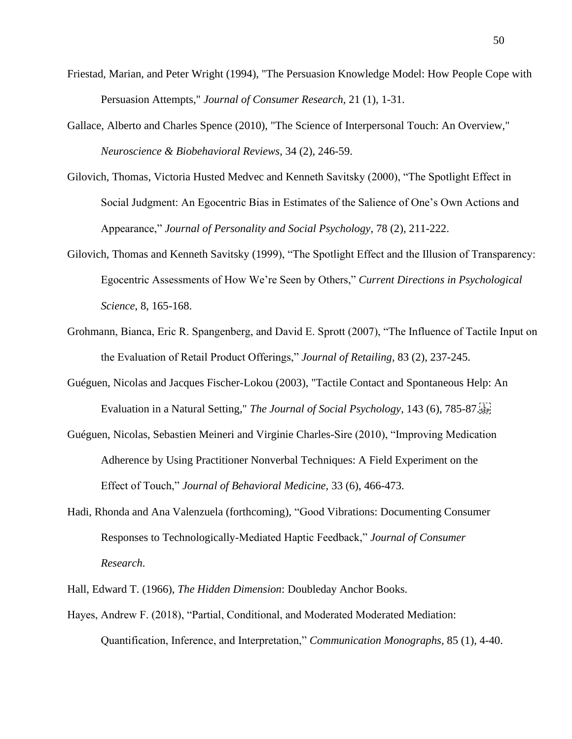Friestad, Marian, and Peter Wright (1994), "The Persuasion Knowledge Model: How People Cope with Persuasion Attempts," *Journal of Consumer Research*, 21 (1), 1-31.

Gallace, Alberto and Charles Spence (2010), "The Science of Interpersonal Touch: An Overview," *Neuroscience & Biobehavioral Reviews*, 34 (2), 246-59.

Gilovich, Thomas, Victoria Husted Medvec and Kenneth Savitsky (2000), "The Spotlight Effect in Social Judgment: An Egocentric Bias in Estimates of the Salience of One's Own Actions and Appearance," *Journal of Personality and Social Psychology*, 78 (2), 211-222.

Gilovich, Thomas and Kenneth Savitsky (1999), "The Spotlight Effect and the Illusion of Transparency: Egocentric Assessments of How We're Seen by Others," *Current Directions in Psychological Science*, 8, 165-168.

Grohmann, Bianca, Eric R. Spangenberg, and David E. Sprott (2007), "The Influence of Tactile Input on the Evaluation of Retail Product Offerings," *Journal of Retailing*, 83 (2), 237-245.

Guéguen, Nicolas and Jacques Fischer-Lokou (2003), "Tactile Contact and Spontaneous Help: An Evaluation in a Natural Setting," *The Journal of Social Psychology*, 143 (6), 785-87.

Guéguen, Nicolas, Sebastien Meineri and Virginie Charles-Sire (2010), "Improving Medication Adherence by Using Practitioner Nonverbal Techniques: A Field Experiment on the Effect of Touch," *Journal of Behavioral Medicine*, 33 (6), 466-473.

Hadi, Rhonda and Ana Valenzuela (forthcoming), "Good Vibrations: Documenting Consumer Responses to Technologically-Mediated Haptic Feedback," *Journal of Consumer Research*.

Hall, Edward T. (1966), *The Hidden Dimension*: Doubleday Anchor Books.

Hayes, Andrew F. (2018), "Partial, Conditional, and Moderated Moderated Mediation: Quantification, Inference, and Interpretation," *Communication Monographs*, 85 (1), 4-40.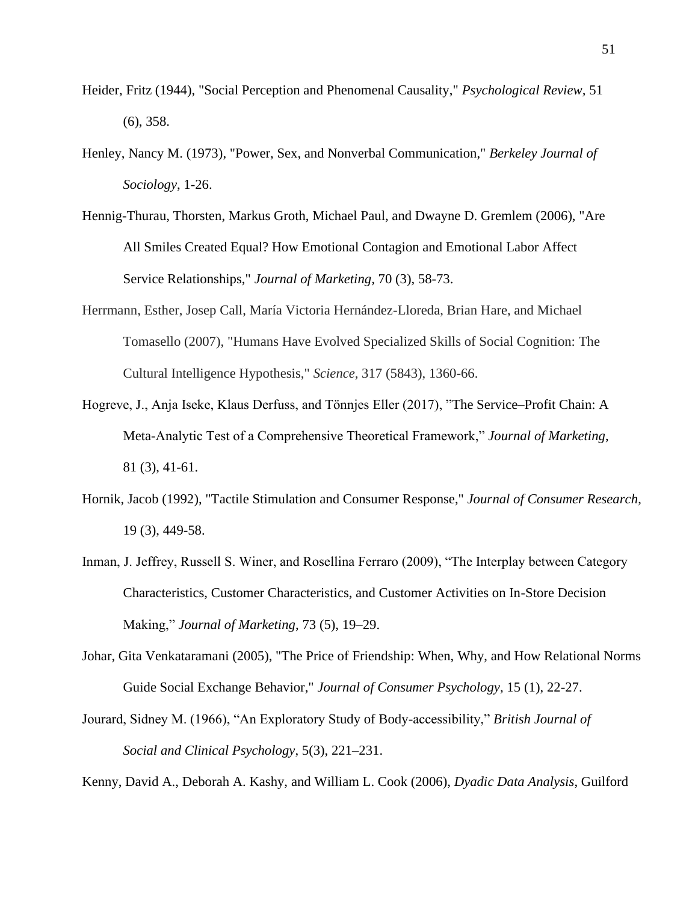Heider, Fritz (1944), "Social Perception and Phenomenal Causality," *Psychological Review*, 51 (6), 358.

Henley, Nancy M. (1973), "Power, Sex, and Nonverbal Communication," *Berkeley Journal of Sociology*, 1-26.

Hennig-Thurau, Thorsten, Markus Groth, Michael Paul, and Dwayne D. Gremlem (2006), "Are All Smiles Created Equal? How Emotional Contagion and Emotional Labor Affect Service Relationships," *Journal of Marketing*, 70 (3), 58-73.

Herrmann, Esther, Josep Call, María Victoria Hernández-Lloreda, Brian Hare, and Michael Tomasello (2007), "Humans Have Evolved Specialized Skills of Social Cognition: The Cultural Intelligence Hypothesis," *Science*, 317 (5843), 1360-66.

Hogreve, J., Anja Iseke, Klaus Derfuss, and Tönnjes Eller (2017), "The Service–Profit Chain: A Meta-Analytic Test of a Comprehensive Theoretical Framework," *Journal of Marketing*, 81 (3), 41-61.

Hornik, Jacob (1992), "Tactile Stimulation and Consumer Response," *Journal of Consumer Research*, 19 (3), 449-58.

Inman, J. Jeffrey, Russell S. Winer, and Rosellina Ferraro (2009), "The Interplay between Category Characteristics, Customer Characteristics, and Customer Activities on In-Store Decision Making," *Journal of Marketing*, 73 (5), 19–29.

Johar, Gita Venkataramani (2005), "The Price of Friendship: When, Why, and How Relational Norms Guide Social Exchange Behavior," *Journal of Consumer Psychology*, 15 (1), 22-27.

Jourard, Sidney M. (1966), "An Exploratory Study of Body-accessibility," *British Journal of Social and Clinical Psychology*, 5(3), 221–231.

Kenny, David A., Deborah A. Kashy, and William L. Cook (2006), *Dyadic Data Analysis*, Guilford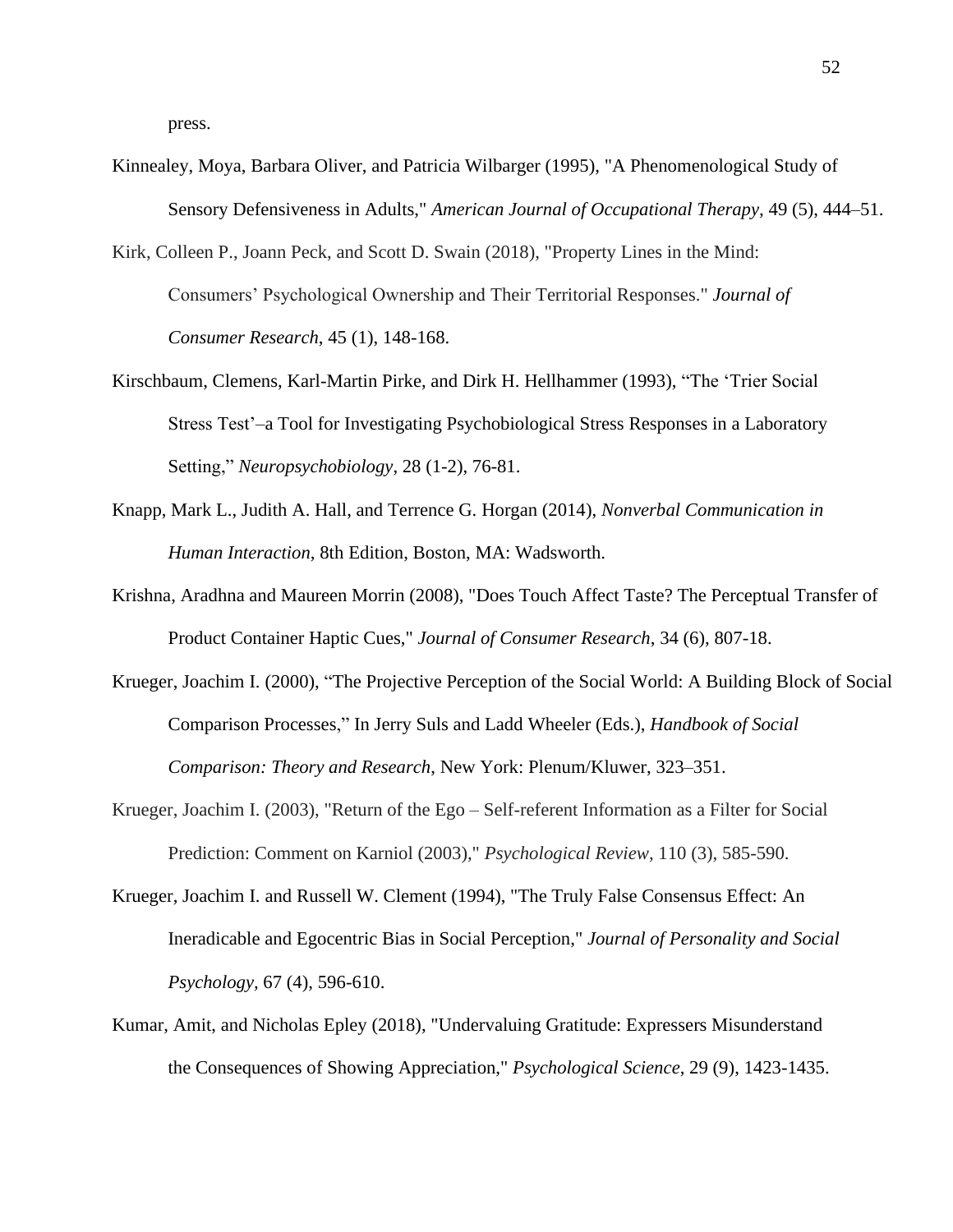press.

Kinnealey, Moya, Barbara Oliver, and Patricia Wilbarger (1995), "A Phenomenological Study of Sensory Defensiveness in Adults," *American Journal of Occupational Therapy*, 49 (5), 444–51.

Kirk, Colleen P., Joann Peck, and Scott D. Swain (2018), "Property Lines in the Mind: Consumers' Psychological Ownership and Their Territorial Responses." *Journal of Consumer Research*, 45 (1), 148-168.

Kirschbaum, Clemens, Karl-Martin Pirke, and Dirk H. Hellhammer (1993), "The 'Trier Social Stress Test'–a Tool for Investigating Psychobiological Stress Responses in a Laboratory Setting," *Neuropsychobiology*, 28 (1-2), 76-81.

Knapp, Mark L., Judith A. Hall, and Terrence G. Horgan (2014), *Nonverbal Communication in Human Interaction*, 8th Edition, Boston, MA: Wadsworth.

Krishna, Aradhna and Maureen Morrin (2008), "Does Touch Affect Taste? The Perceptual Transfer of Product Container Haptic Cues," *Journal of Consumer Research*, 34 (6), 807-18.

Krueger, Joachim I. (2000), "The Projective Perception of the Social World: A Building Block of Social Comparison Processes," In Jerry Suls and Ladd Wheeler (Eds.), *Handbook of Social Comparison: Theory and Research*, New York: Plenum/Kluwer, 323–351.

Krueger, Joachim I. (2003), "Return of the Ego – Self-referent Information as a Filter for Social Prediction: Comment on Karniol (2003)," *Psychological Review*, 110 (3), 585-590.

Krueger, Joachim I. and Russell W. Clement (1994), "The Truly False Consensus Effect: An Ineradicable and Egocentric Bias in Social Perception," *Journal of Personality and Social Psychology*, 67 (4), 596-610.

Kumar, Amit, and Nicholas Epley (2018), "Undervaluing Gratitude: Expressers Misunderstand the Consequences of Showing Appreciation," *Psychological Science*, 29 (9), 1423-1435.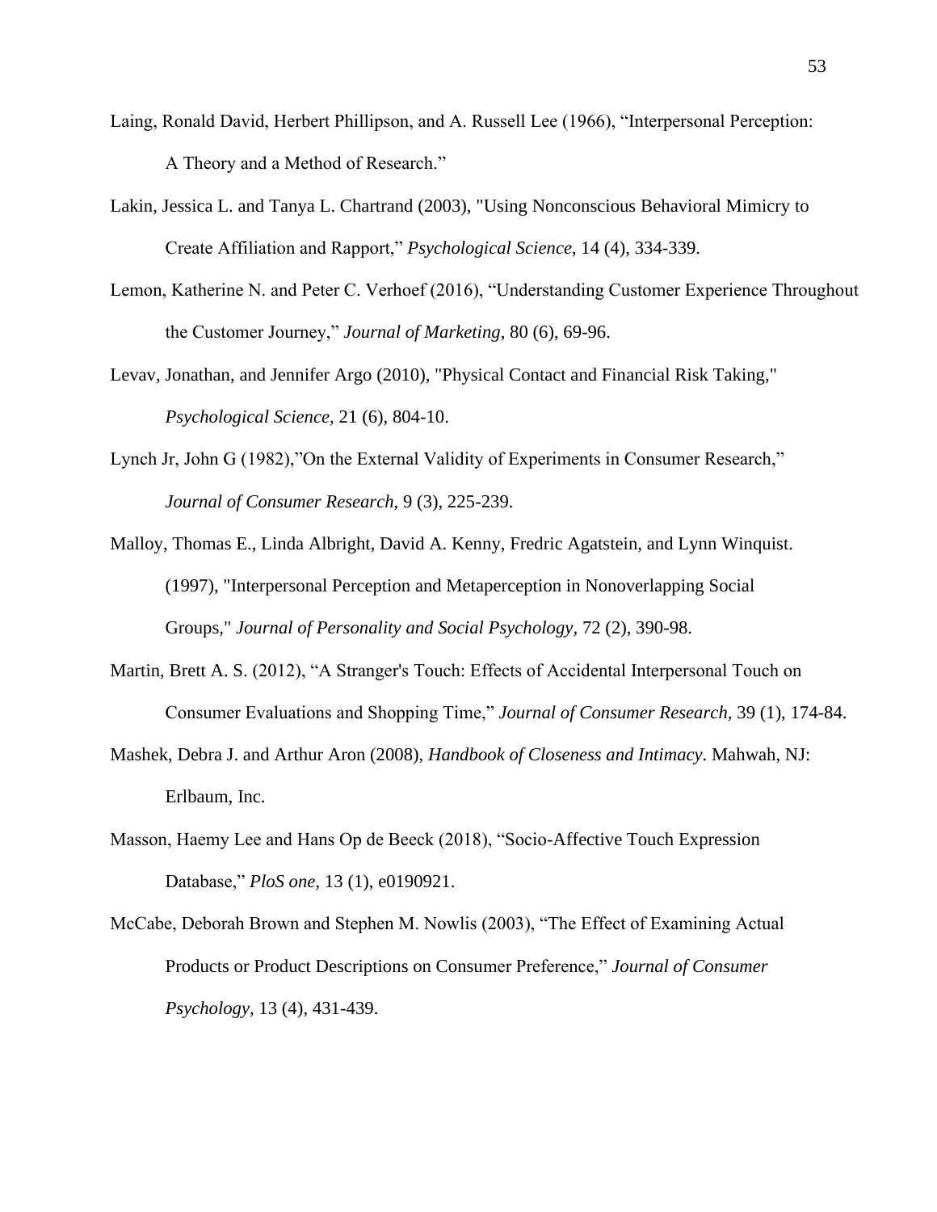Laing, Ronald David, Herbert Phillipson, and A. Russell Lee (1966), “Interpersonal Perception: A Theory and a Method of Research.”

Lakin, Jessica L. and Tanya L. Chartrand (2003), "Using Nonconscious Behavioral Mimicry to Create Affiliation and Rapport,” *Psychological Science,* 14 (4), 334-339.

Lemon, Katherine N. and Peter C. Verhoef (2016), “Understanding Customer Experience Throughout the Customer Journey,” *Journal of Marketing*, 80 (6), 69-96.

Levav, Jonathan, and Jennifer Argo (2010), "Physical Contact and Financial Risk Taking," *Psychological Science,* 21 (6), 804-10.

Lynch Jr, John G (1982),”On the External Validity of Experiments in Consumer Research,” *Journal of Consumer Research*, 9 (3), 225-239.

Malloy, Thomas E., Linda Albright, David A. Kenny, Fredric Agatstein, and Lynn Winquist. (1997), "Interpersonal Perception and Metaperception in Nonoverlapping Social Groups," *Journal of Personality and Social Psychology*, 72 (2), 390-98.

Martin, Brett A. S. (2012), “A Stranger's Touch: Effects of Accidental Interpersonal Touch on Consumer Evaluations and Shopping Time,” *Journal of Consumer Research*, 39 (1), 174-84.

Mashek, Debra J. and Arthur Aron (2008), *Handbook of Closeness and Intimacy*. Mahwah, NJ: Erlbaum, Inc.

Masson, Haemy Lee and Hans Op de Beeck (2018), “Socio-Affective Touch Expression Database,” *PloS one,* 13 (1), e0190921.

McCabe, Deborah Brown and Stephen M. Nowlis (2003), “The Effect of Examining Actual Products or Product Descriptions on Consumer Preference,” *Journal of Consumer Psychology,* 13 (4), 431-439.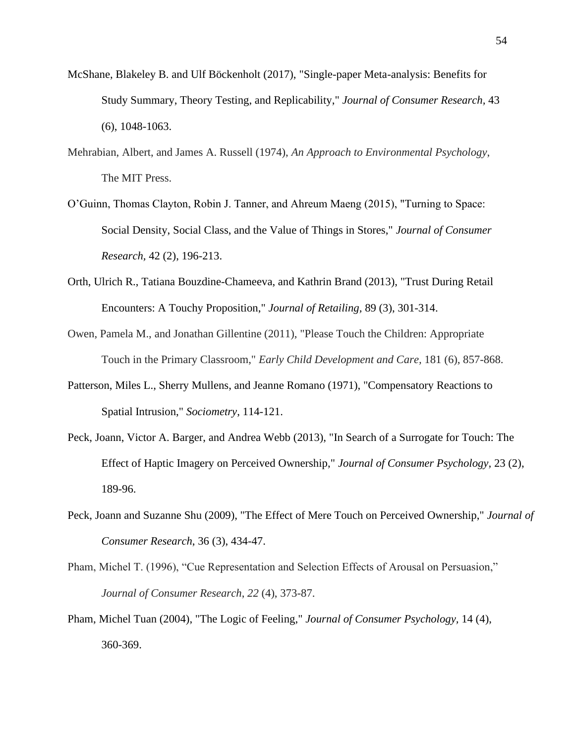McShane, Blakeley B. and Ulf Böckenholt (2017), "Single-paper Meta-analysis: Benefits for Study Summary, Theory Testing, and Replicability," *Journal of Consumer Research,* 43 (6), 1048-1063.

Mehrabian, Albert, and James A. Russell (1974), *An Approach to Environmental Psychology*, The MIT Press.

O'Guinn, Thomas Clayton, Robin J. Tanner, and Ahreum Maeng (2015), "Turning to Space: Social Density, Social Class, and the Value of Things in Stores," *Journal of Consumer Research,* 42 (2), 196-213.

Orth, Ulrich R., Tatiana Bouzdine-Chameeva, and Kathrin Brand (2013), "Trust During Retail Encounters: A Touchy Proposition," *Journal of Retailing,* 89 (3), 301-314.

Owen, Pamela M., and Jonathan Gillentine (2011), "Please Touch the Children: Appropriate Touch in the Primary Classroom," *Early Child Development and Care,* 181 (6), 857-868.

Patterson, Miles L., Sherry Mullens, and Jeanne Romano (1971), "Compensatory Reactions to Spatial Intrusion," *Sociometry*, 114-121.

Peck, Joann, Victor A. Barger, and Andrea Webb (2013), "In Search of a Surrogate for Touch: The Effect of Haptic Imagery on Perceived Ownership," *Journal of Consumer Psychology,* 23 (2), 189-96.

Peck, Joann and Suzanne Shu (2009), "The Effect of Mere Touch on Perceived Ownership," *Journal of Consumer Research*, 36 (3), 434-47.

Pham, Michel T. (1996), "Cue Representation and Selection Effects of Arousal on Persuasion," *Journal of Consumer Research*, *22* (4), 373-87.

Pham, Michel Tuan (2004), "The Logic of Feeling," *Journal of Consumer Psychology,* 14 (4), 360-369.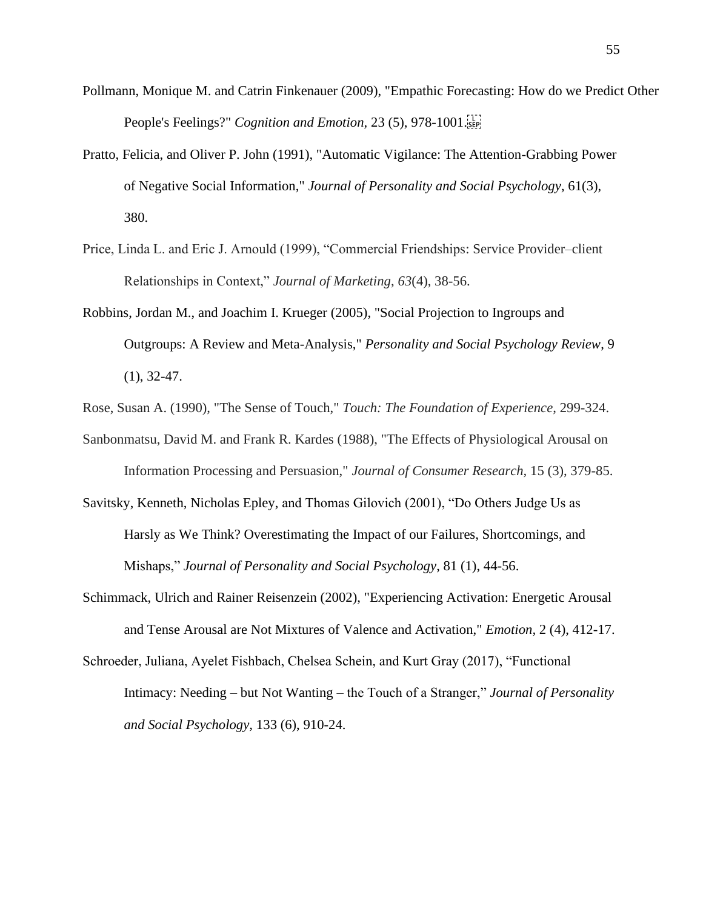Pollmann, Monique M. and Catrin Finkenauer (2009), "Empathic Forecasting: How do we Predict Other People's Feelings?" *Cognition and Emotion*, 23 (5), 978-1001.

Pratto, Felicia, and Oliver P. John (1991), "Automatic Vigilance: The Attention-Grabbing Power of Negative Social Information," *Journal of Personality and Social Psychology*, 61(3), 380.

Price, Linda L. and Eric J. Arnould (1999), "Commercial Friendships: Service Provider–client Relationships in Context," *Journal of Marketing*, *63*(4), 38-56.

Robbins, Jordan M., and Joachim I. Krueger (2005), "Social Projection to Ingroups and Outgroups: A Review and Meta-Analysis," *Personality and Social Psychology Review*, 9 (1), 32-47.

Rose, Susan A. (1990), "The Sense of Touch," *Touch: The Foundation of Experience*, 299-324.

Sanbonmatsu, David M. and Frank R. Kardes (1988), "The Effects of Physiological Arousal on Information Processing and Persuasion," *Journal of Consumer Research*, 15 (3), 379-85.

Savitsky, Kenneth, Nicholas Epley, and Thomas Gilovich (2001), "Do Others Judge Us as Harsly as We Think? Overestimating the Impact of our Failures, Shortcomings, and Mishaps," *Journal of Personality and Social Psychology*, 81 (1), 44-56.

Schimmack, Ulrich and Rainer Reisenzein (2002), "Experiencing Activation: Energetic Arousal and Tense Arousal are Not Mixtures of Valence and Activation," *Emotion*, 2 (4), 412-17.

Schroeder, Juliana, Ayelet Fishbach, Chelsea Schein, and Kurt Gray (2017), "Functional Intimacy: Needing – but Not Wanting – the Touch of a Stranger," *Journal of Personality and Social Psychology*, 133 (6), 910-24.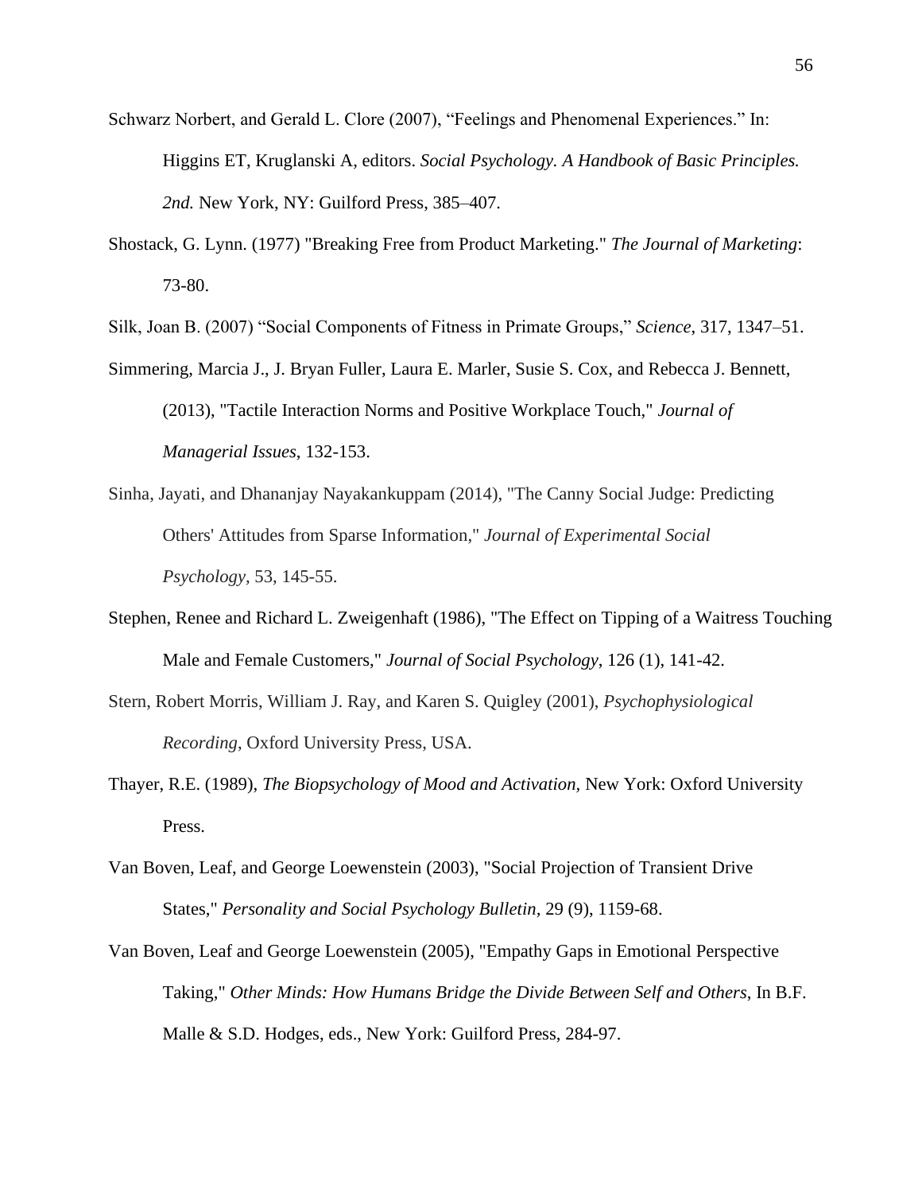Schwarz Norbert, and Gerald L. Clore (2007), “Feelings and Phenomenal Experiences.” In: Higgins ET, Kruglanski A, editors. *Social Psychology. A Handbook of Basic Principles. 2nd.* New York, NY: Guilford Press, 385–407.

Shostack, G. Lynn. (1977) "Breaking Free from Product Marketing." *The Journal of Marketing*: 73-80.

Silk, Joan B. (2007) “Social Components of Fitness in Primate Groups,” *Science*, 317, 1347–51.

Simmering, Marcia J., J. Bryan Fuller, Laura E. Marler, Susie S. Cox, and Rebecca J. Bennett, (2013), "Tactile Interaction Norms and Positive Workplace Touch," *Journal of Managerial Issues*, 132-153.

Sinha, Jayati, and Dhananjay Nayakankuppam (2014), "The Canny Social Judge: Predicting Others' Attitudes from Sparse Information," *Journal of Experimental Social Psychology*, 53, 145-55.

Stephen, Renee and Richard L. Zweigenhaft (1986), "The Effect on Tipping of a Waitress Touching Male and Female Customers," *Journal of Social Psychology*, 126 (1), 141-42.

Stern, Robert Morris, William J. Ray, and Karen S. Quigley (2001), *Psychophysiological Recording*, Oxford University Press, USA.

Thayer, R.E. (1989), *The Biopsychology of Mood and Activation*, New York: Oxford University Press.

Van Boven, Leaf, and George Loewenstein (2003), "Social Projection of Transient Drive States," *Personality and Social Psychology Bulletin*, 29 (9), 1159-68.

Van Boven, Leaf and George Loewenstein (2005), "Empathy Gaps in Emotional Perspective Taking," *Other Minds: How Humans Bridge the Divide Between Self and Others*, In B.F. Malle & S.D. Hodges, eds., New York: Guilford Press, 284-97.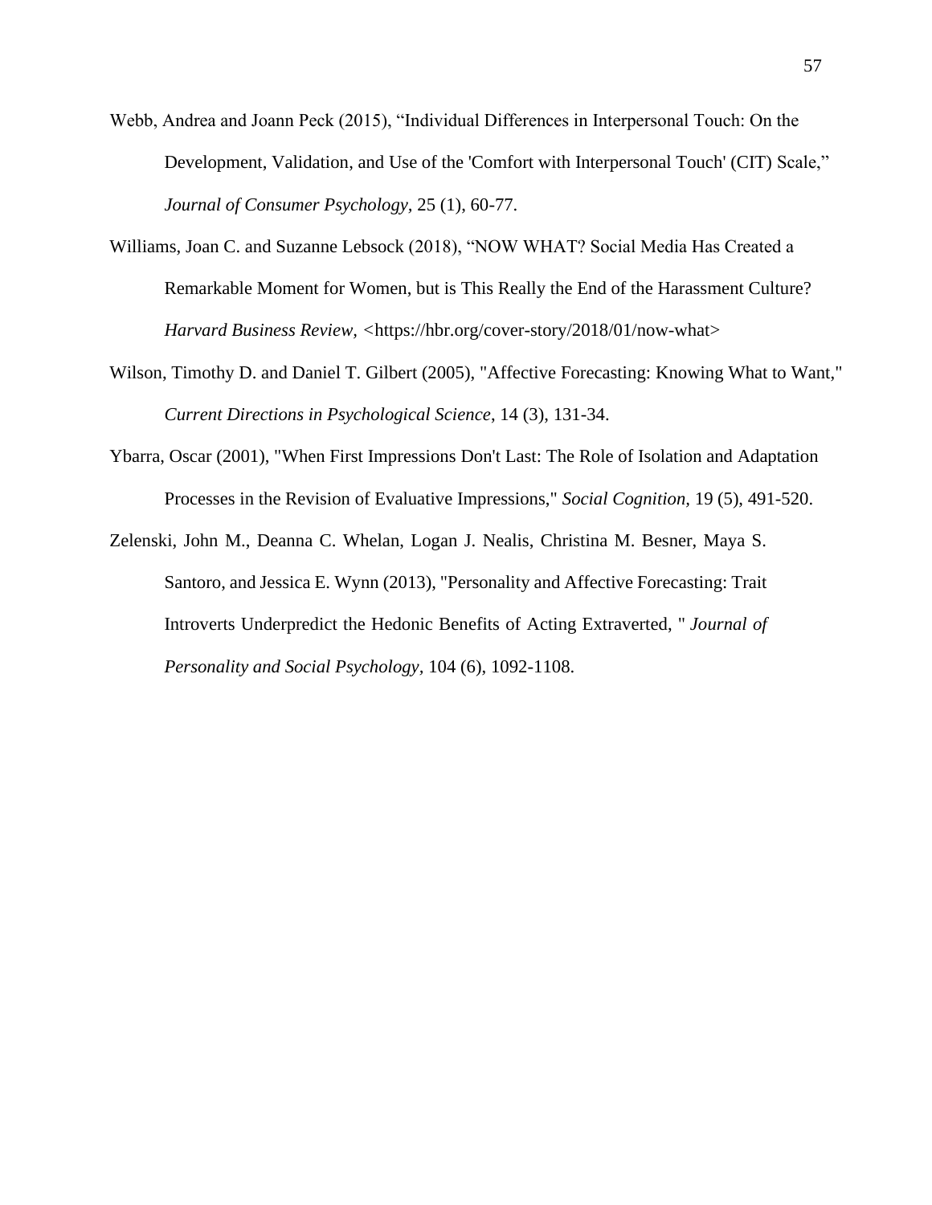Webb, Andrea and Joann Peck (2015), “Individual Differences in Interpersonal Touch: On the Development, Validation, and Use of the 'Comfort with Interpersonal Touch' (CIT) Scale,” *Journal of Consumer Psychology*, 25 (1), 60-77.

Williams, Joan C. and Suzanne Lebsock (2018), “NOW WHAT? Social Media Has Created a Remarkable Moment for Women, but is This Really the End of the Harassment Culture? *Harvard Business Review*, <https://hbr.org/cover-story/2018/01/now-what>

Wilson, Timothy D. and Daniel T. Gilbert (2005), "Affective Forecasting: Knowing What to Want," *Current Directions in Psychological Science*, 14 (3), 131-34.

Ybarra, Oscar (2001), "When First Impressions Don't Last: The Role of Isolation and Adaptation Processes in the Revision of Evaluative Impressions," *Social Cognition*, 19 (5), 491-520.

Zelenski, John M., Deanna C. Whelan, Logan J. Nealis, Christina M. Besner, Maya S. Santoro, and Jessica E. Wynn (2013), "Personality and Affective Forecasting: Trait Introverts Underpredict the Hedonic Benefits of Acting Extraverted, " *Journal of Personality and Social Psychology*, 104 (6), 1092-1108.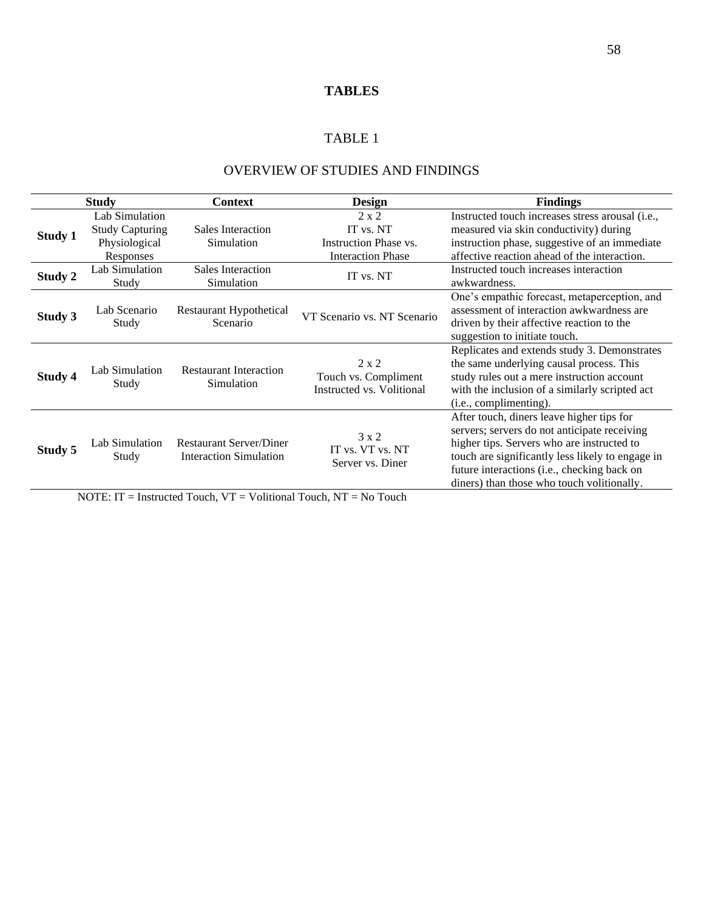# TABLES

## TABLE 1

## OVERVIEW OF STUDIES AND FINDINGS

| Study | | Context | Design | Findings |
|---|---|---|---|---|
| **Study 1** | Lab Simulation Study Capturing Physiological Responses | Sales Interaction Simulation | 2 x 2<br>IT vs. NT<br>Instruction Phase vs. Interaction Phase | Instructed touch increases stress arousal (i.e., measured via skin conductivity) during instruction phase, suggestive of an immediate affective reaction ahead of the interaction. |
| **Study 2** | Lab Simulation Study | Sales Interaction Simulation | IT vs. NT | Instructed touch increases interaction awkwardness. |
| **Study 3** | Lab Scenario Study | Restaurant Hypothetical Scenario | VT Scenario vs. NT Scenario | One's empathic forecast, metaperception, and assessment of interaction awkwardness are driven by their affective reaction to the suggestion to initiate touch. |
| **Study 4** | Lab Simulation Study | Restaurant Interaction Simulation | 2 x 2<br>Touch vs. Compliment<br>Instructed vs. Volitional | Replicates and extends study 3. Demonstrates the same underlying causal process. This study rules out a mere instruction account with the inclusion of a similarly scripted act (i.e., complimenting). |
| **Study 5** | Lab Simulation Study | Restaurant Server/Diner Interaction Simulation | 3 x 2<br>IT vs. VT vs. NT<br>Server vs. Diner | After touch, diners leave higher tips for servers; servers do not anticipate receiving higher tips. Servers who are instructed to touch are significantly less likely to engage in future interactions (i.e., checking back on diners) than those who touch volitionally. |

NOTE: IT = Instructed Touch, VT = Volitional Touch, NT = No Touch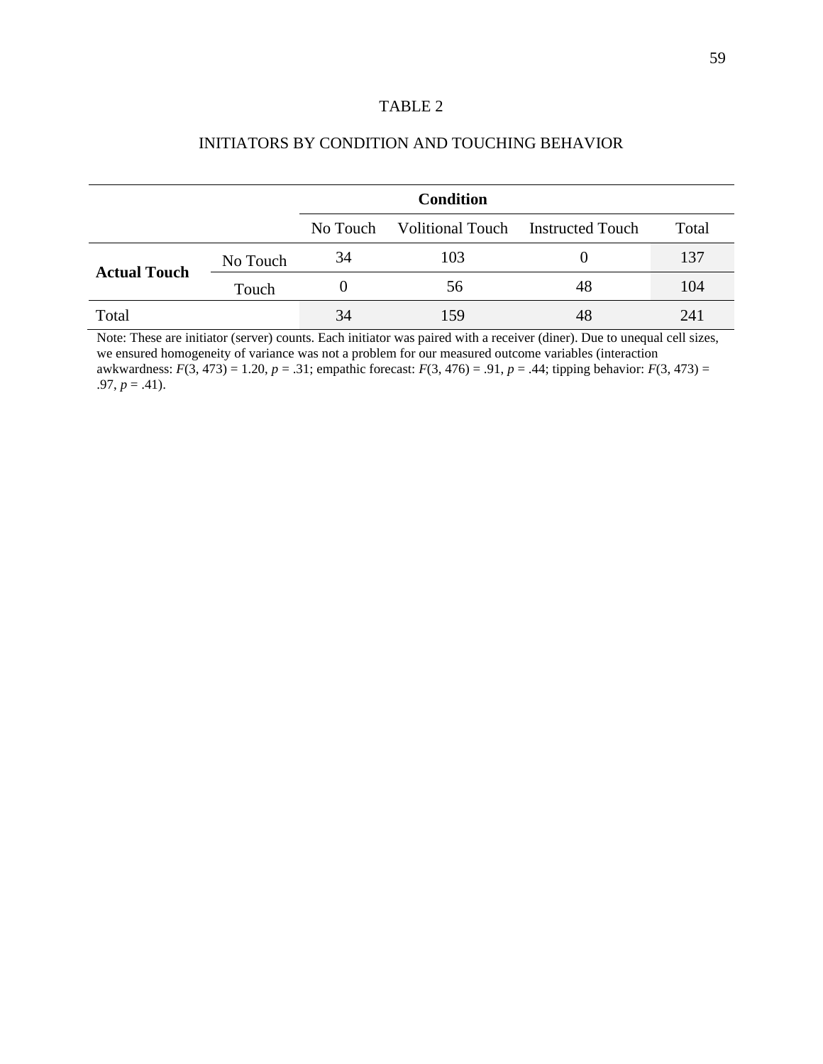TABLE 2

INITIATORS BY CONDITION AND TOUCHING BEHAVIOR

| | | **Condition** | | | |
|---|---|---|---|---|---|
| | | No Touch | Volitional Touch | Instructed Touch | Total |
| **Actual Touch** | No Touch | 34 | 103 | 0 | 137 |
| | Touch | 0 | 56 | 48 | 104 |
| Total | | 34 | 159 | 48 | 241 |

Note: These are initiator (server) counts. Each initiator was paired with a receiver (diner). Due to unequal cell sizes, we ensured homogeneity of variance was not a problem for our measured outcome variables (interaction awkwardness: $F(3, 473) = 1.20$, $p = .31$; empathic forecast: $F(3, 476) = .91$, $p = .44$; tipping behavior: $F(3, 473) = .97$, $p = .41$).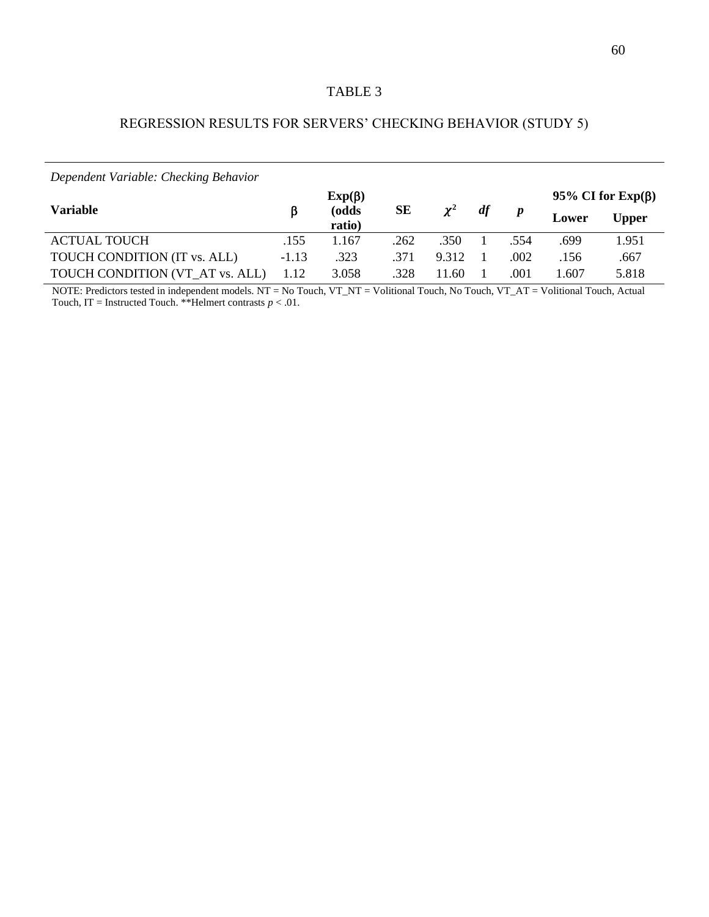TABLE 3

REGRESSION RESULTS FOR SERVERS' CHECKING BEHAVIOR (STUDY 5)

*Dependent Variable: Checking Behavior*

| Variable | β | Exp(β) (odds ratio) | SE | $\chi^2$ | *df* | *p* | 95% CI for Exp(β) Lower | Upper |
|---|---|---|---|---|---|---|---|---|
| ACTUAL TOUCH | .155 | 1.167 | .262 | .350 | 1 | .554 | .699 | 1.951 |
| TOUCH CONDITION (IT vs. ALL) | -1.13 | .323 | .371 | 9.312 | 1 | .002 | .156 | .667 |
| TOUCH CONDITION (VT_AT vs. ALL) | 1.12 | 3.058 | .328 | 11.60 | 1 | .001 | 1.607 | 5.818 |

NOTE: Predictors tested in independent models. NT = No Touch, VT_NT = Volitional Touch, No Touch, VT_AT = Volitional Touch, Actual Touch, IT = Instructed Touch. **Helmert contrasts $p < .01$.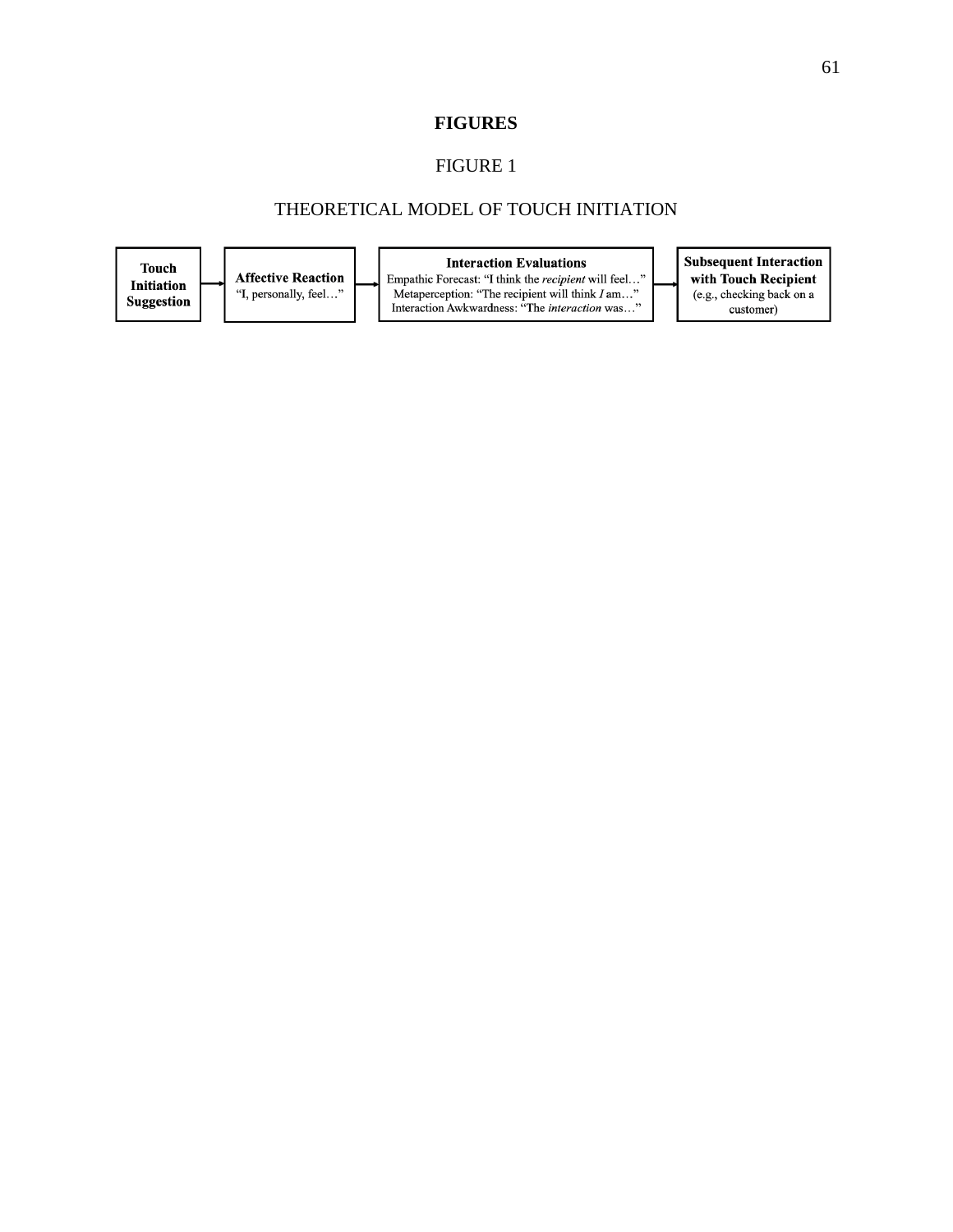**FIGURES**

FIGURE 1

THEORETICAL MODEL OF TOUCH INITIATION

**Touch Initiation Suggestion** → **Affective Reaction** "I, personally, feel…" → **Interaction Evaluations** Empathic Forecast: "I think the *recipient* will feel…" Metaperception: "The recipient will think *I* am…" Interaction Awkwardness: "The *interaction* was…" → **Subsequent Interaction with Touch Recipient** (e.g., checking back on a customer)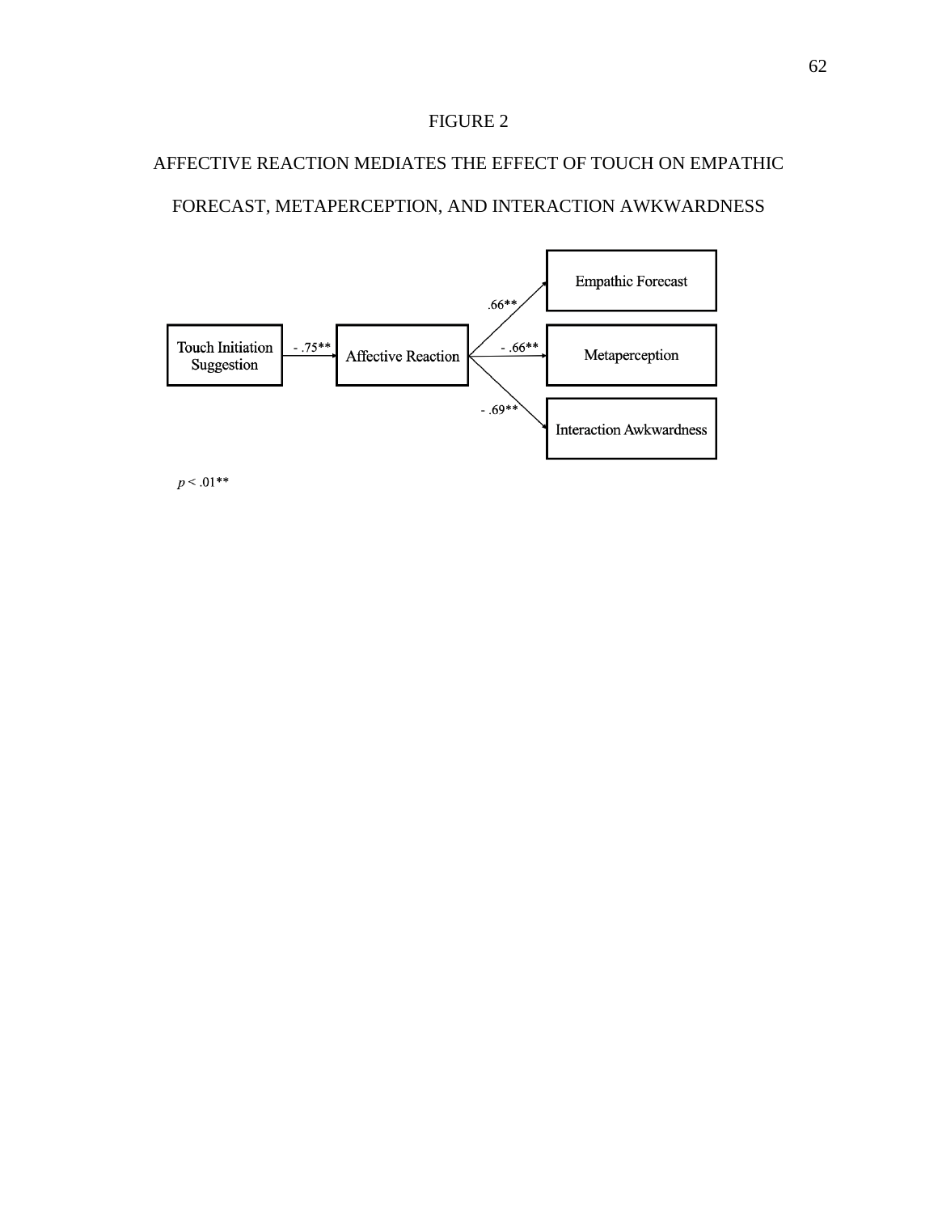FIGURE 2

AFFECTIVE REACTION MEDIATES THE EFFECT OF TOUCH ON EMPATHIC FORECAST, METAPERCEPTION, AND INTERACTION AWKWARDNESS

Touch Initiation Suggestion → (- .75**) → Affective Reaction

Affective Reaction → (.66**) → Empathic Forecast

Affective Reaction → (- .66**) → Metaperception

Affective Reaction → (- .69**) → Interaction Awkwardness

$p < .01$**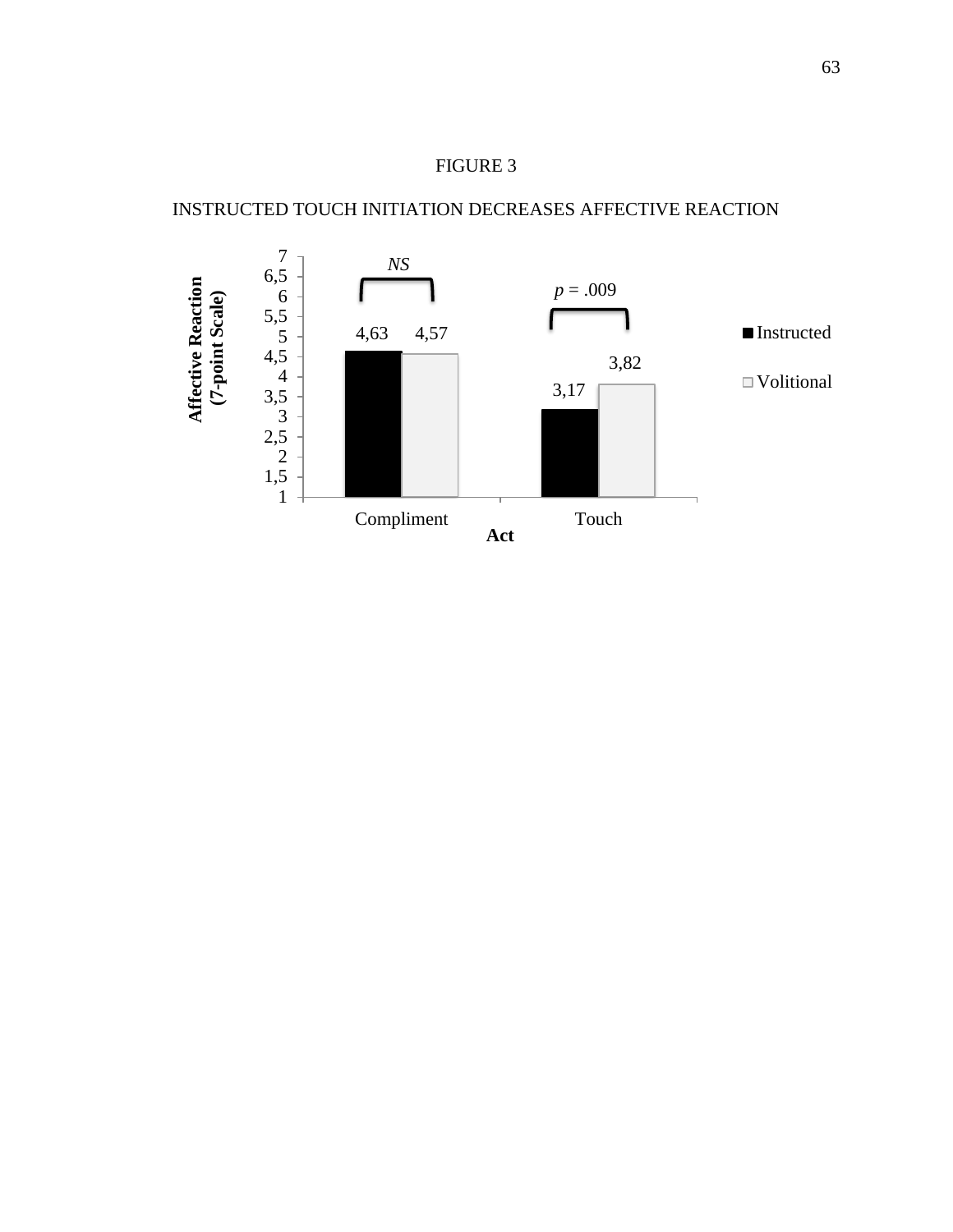FIGURE 3

INSTRUCTED TOUCH INITIATION DECREASES AFFECTIVE REACTION

| Act | Instructed | Volitional | Comparison |
| --- | --- | --- | --- |
| Compliment | 4,63 | 4,57 | *NS* |
| Touch | 3,17 | 3,82 | *p* = .009 |

Y-axis: Affective Reaction (7-point Scale); X-axis: Act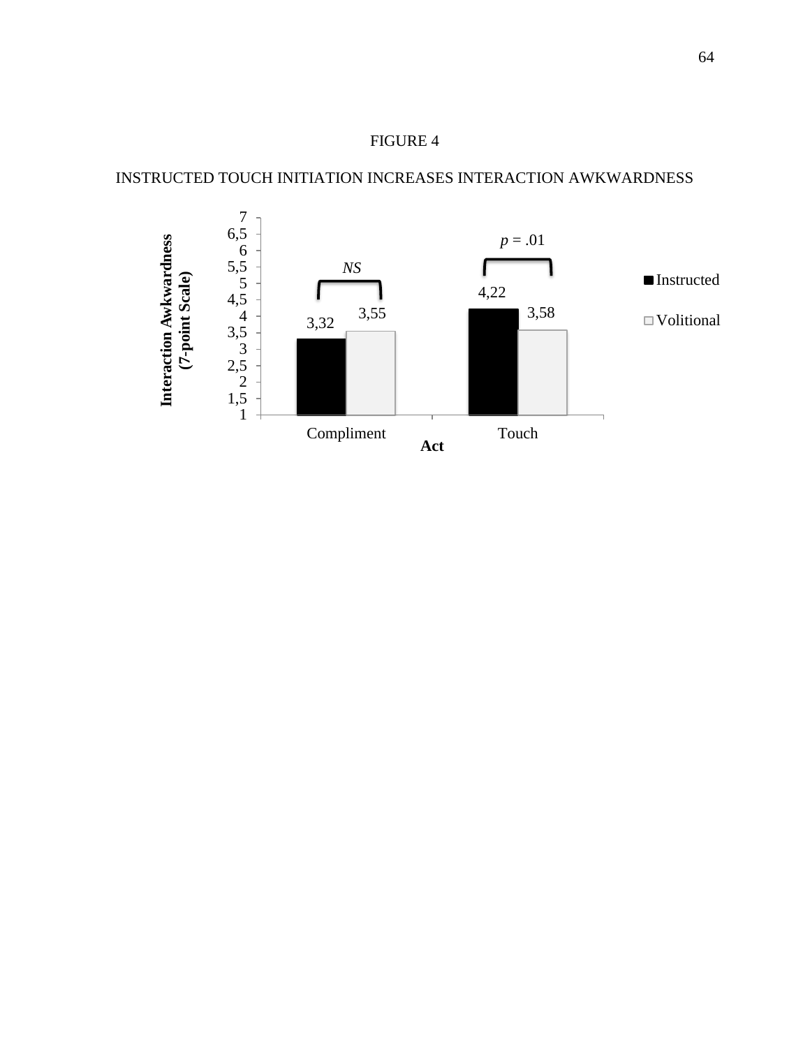FIGURE 4

INSTRUCTED TOUCH INITIATION INCREASES INTERACTION AWKWARDNESS

| Act | Instructed | Volitional | Significance |
|---|---|---|---|
| Compliment | 3,32 | 3,55 | *NS* |
| Touch | 4,22 | 3,58 | *p* = .01 |

Interaction Awkwardness (7-point Scale)

Act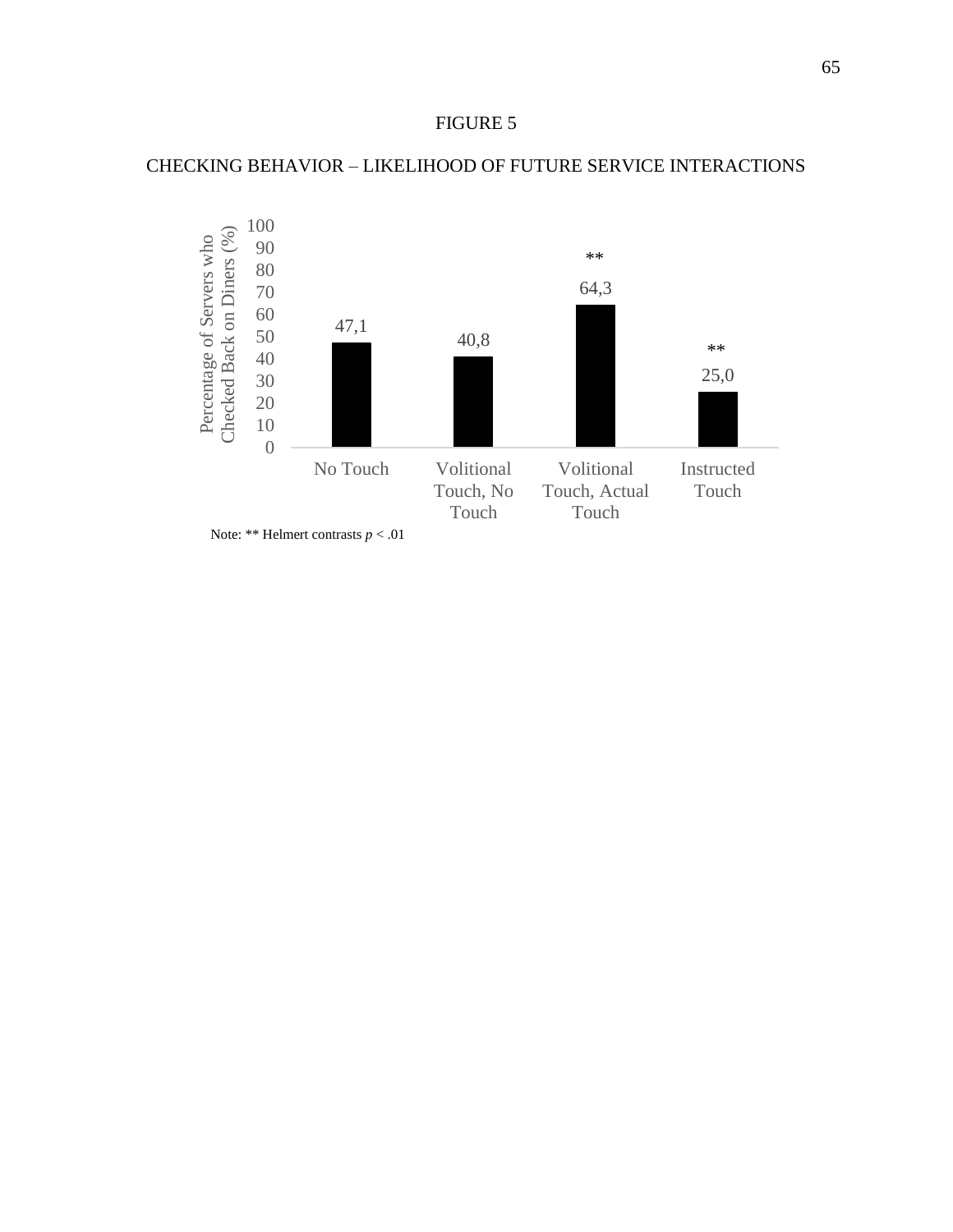FIGURE 5

CHECKING BEHAVIOR – LIKELIHOOD OF FUTURE SERVICE INTERACTIONS

| | No Touch | Volitional Touch, No Touch | Volitional Touch, Actual Touch | Instructed Touch |
|---|---|---|---|---|
| Percentage of Servers who Checked Back on Diners (%) | 47,1 | 40,8 | 64,3 ** | 25,0 ** |

Note: ** Helmert contrasts $p < .01$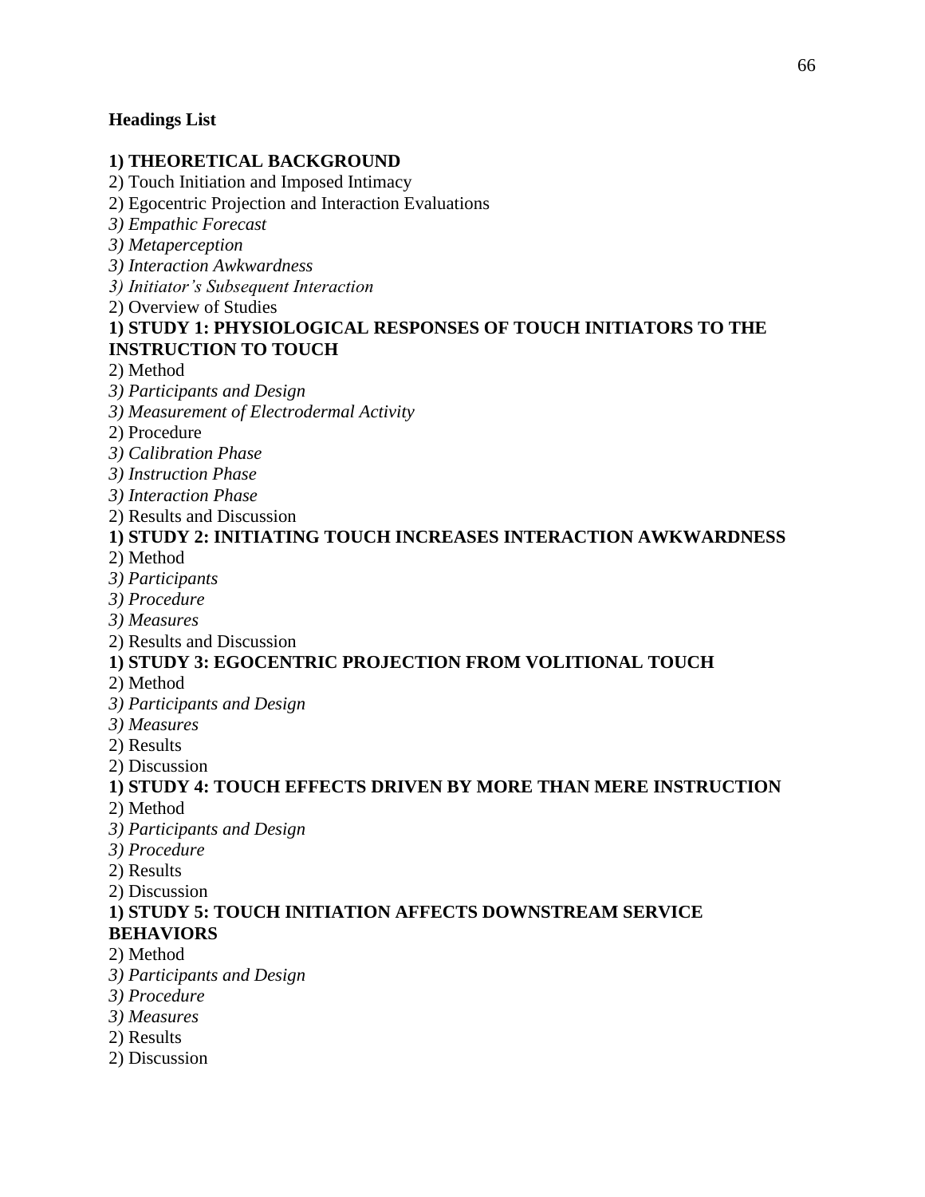**Headings List**

**1) THEORETICAL BACKGROUND**

2) Touch Initiation and Imposed Intimacy

2) Egocentric Projection and Interaction Evaluations

*3) Empathic Forecast*

*3) Metaperception*

*3) Interaction Awkwardness*

*3) Initiator's Subsequent Interaction*

2) Overview of Studies

**1) STUDY 1: PHYSIOLOGICAL RESPONSES OF TOUCH INITIATORS TO THE INSTRUCTION TO TOUCH**

2) Method

*3) Participants and Design*

*3) Measurement of Electrodermal Activity*

2) Procedure

*3) Calibration Phase*

*3) Instruction Phase*

*3) Interaction Phase*

2) Results and Discussion

**1) STUDY 2: INITIATING TOUCH INCREASES INTERACTION AWKWARDNESS**

2) Method

*3) Participants*

*3) Procedure*

*3) Measures*

2) Results and Discussion

**1) STUDY 3: EGOCENTRIC PROJECTION FROM VOLITIONAL TOUCH**

2) Method

*3) Participants and Design*

*3) Measures*

2) Results

2) Discussion

**1) STUDY 4: TOUCH EFFECTS DRIVEN BY MORE THAN MERE INSTRUCTION**

2) Method

*3) Participants and Design*

*3) Procedure*

2) Results

2) Discussion

**1) STUDY 5: TOUCH INITIATION AFFECTS DOWNSTREAM SERVICE BEHAVIORS**

2) Method

*3) Participants and Design*

*3) Procedure*

*3) Measures*

2) Results

2) Discussion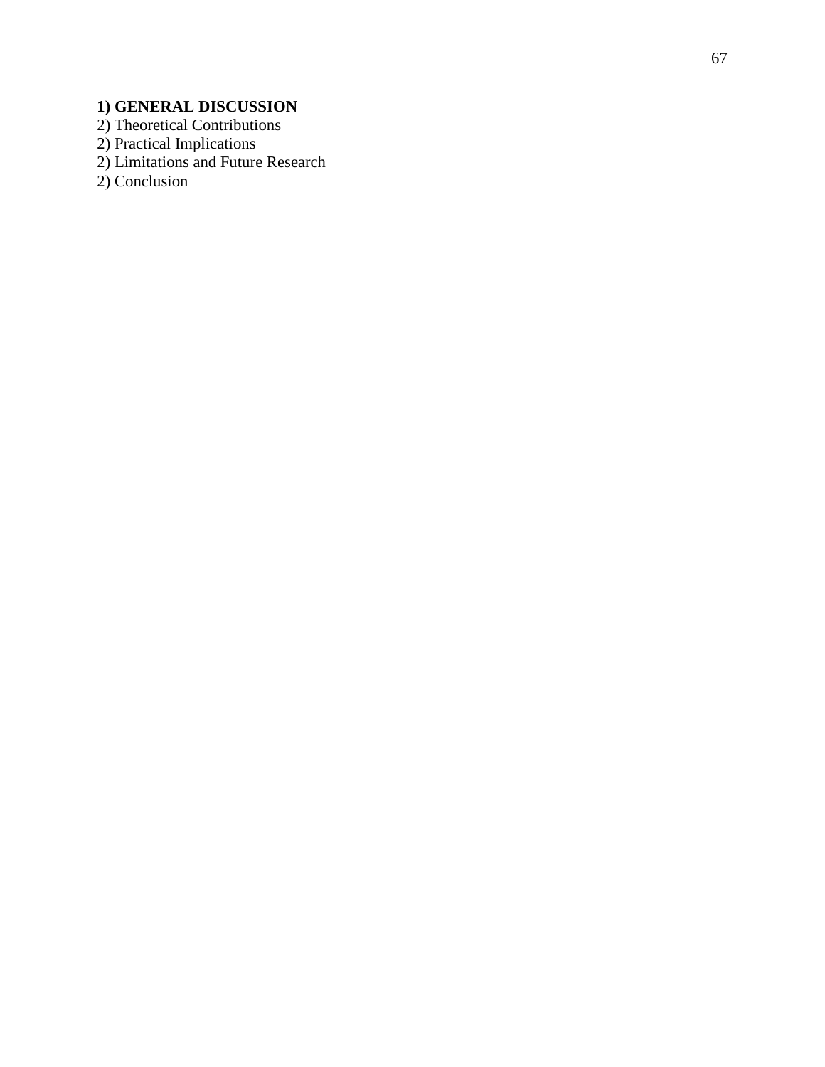**1) GENERAL DISCUSSION**

2) Theoretical Contributions

2) Practical Implications

2) Limitations and Future Research

2) Conclusion